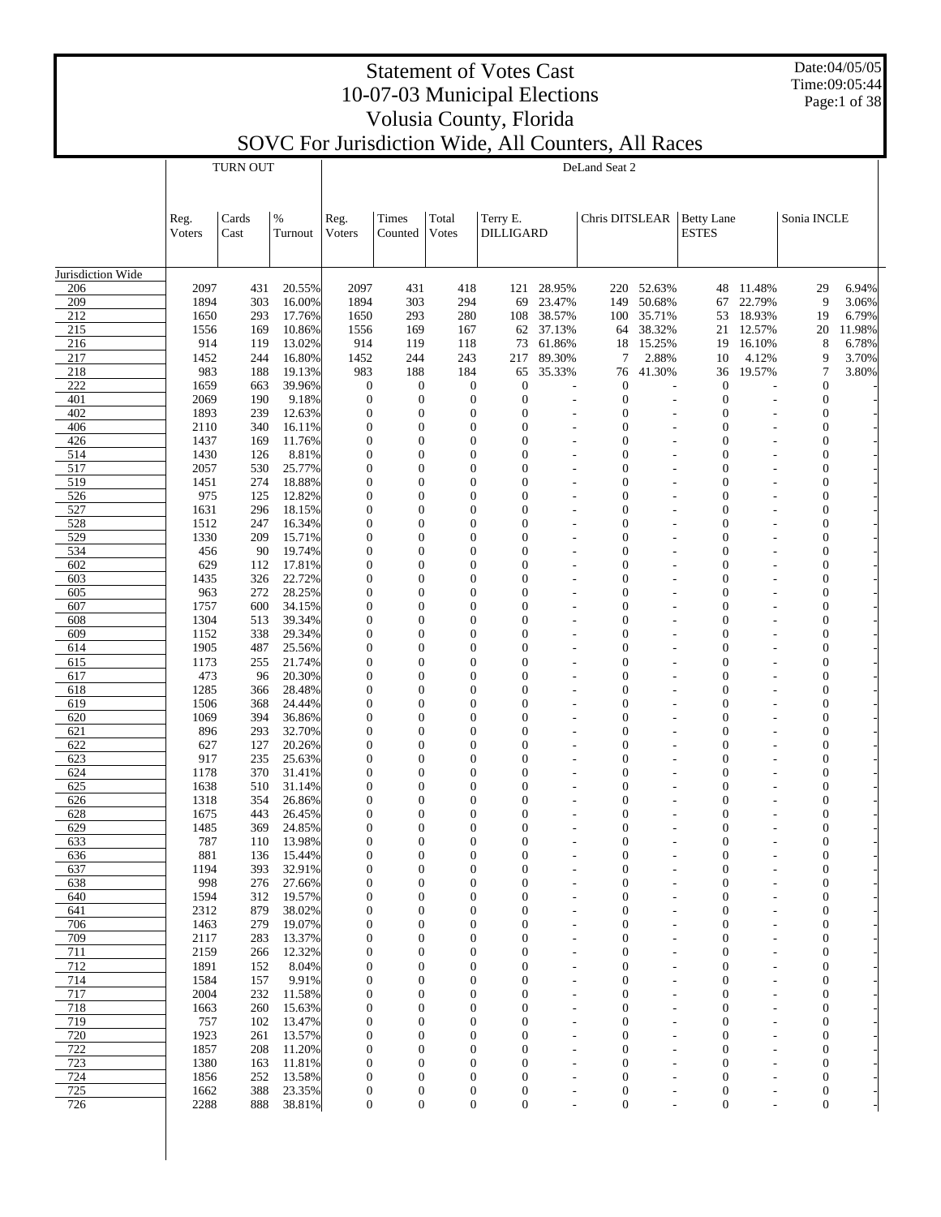# Statement of Votes Cast
# 10-07-03 Municipal Elections
# Volusia County, Florida
# SOVC For Jurisdiction Wide, All Counters, All Races

Date:04/05/05
Time:09:05:44

| | TURN OUT | | | DeLand Seat 2 | | | | | | | | | | | |
|---|---|---|---|---|---|---|---|---|---|---|---|---|---|---|---|
| | Reg. Voters | Cards Cast | % Turnout | Reg. Voters | Times Counted | Total Votes | Terry E. DILLIGARD | | Chris DITSLEAR | | Betty Lane ESTES | | Sonia INCLE | |
| Jurisdiction Wide | | | | | | | | | | | | | | |
| 206 | 2097 | 431 | 20.55% | 2097 | 431 | 418 | 121 | 28.95% | 220 | 52.63% | 48 | 11.48% | 29 | 6.94% |
| 209 | 1894 | 303 | 16.00% | 1894 | 303 | 294 | 69 | 23.47% | 149 | 50.68% | 67 | 22.79% | 9 | 3.06% |
| 212 | 1650 | 293 | 17.76% | 1650 | 293 | 280 | 108 | 38.57% | 100 | 35.71% | 53 | 18.93% | 19 | 6.79% |
| 215 | 1556 | 169 | 10.86% | 1556 | 169 | 167 | 62 | 37.13% | 64 | 38.32% | 21 | 12.57% | 20 | 11.98% |
| 216 | 914 | 119 | 13.02% | 914 | 119 | 118 | 73 | 61.86% | 18 | 15.25% | 19 | 16.10% | 8 | 6.78% |
| 217 | 1452 | 244 | 16.80% | 1452 | 244 | 243 | 217 | 89.30% | 7 | 2.88% | 10 | 4.12% | 9 | 3.70% |
| 218 | 983 | 188 | 19.13% | 983 | 188 | 184 | 65 | 35.33% | 76 | 41.30% | 36 | 19.57% | 7 | 3.80% |
| 222 | 1659 | 663 | 39.96% | 0 | 0 | 0 | 0 | - | 0 | - | 0 | - | 0 | - |
| 401 | 2069 | 190 | 9.18% | 0 | 0 | 0 | 0 | - | 0 | - | 0 | - | 0 | - |
| 402 | 1893 | 239 | 12.63% | 0 | 0 | 0 | 0 | - | 0 | - | 0 | - | 0 | - |
| 406 | 2110 | 340 | 16.11% | 0 | 0 | 0 | 0 | - | 0 | - | 0 | - | 0 | - |
| 426 | 1437 | 169 | 11.76% | 0 | 0 | 0 | 0 | - | 0 | - | 0 | - | 0 | - |
| 514 | 1430 | 126 | 8.81% | 0 | 0 | 0 | 0 | - | 0 | - | 0 | - | 0 | - |
| 517 | 2057 | 530 | 25.77% | 0 | 0 | 0 | 0 | - | 0 | - | 0 | - | 0 | - |
| 519 | 1451 | 274 | 18.88% | 0 | 0 | 0 | 0 | - | 0 | - | 0 | - | 0 | - |
| 526 | 975 | 125 | 12.82% | 0 | 0 | 0 | 0 | - | 0 | - | 0 | - | 0 | - |
| 527 | 1631 | 296 | 18.15% | 0 | 0 | 0 | 0 | - | 0 | - | 0 | - | 0 | - |
| 528 | 1512 | 247 | 16.34% | 0 | 0 | 0 | 0 | - | 0 | - | 0 | - | 0 | - |
| 529 | 1330 | 209 | 15.71% | 0 | 0 | 0 | 0 | - | 0 | - | 0 | - | 0 | - |
| 534 | 456 | 90 | 19.74% | 0 | 0 | 0 | 0 | - | 0 | - | 0 | - | 0 | - |
| 602 | 629 | 112 | 17.81% | 0 | 0 | 0 | 0 | - | 0 | - | 0 | - | 0 | - |
| 603 | 1435 | 326 | 22.72% | 0 | 0 | 0 | 0 | - | 0 | - | 0 | - | 0 | - |
| 605 | 963 | 272 | 28.25% | 0 | 0 | 0 | 0 | - | 0 | - | 0 | - | 0 | - |
| 607 | 1757 | 600 | 34.15% | 0 | 0 | 0 | 0 | - | 0 | - | 0 | - | 0 | - |
| 608 | 1304 | 513 | 39.34% | 0 | 0 | 0 | 0 | - | 0 | - | 0 | - | 0 | - |
| 609 | 1152 | 338 | 29.34% | 0 | 0 | 0 | 0 | - | 0 | - | 0 | - | 0 | - |
| 614 | 1905 | 487 | 25.56% | 0 | 0 | 0 | 0 | - | 0 | - | 0 | - | 0 | - |
| 615 | 1173 | 255 | 21.74% | 0 | 0 | 0 | 0 | - | 0 | - | 0 | - | 0 | - |
| 617 | 473 | 96 | 20.30% | 0 | 0 | 0 | 0 | - | 0 | - | 0 | - | 0 | - |
| 618 | 1285 | 366 | 28.48% | 0 | 0 | 0 | 0 | - | 0 | - | 0 | - | 0 | - |
| 619 | 1506 | 368 | 24.44% | 0 | 0 | 0 | 0 | - | 0 | - | 0 | - | 0 | - |
| 620 | 1069 | 394 | 36.86% | 0 | 0 | 0 | 0 | - | 0 | - | 0 | - | 0 | - |
| 621 | 896 | 293 | 32.70% | 0 | 0 | 0 | 0 | - | 0 | - | 0 | - | 0 | - |
| 622 | 627 | 127 | 20.26% | 0 | 0 | 0 | 0 | - | 0 | - | 0 | - | 0 | - |
| 623 | 917 | 235 | 25.63% | 0 | 0 | 0 | 0 | - | 0 | - | 0 | - | 0 | - |
| 624 | 1178 | 370 | 31.41% | 0 | 0 | 0 | 0 | - | 0 | - | 0 | - | 0 | - |
| 625 | 1638 | 510 | 31.14% | 0 | 0 | 0 | 0 | - | 0 | - | 0 | - | 0 | - |
| 626 | 1318 | 354 | 26.86% | 0 | 0 | 0 | 0 | - | 0 | - | 0 | - | 0 | - |
| 628 | 1675 | 443 | 26.45% | 0 | 0 | 0 | 0 | - | 0 | - | 0 | - | 0 | - |
| 629 | 1485 | 369 | 24.85% | 0 | 0 | 0 | 0 | - | 0 | - | 0 | - | 0 | - |
| 633 | 787 | 110 | 13.98% | 0 | 0 | 0 | 0 | - | 0 | - | 0 | - | 0 | - |
| 636 | 881 | 136 | 15.44% | 0 | 0 | 0 | 0 | - | 0 | - | 0 | - | 0 | - |
| 637 | 1194 | 393 | 32.91% | 0 | 0 | 0 | 0 | - | 0 | - | 0 | - | 0 | - |
| 638 | 998 | 276 | 27.66% | 0 | 0 | 0 | 0 | - | 0 | - | 0 | - | 0 | - |
| 640 | 1594 | 312 | 19.57% | 0 | 0 | 0 | 0 | - | 0 | - | 0 | - | 0 | - |
| 641 | 2312 | 879 | 38.02% | 0 | 0 | 0 | 0 | - | 0 | - | 0 | - | 0 | - |
| 706 | 1463 | 279 | 19.07% | 0 | 0 | 0 | 0 | - | 0 | - | 0 | - | 0 | - |
| 709 | 2117 | 283 | 13.37% | 0 | 0 | 0 | 0 | - | 0 | - | 0 | - | 0 | - |
| 711 | 2159 | 266 | 12.32% | 0 | 0 | 0 | 0 | - | 0 | - | 0 | - | 0 | - |
| 712 | 1891 | 152 | 8.04% | 0 | 0 | 0 | 0 | - | 0 | - | 0 | - | 0 | - |
| 714 | 1584 | 157 | 9.91% | 0 | 0 | 0 | 0 | - | 0 | - | 0 | - | 0 | - |
| 717 | 2004 | 232 | 11.58% | 0 | 0 | 0 | 0 | - | 0 | - | 0 | - | 0 | - |
| 718 | 1663 | 260 | 15.63% | 0 | 0 | 0 | 0 | - | 0 | - | 0 | - | 0 | - |
| 719 | 757 | 102 | 13.47% | 0 | 0 | 0 | 0 | - | 0 | - | 0 | - | 0 | - |
| 720 | 1923 | 261 | 13.57% | 0 | 0 | 0 | 0 | - | 0 | - | 0 | - | 0 | - |
| 722 | 1857 | 208 | 11.20% | 0 | 0 | 0 | 0 | - | 0 | - | 0 | - | 0 | - |
| 723 | 1380 | 163 | 11.81% | 0 | 0 | 0 | 0 | - | 0 | - | 0 | - | 0 | - |
| 724 | 1856 | 252 | 13.58% | 0 | 0 | 0 | 0 | - | 0 | - | 0 | - | 0 | - |
| 725 | 1662 | 388 | 23.35% | 0 | 0 | 0 | 0 | - | 0 | - | 0 | - | 0 | - |
| 726 | 2288 | 888 | 38.81% | 0 | 0 | 0 | 0 | - | 0 | - | 0 | - | 0 | - |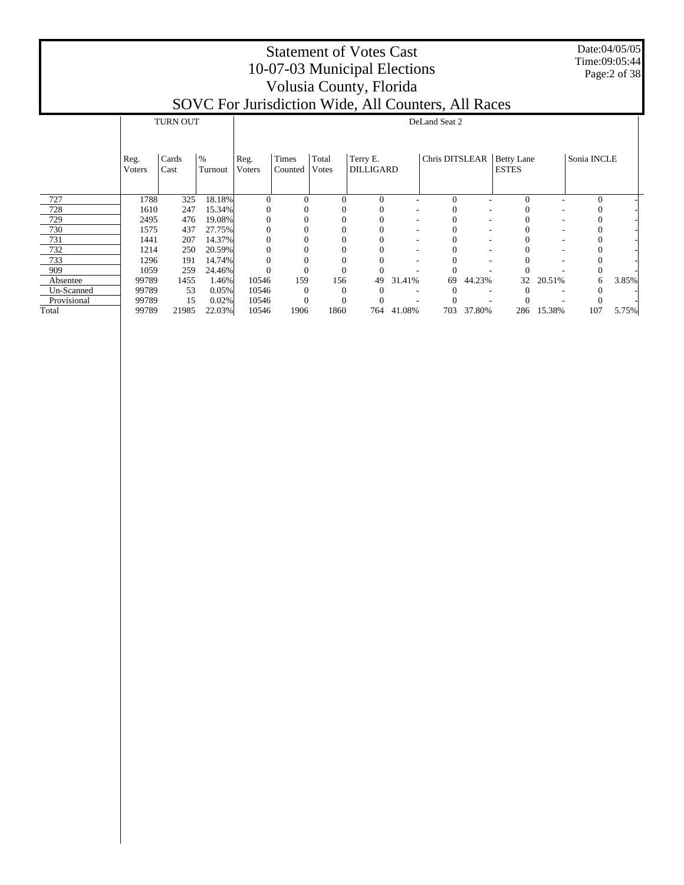# Statement of Votes Cast
# 10-07-03 Municipal Elections
# Volusia County, Florida
# SOVC For Jurisdiction Wide, All Counters, All Races

Date:04/05/05
Time:09:05:44

| | TURN OUT | | | DeLand Seat 2 | | | | | | | | | | |
|---|---|---|---|---|---|---|---|---|---|---|---|---|---|---|
| | Reg. Voters | Cards Cast | % Turnout | Reg. Voters | Times Counted | Total Votes | Terry E. DILLIGARD | | Chris DITSLEAR | | Betty Lane ESTES | | Sonia INCLE | |
| 727 | 1788 | 325 | 18.18% | 0 | 0 | 0 | 0 | - | 0 | - | 0 | - | 0 | - |
| 728 | 1610 | 247 | 15.34% | 0 | 0 | 0 | 0 | - | 0 | - | 0 | - | 0 | - |
| 729 | 2495 | 476 | 19.08% | 0 | 0 | 0 | 0 | - | 0 | - | 0 | - | 0 | - |
| 730 | 1575 | 437 | 27.75% | 0 | 0 | 0 | 0 | - | 0 | - | 0 | - | 0 | - |
| 731 | 1441 | 207 | 14.37% | 0 | 0 | 0 | 0 | - | 0 | - | 0 | - | 0 | - |
| 732 | 1214 | 250 | 20.59% | 0 | 0 | 0 | 0 | - | 0 | - | 0 | - | 0 | - |
| 733 | 1296 | 191 | 14.74% | 0 | 0 | 0 | 0 | - | 0 | - | 0 | - | 0 | - |
| 909 | 1059 | 259 | 24.46% | 0 | 0 | 0 | 0 | - | 0 | - | 0 | - | 0 | - |
| Absentee | 99789 | 1455 | 1.46% | 10546 | 159 | 156 | 49 | 31.41% | 69 | 44.23% | 32 | 20.51% | 6 | 3.85% |
| Un-Scanned | 99789 | 53 | 0.05% | 10546 | 0 | 0 | 0 | - | 0 | - | 0 | - | 0 | - |
| Provisional | 99789 | 15 | 0.02% | 10546 | 0 | 0 | 0 | - | 0 | - | 0 | - | 0 | - |
| Total | 99789 | 21985 | 22.03% | 10546 | 1906 | 1860 | 764 | 41.08% | 703 | 37.80% | 286 | 15.38% | 107 | 5.75% |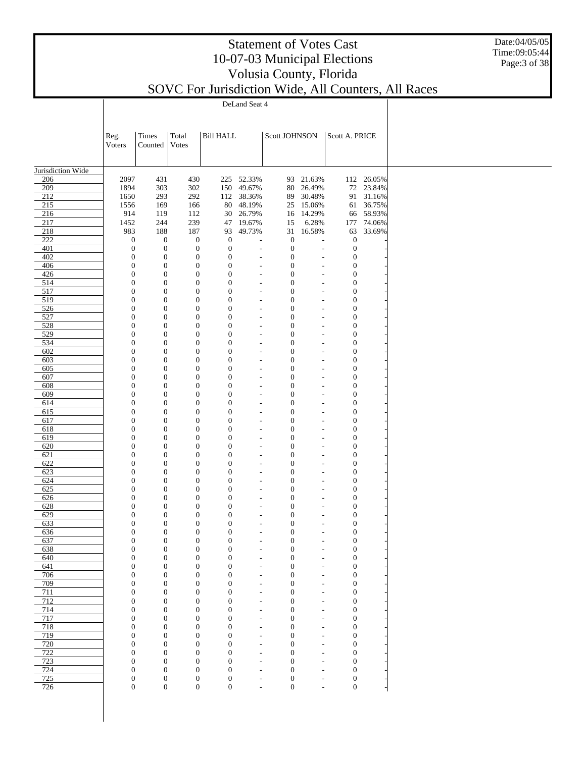# Statement of Votes Cast
## 10-07-03 Municipal Elections
## Volusia County, Florida
## SOVC For Jurisdiction Wide, All Counters, All Races

Date:04/05/05
Time:09:05:44

| | DeLand Seat 4 | | | | | | | | |
|---|---|---|---|---|---|---|---|---|---|
| | Reg. Voters | Times Counted | Total Votes | Bill HALL | | Scott JOHNSON | | Scott A. PRICE | |
| Jurisdiction Wide | | | | | | | | | |
| 206 | 2097 | 431 | 430 | 225 | 52.33% | 93 | 21.63% | 112 | 26.05% |
| 209 | 1894 | 303 | 302 | 150 | 49.67% | 80 | 26.49% | 72 | 23.84% |
| 212 | 1650 | 293 | 292 | 112 | 38.36% | 89 | 30.48% | 91 | 31.16% |
| 215 | 1556 | 169 | 166 | 80 | 48.19% | 25 | 15.06% | 61 | 36.75% |
| 216 | 914 | 119 | 112 | 30 | 26.79% | 16 | 14.29% | 66 | 58.93% |
| 217 | 1452 | 244 | 239 | 47 | 19.67% | 15 | 6.28% | 177 | 74.06% |
| 218 | 983 | 188 | 187 | 93 | 49.73% | 31 | 16.58% | 63 | 33.69% |
| 222 | 0 | 0 | 0 | 0 | - | 0 | - | 0 | - |
| 401 | 0 | 0 | 0 | 0 | - | 0 | - | 0 | - |
| 402 | 0 | 0 | 0 | 0 | - | 0 | - | 0 | - |
| 406 | 0 | 0 | 0 | 0 | - | 0 | - | 0 | - |
| 426 | 0 | 0 | 0 | 0 | - | 0 | - | 0 | - |
| 514 | 0 | 0 | 0 | 0 | - | 0 | - | 0 | - |
| 517 | 0 | 0 | 0 | 0 | - | 0 | - | 0 | - |
| 519 | 0 | 0 | 0 | 0 | - | 0 | - | 0 | - |
| 526 | 0 | 0 | 0 | 0 | - | 0 | - | 0 | - |
| 527 | 0 | 0 | 0 | 0 | - | 0 | - | 0 | - |
| 528 | 0 | 0 | 0 | 0 | - | 0 | - | 0 | - |
| 529 | 0 | 0 | 0 | 0 | - | 0 | - | 0 | - |
| 534 | 0 | 0 | 0 | 0 | - | 0 | - | 0 | - |
| 602 | 0 | 0 | 0 | 0 | - | 0 | - | 0 | - |
| 603 | 0 | 0 | 0 | 0 | - | 0 | - | 0 | - |
| 605 | 0 | 0 | 0 | 0 | - | 0 | - | 0 | - |
| 607 | 0 | 0 | 0 | 0 | - | 0 | - | 0 | - |
| 608 | 0 | 0 | 0 | 0 | - | 0 | - | 0 | - |
| 609 | 0 | 0 | 0 | 0 | - | 0 | - | 0 | - |
| 614 | 0 | 0 | 0 | 0 | - | 0 | - | 0 | - |
| 615 | 0 | 0 | 0 | 0 | - | 0 | - | 0 | - |
| 617 | 0 | 0 | 0 | 0 | - | 0 | - | 0 | - |
| 618 | 0 | 0 | 0 | 0 | - | 0 | - | 0 | - |
| 619 | 0 | 0 | 0 | 0 | - | 0 | - | 0 | - |
| 620 | 0 | 0 | 0 | 0 | - | 0 | - | 0 | - |
| 621 | 0 | 0 | 0 | 0 | - | 0 | - | 0 | - |
| 622 | 0 | 0 | 0 | 0 | - | 0 | - | 0 | - |
| 623 | 0 | 0 | 0 | 0 | - | 0 | - | 0 | - |
| 624 | 0 | 0 | 0 | 0 | - | 0 | - | 0 | - |
| 625 | 0 | 0 | 0 | 0 | - | 0 | - | 0 | - |
| 626 | 0 | 0 | 0 | 0 | - | 0 | - | 0 | - |
| 628 | 0 | 0 | 0 | 0 | - | 0 | - | 0 | - |
| 629 | 0 | 0 | 0 | 0 | - | 0 | - | 0 | - |
| 633 | 0 | 0 | 0 | 0 | - | 0 | - | 0 | - |
| 636 | 0 | 0 | 0 | 0 | - | 0 | - | 0 | - |
| 637 | 0 | 0 | 0 | 0 | - | 0 | - | 0 | - |
| 638 | 0 | 0 | 0 | 0 | - | 0 | - | 0 | - |
| 640 | 0 | 0 | 0 | 0 | - | 0 | - | 0 | - |
| 641 | 0 | 0 | 0 | 0 | - | 0 | - | 0 | - |
| 706 | 0 | 0 | 0 | 0 | - | 0 | - | 0 | - |
| 709 | 0 | 0 | 0 | 0 | - | 0 | - | 0 | - |
| 711 | 0 | 0 | 0 | 0 | - | 0 | - | 0 | - |
| 712 | 0 | 0 | 0 | 0 | - | 0 | - | 0 | - |
| 714 | 0 | 0 | 0 | 0 | - | 0 | - | 0 | - |
| 717 | 0 | 0 | 0 | 0 | - | 0 | - | 0 | - |
| 718 | 0 | 0 | 0 | 0 | - | 0 | - | 0 | - |
| 719 | 0 | 0 | 0 | 0 | - | 0 | - | 0 | - |
| 720 | 0 | 0 | 0 | 0 | - | 0 | - | 0 | - |
| 722 | 0 | 0 | 0 | 0 | - | 0 | - | 0 | - |
| 723 | 0 | 0 | 0 | 0 | - | 0 | - | 0 | - |
| 724 | 0 | 0 | 0 | 0 | - | 0 | - | 0 | - |
| 725 | 0 | 0 | 0 | 0 | - | 0 | - | 0 | - |
| 726 | 0 | 0 | 0 | 0 | - | 0 | - | 0 | - |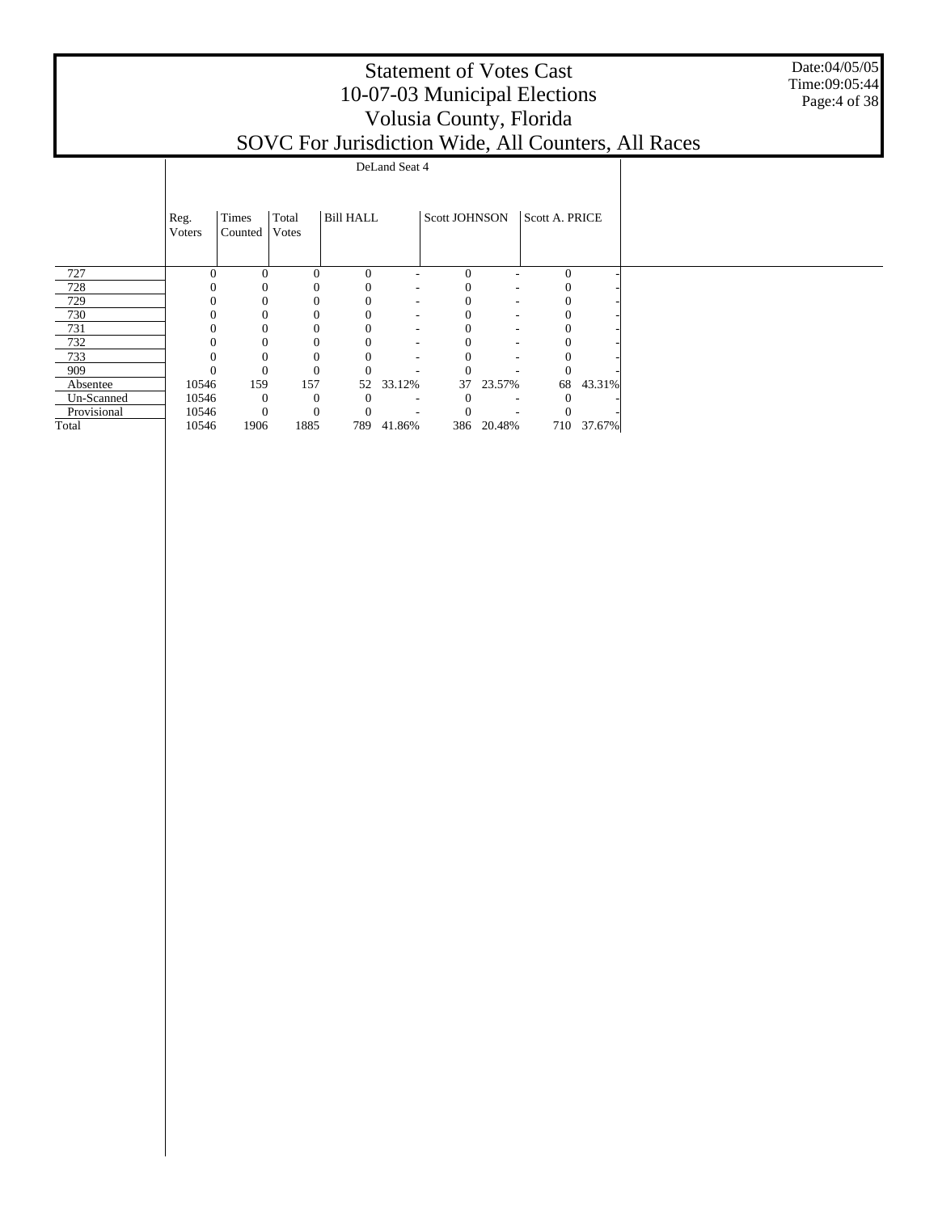# Statement of Votes Cast
# 10-07-03 Municipal Elections
# Volusia County, Florida
# SOVC For Jurisdiction Wide, All Counters, All Races

Date:04/05/05
Time:09:05:44

| | DeLand Seat 4 | | | | | | | | |
|---|---|---|---|---|---|---|---|---|---|
| | Reg. Voters | Times Counted | Total Votes | Bill HALL | | Scott JOHNSON | | Scott A. PRICE | |
| 727 | 0 | 0 | 0 | 0 | - | 0 | - | 0 | - |
| 728 | 0 | 0 | 0 | 0 | - | 0 | - | 0 | - |
| 729 | 0 | 0 | 0 | 0 | - | 0 | - | 0 | - |
| 730 | 0 | 0 | 0 | 0 | - | 0 | - | 0 | - |
| 731 | 0 | 0 | 0 | 0 | - | 0 | - | 0 | - |
| 732 | 0 | 0 | 0 | 0 | - | 0 | - | 0 | - |
| 733 | 0 | 0 | 0 | 0 | - | 0 | - | 0 | - |
| 909 | 0 | 0 | 0 | 0 | - | 0 | - | 0 | - |
| Absentee | 10546 | 159 | 157 | 52 | 33.12% | 37 | 23.57% | 68 | 43.31% |
| Un-Scanned | 10546 | 0 | 0 | 0 | - | 0 | - | 0 | - |
| Provisional | 10546 | 0 | 0 | 0 | - | 0 | - | 0 | - |
| Total | 10546 | 1906 | 1885 | 789 | 41.86% | 386 | 20.48% | 710 | 37.67% |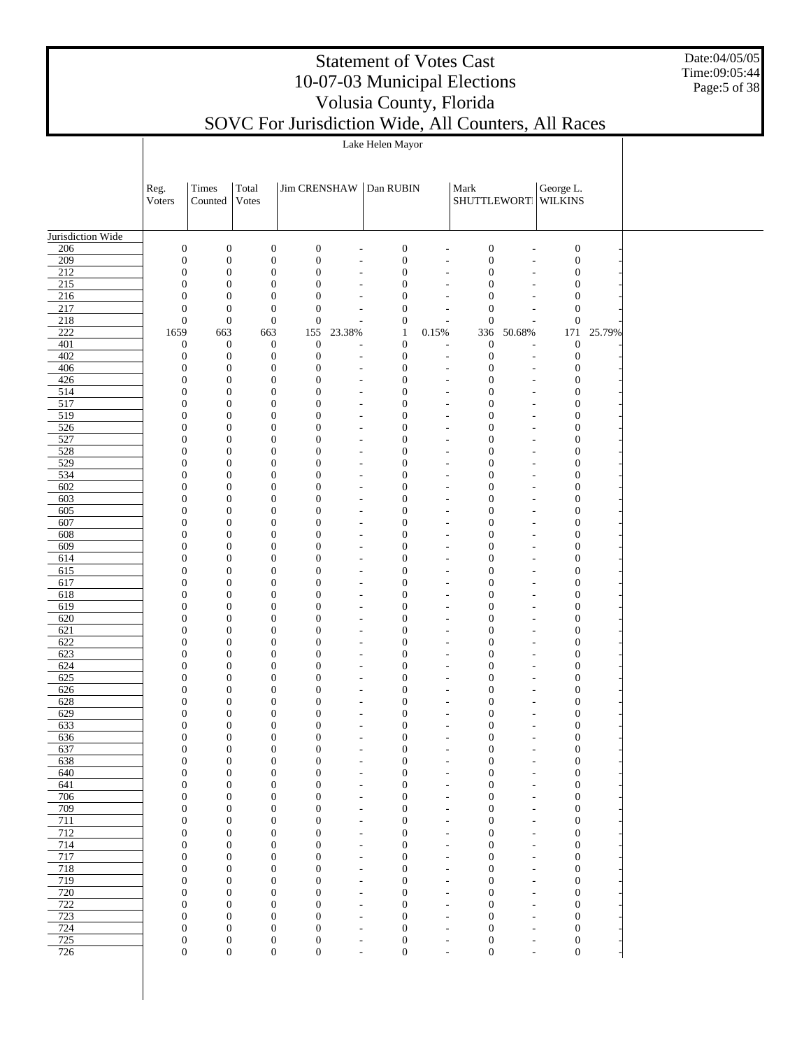# Statement of Votes Cast
# 10-07-03 Municipal Elections
# Volusia County, Florida
# SOVC For Jurisdiction Wide, All Counters, All Races

Date:04/05/05
Time:09:05:44

Lake Helen Mayor

| | Reg. Voters | Times Counted | Total Votes | Jim CRENSHAW | | Dan RUBIN | | Mark SHUTTLEWORTH | | George L. WILKINS | |
|---|---|---|---|---|---|---|---|---|---|---|---|
| Jurisdiction Wide | | | | | | | | | | | |
| 206 | 0 | 0 | 0 | 0 | - | 0 | - | 0 | - | 0 | - |
| 209 | 0 | 0 | 0 | 0 | - | 0 | - | 0 | - | 0 | - |
| 212 | 0 | 0 | 0 | 0 | - | 0 | - | 0 | - | 0 | - |
| 215 | 0 | 0 | 0 | 0 | - | 0 | - | 0 | - | 0 | - |
| 216 | 0 | 0 | 0 | 0 | - | 0 | - | 0 | - | 0 | - |
| 217 | 0 | 0 | 0 | 0 | - | 0 | - | 0 | - | 0 | - |
| 218 | 0 | 0 | 0 | 0 | - | 0 | - | 0 | - | 0 | - |
| 222 | 1659 | 663 | 663 | 155 | 23.38% | 1 | 0.15% | 336 | 50.68% | 171 | 25.79% |
| 401 | 0 | 0 | 0 | 0 | - | 0 | - | 0 | - | 0 | - |
| 402 | 0 | 0 | 0 | 0 | - | 0 | - | 0 | - | 0 | - |
| 406 | 0 | 0 | 0 | 0 | - | 0 | - | 0 | - | 0 | - |
| 426 | 0 | 0 | 0 | 0 | - | 0 | - | 0 | - | 0 | - |
| 514 | 0 | 0 | 0 | 0 | - | 0 | - | 0 | - | 0 | - |
| 517 | 0 | 0 | 0 | 0 | - | 0 | - | 0 | - | 0 | - |
| 519 | 0 | 0 | 0 | 0 | - | 0 | - | 0 | - | 0 | - |
| 526 | 0 | 0 | 0 | 0 | - | 0 | - | 0 | - | 0 | - |
| 527 | 0 | 0 | 0 | 0 | - | 0 | - | 0 | - | 0 | - |
| 528 | 0 | 0 | 0 | 0 | - | 0 | - | 0 | - | 0 | - |
| 529 | 0 | 0 | 0 | 0 | - | 0 | - | 0 | - | 0 | - |
| 534 | 0 | 0 | 0 | 0 | - | 0 | - | 0 | - | 0 | - |
| 602 | 0 | 0 | 0 | 0 | - | 0 | - | 0 | - | 0 | - |
| 603 | 0 | 0 | 0 | 0 | - | 0 | - | 0 | - | 0 | - |
| 605 | 0 | 0 | 0 | 0 | - | 0 | - | 0 | - | 0 | - |
| 607 | 0 | 0 | 0 | 0 | - | 0 | - | 0 | - | 0 | - |
| 608 | 0 | 0 | 0 | 0 | - | 0 | - | 0 | - | 0 | - |
| 609 | 0 | 0 | 0 | 0 | - | 0 | - | 0 | - | 0 | - |
| 614 | 0 | 0 | 0 | 0 | - | 0 | - | 0 | - | 0 | - |
| 615 | 0 | 0 | 0 | 0 | - | 0 | - | 0 | - | 0 | - |
| 617 | 0 | 0 | 0 | 0 | - | 0 | - | 0 | - | 0 | - |
| 618 | 0 | 0 | 0 | 0 | - | 0 | - | 0 | - | 0 | - |
| 619 | 0 | 0 | 0 | 0 | - | 0 | - | 0 | - | 0 | - |
| 620 | 0 | 0 | 0 | 0 | - | 0 | - | 0 | - | 0 | - |
| 621 | 0 | 0 | 0 | 0 | - | 0 | - | 0 | - | 0 | - |
| 622 | 0 | 0 | 0 | 0 | - | 0 | - | 0 | - | 0 | - |
| 623 | 0 | 0 | 0 | 0 | - | 0 | - | 0 | - | 0 | - |
| 624 | 0 | 0 | 0 | 0 | - | 0 | - | 0 | - | 0 | - |
| 625 | 0 | 0 | 0 | 0 | - | 0 | - | 0 | - | 0 | - |
| 626 | 0 | 0 | 0 | 0 | - | 0 | - | 0 | - | 0 | - |
| 628 | 0 | 0 | 0 | 0 | - | 0 | - | 0 | - | 0 | - |
| 629 | 0 | 0 | 0 | 0 | - | 0 | - | 0 | - | 0 | - |
| 633 | 0 | 0 | 0 | 0 | - | 0 | - | 0 | - | 0 | - |
| 636 | 0 | 0 | 0 | 0 | - | 0 | - | 0 | - | 0 | - |
| 637 | 0 | 0 | 0 | 0 | - | 0 | - | 0 | - | 0 | - |
| 638 | 0 | 0 | 0 | 0 | - | 0 | - | 0 | - | 0 | - |
| 640 | 0 | 0 | 0 | 0 | - | 0 | - | 0 | - | 0 | - |
| 641 | 0 | 0 | 0 | 0 | - | 0 | - | 0 | - | 0 | - |
| 706 | 0 | 0 | 0 | 0 | - | 0 | - | 0 | - | 0 | - |
| 709 | 0 | 0 | 0 | 0 | - | 0 | - | 0 | - | 0 | - |
| 711 | 0 | 0 | 0 | 0 | - | 0 | - | 0 | - | 0 | - |
| 712 | 0 | 0 | 0 | 0 | - | 0 | - | 0 | - | 0 | - |
| 714 | 0 | 0 | 0 | 0 | - | 0 | - | 0 | - | 0 | - |
| 717 | 0 | 0 | 0 | 0 | - | 0 | - | 0 | - | 0 | - |
| 718 | 0 | 0 | 0 | 0 | - | 0 | - | 0 | - | 0 | - |
| 719 | 0 | 0 | 0 | 0 | - | 0 | - | 0 | - | 0 | - |
| 720 | 0 | 0 | 0 | 0 | - | 0 | - | 0 | - | 0 | - |
| 722 | 0 | 0 | 0 | 0 | - | 0 | - | 0 | - | 0 | - |
| 723 | 0 | 0 | 0 | 0 | - | 0 | - | 0 | - | 0 | - |
| 724 | 0 | 0 | 0 | 0 | - | 0 | - | 0 | - | 0 | - |
| 725 | 0 | 0 | 0 | 0 | - | 0 | - | 0 | - | 0 | - |
| 726 | 0 | 0 | 0 | 0 | - | 0 | - | 0 | - | 0 | - |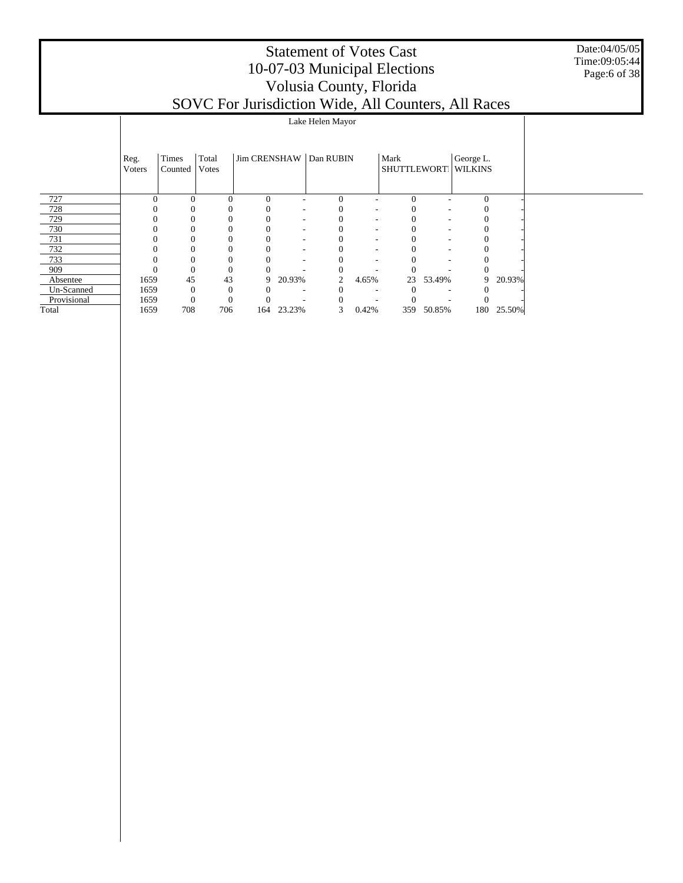# Statement of Votes Cast
# 10-07-03 Municipal Elections
# Volusia County, Florida
# SOVC For Jurisdiction Wide, All Counters, All Races

Date:04/05/05
Time:09:05:44

| | Lake Helen Mayor | | | | | | | | | | |
|---|---|---|---|---|---|---|---|---|---|---|---|
| | Reg. Voters | Times Counted | Total Votes | Jim CRENSHAW | | Dan RUBIN | | Mark SHUTTLEWORTH | | George L. WILKINS | |
| 727 | 0 | 0 | 0 | 0 | - | 0 | - | 0 | - | 0 | - |
| 728 | 0 | 0 | 0 | 0 | - | 0 | - | 0 | - | 0 | - |
| 729 | 0 | 0 | 0 | 0 | - | 0 | - | 0 | - | 0 | - |
| 730 | 0 | 0 | 0 | 0 | - | 0 | - | 0 | - | 0 | - |
| 731 | 0 | 0 | 0 | 0 | - | 0 | - | 0 | - | 0 | - |
| 732 | 0 | 0 | 0 | 0 | - | 0 | - | 0 | - | 0 | - |
| 733 | 0 | 0 | 0 | 0 | - | 0 | - | 0 | - | 0 | - |
| 909 | 0 | 0 | 0 | 0 | - | 0 | - | 0 | - | 0 | - |
| Absentee | 1659 | 45 | 43 | 9 | 20.93% | 2 | 4.65% | 23 | 53.49% | 9 | 20.93% |
| Un-Scanned | 1659 | 0 | 0 | 0 | - | 0 | - | 0 | - | 0 | - |
| Provisional | 1659 | 0 | 0 | 0 | - | 0 | - | 0 | - | 0 | - |
| Total | 1659 | 708 | 706 | 164 | 23.23% | 3 | 0.42% | 359 | 50.85% | 180 | 25.50% |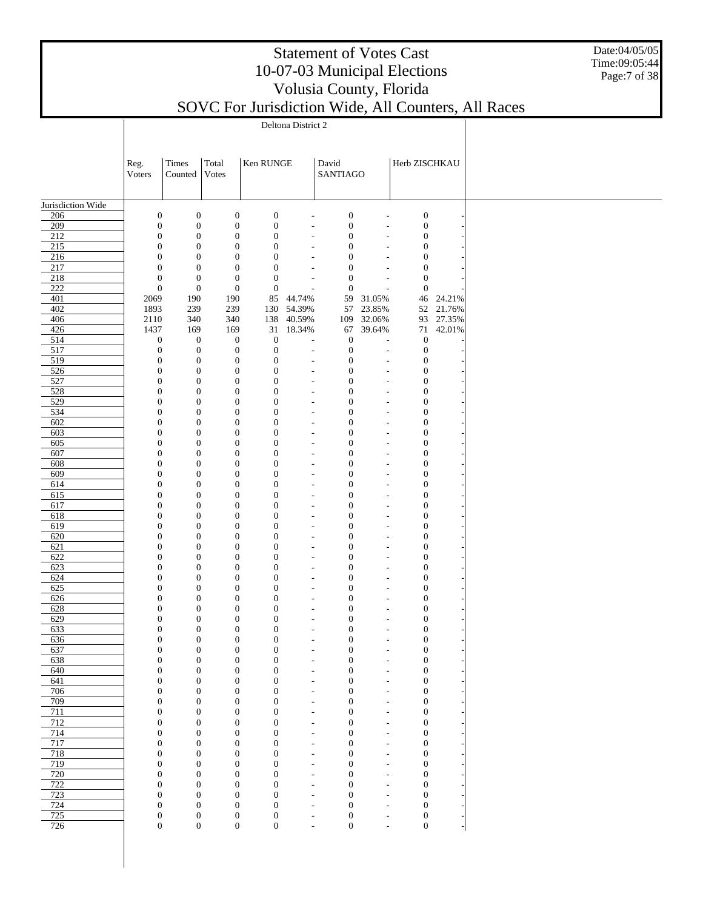# Statement of Votes Cast
# 10-07-03 Municipal Elections
# Volusia County, Florida
# SOVC For Jurisdiction Wide, All Counters, All Races

Date:04/05/05
Time:09:05:44

Deltona District 2

| | Reg. Voters | Times Counted | Total Votes | Ken RUNGE | | David SANTIAGO | | Herb ZISCHKAU | |
|---|---|---|---|---|---|---|---|---|---|
| Jurisdiction Wide | | | | | | | | | |
| 206 | 0 | 0 | 0 | 0 | - | 0 | - | 0 | - |
| 209 | 0 | 0 | 0 | 0 | - | 0 | - | 0 | - |
| 212 | 0 | 0 | 0 | 0 | - | 0 | - | 0 | - |
| 215 | 0 | 0 | 0 | 0 | - | 0 | - | 0 | - |
| 216 | 0 | 0 | 0 | 0 | - | 0 | - | 0 | - |
| 217 | 0 | 0 | 0 | 0 | - | 0 | - | 0 | - |
| 218 | 0 | 0 | 0 | 0 | - | 0 | - | 0 | - |
| 222 | 0 | 0 | 0 | 0 | - | 0 | - | 0 | - |
| 401 | 2069 | 190 | 190 | 85 | 44.74% | 59 | 31.05% | 46 | 24.21% |
| 402 | 1893 | 239 | 239 | 130 | 54.39% | 57 | 23.85% | 52 | 21.76% |
| 406 | 2110 | 340 | 340 | 138 | 40.59% | 109 | 32.06% | 93 | 27.35% |
| 426 | 1437 | 169 | 169 | 31 | 18.34% | 67 | 39.64% | 71 | 42.01% |
| 514 | 0 | 0 | 0 | 0 | - | 0 | - | 0 | - |
| 517 | 0 | 0 | 0 | 0 | - | 0 | - | 0 | - |
| 519 | 0 | 0 | 0 | 0 | - | 0 | - | 0 | - |
| 526 | 0 | 0 | 0 | 0 | - | 0 | - | 0 | - |
| 527 | 0 | 0 | 0 | 0 | - | 0 | - | 0 | - |
| 528 | 0 | 0 | 0 | 0 | - | 0 | - | 0 | - |
| 529 | 0 | 0 | 0 | 0 | - | 0 | - | 0 | - |
| 534 | 0 | 0 | 0 | 0 | - | 0 | - | 0 | - |
| 602 | 0 | 0 | 0 | 0 | - | 0 | - | 0 | - |
| 603 | 0 | 0 | 0 | 0 | - | 0 | - | 0 | - |
| 605 | 0 | 0 | 0 | 0 | - | 0 | - | 0 | - |
| 607 | 0 | 0 | 0 | 0 | - | 0 | - | 0 | - |
| 608 | 0 | 0 | 0 | 0 | - | 0 | - | 0 | - |
| 609 | 0 | 0 | 0 | 0 | - | 0 | - | 0 | - |
| 614 | 0 | 0 | 0 | 0 | - | 0 | - | 0 | - |
| 615 | 0 | 0 | 0 | 0 | - | 0 | - | 0 | - |
| 617 | 0 | 0 | 0 | 0 | - | 0 | - | 0 | - |
| 618 | 0 | 0 | 0 | 0 | - | 0 | - | 0 | - |
| 619 | 0 | 0 | 0 | 0 | - | 0 | - | 0 | - |
| 620 | 0 | 0 | 0 | 0 | - | 0 | - | 0 | - |
| 621 | 0 | 0 | 0 | 0 | - | 0 | - | 0 | - |
| 622 | 0 | 0 | 0 | 0 | - | 0 | - | 0 | - |
| 623 | 0 | 0 | 0 | 0 | - | 0 | - | 0 | - |
| 624 | 0 | 0 | 0 | 0 | - | 0 | - | 0 | - |
| 625 | 0 | 0 | 0 | 0 | - | 0 | - | 0 | - |
| 626 | 0 | 0 | 0 | 0 | - | 0 | - | 0 | - |
| 628 | 0 | 0 | 0 | 0 | - | 0 | - | 0 | - |
| 629 | 0 | 0 | 0 | 0 | - | 0 | - | 0 | - |
| 633 | 0 | 0 | 0 | 0 | - | 0 | - | 0 | - |
| 636 | 0 | 0 | 0 | 0 | - | 0 | - | 0 | - |
| 637 | 0 | 0 | 0 | 0 | - | 0 | - | 0 | - |
| 638 | 0 | 0 | 0 | 0 | - | 0 | - | 0 | - |
| 640 | 0 | 0 | 0 | 0 | - | 0 | - | 0 | - |
| 641 | 0 | 0 | 0 | 0 | - | 0 | - | 0 | - |
| 706 | 0 | 0 | 0 | 0 | - | 0 | - | 0 | - |
| 709 | 0 | 0 | 0 | 0 | - | 0 | - | 0 | - |
| 711 | 0 | 0 | 0 | 0 | - | 0 | - | 0 | - |
| 712 | 0 | 0 | 0 | 0 | - | 0 | - | 0 | - |
| 714 | 0 | 0 | 0 | 0 | - | 0 | - | 0 | - |
| 717 | 0 | 0 | 0 | 0 | - | 0 | - | 0 | - |
| 718 | 0 | 0 | 0 | 0 | - | 0 | - | 0 | - |
| 719 | 0 | 0 | 0 | 0 | - | 0 | - | 0 | - |
| 720 | 0 | 0 | 0 | 0 | - | 0 | - | 0 | - |
| 722 | 0 | 0 | 0 | 0 | - | 0 | - | 0 | - |
| 723 | 0 | 0 | 0 | 0 | - | 0 | - | 0 | - |
| 724 | 0 | 0 | 0 | 0 | - | 0 | - | 0 | - |
| 725 | 0 | 0 | 0 | 0 | - | 0 | - | 0 | - |
| 726 | 0 | 0 | 0 | 0 | - | 0 | - | 0 | - |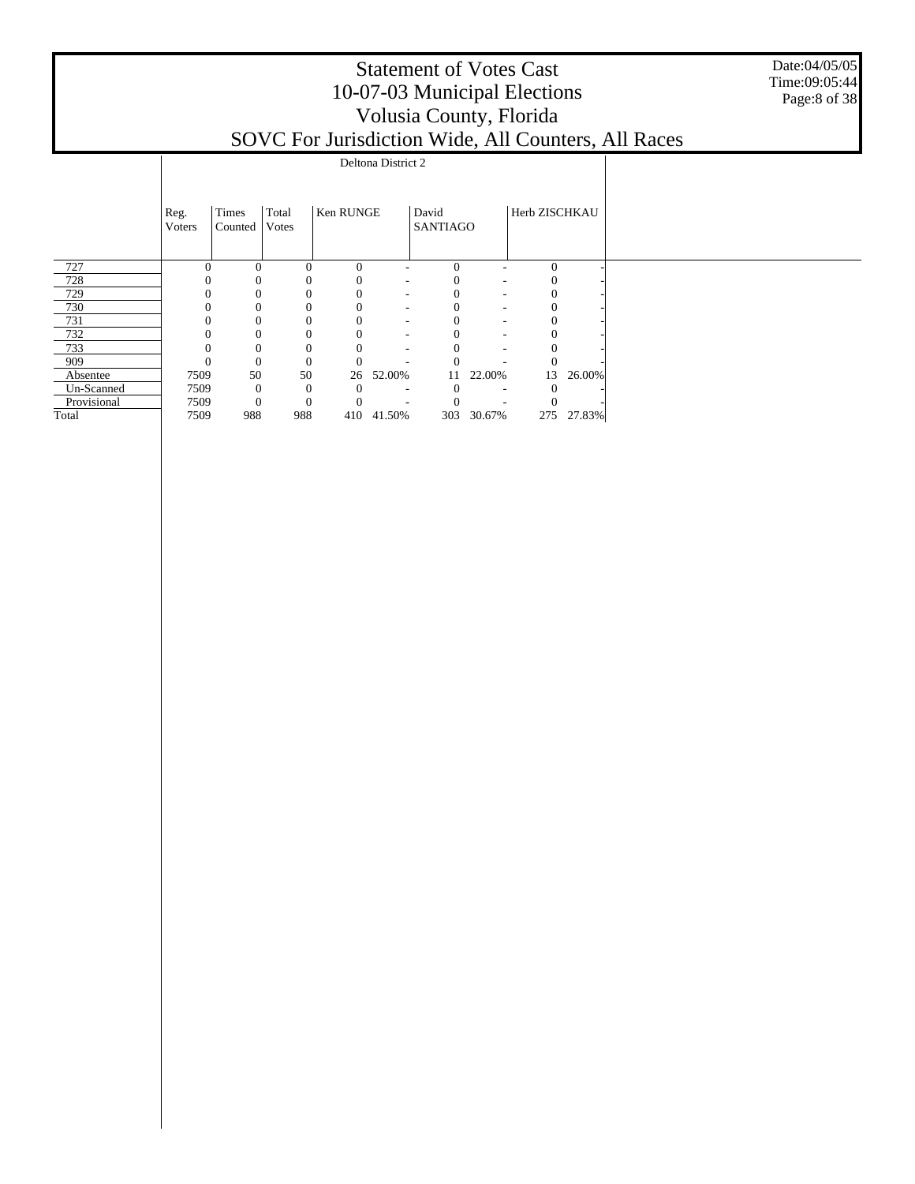# Statement of Votes Cast
## 10-07-03 Municipal Elections
## Volusia County, Florida
## SOVC For Jurisdiction Wide, All Counters, All Races

Date:04/05/05
Time:09:05:44

| | Deltona District 2 | | | | | | | | |
|---|---|---|---|---|---|---|---|---|---|
| | Reg. Voters | Times Counted | Total Votes | Ken RUNGE | | David SANTIAGO | | Herb ZISCHKAU | |
| 727 | 0 | 0 | 0 | 0 | - | 0 | - | 0 | - |
| 728 | 0 | 0 | 0 | 0 | - | 0 | - | 0 | - |
| 729 | 0 | 0 | 0 | 0 | - | 0 | - | 0 | - |
| 730 | 0 | 0 | 0 | 0 | - | 0 | - | 0 | - |
| 731 | 0 | 0 | 0 | 0 | - | 0 | - | 0 | - |
| 732 | 0 | 0 | 0 | 0 | - | 0 | - | 0 | - |
| 733 | 0 | 0 | 0 | 0 | - | 0 | - | 0 | - |
| 909 | 0 | 0 | 0 | 0 | - | 0 | - | 0 | - |
| Absentee | 7509 | 50 | 50 | 26 | 52.00% | 11 | 22.00% | 13 | 26.00% |
| Un-Scanned | 7509 | 0 | 0 | 0 | - | 0 | - | 0 | - |
| Provisional | 7509 | 0 | 0 | 0 | - | 0 | - | 0 | - |
| Total | 7509 | 988 | 988 | 410 | 41.50% | 303 | 30.67% | 275 | 27.83% |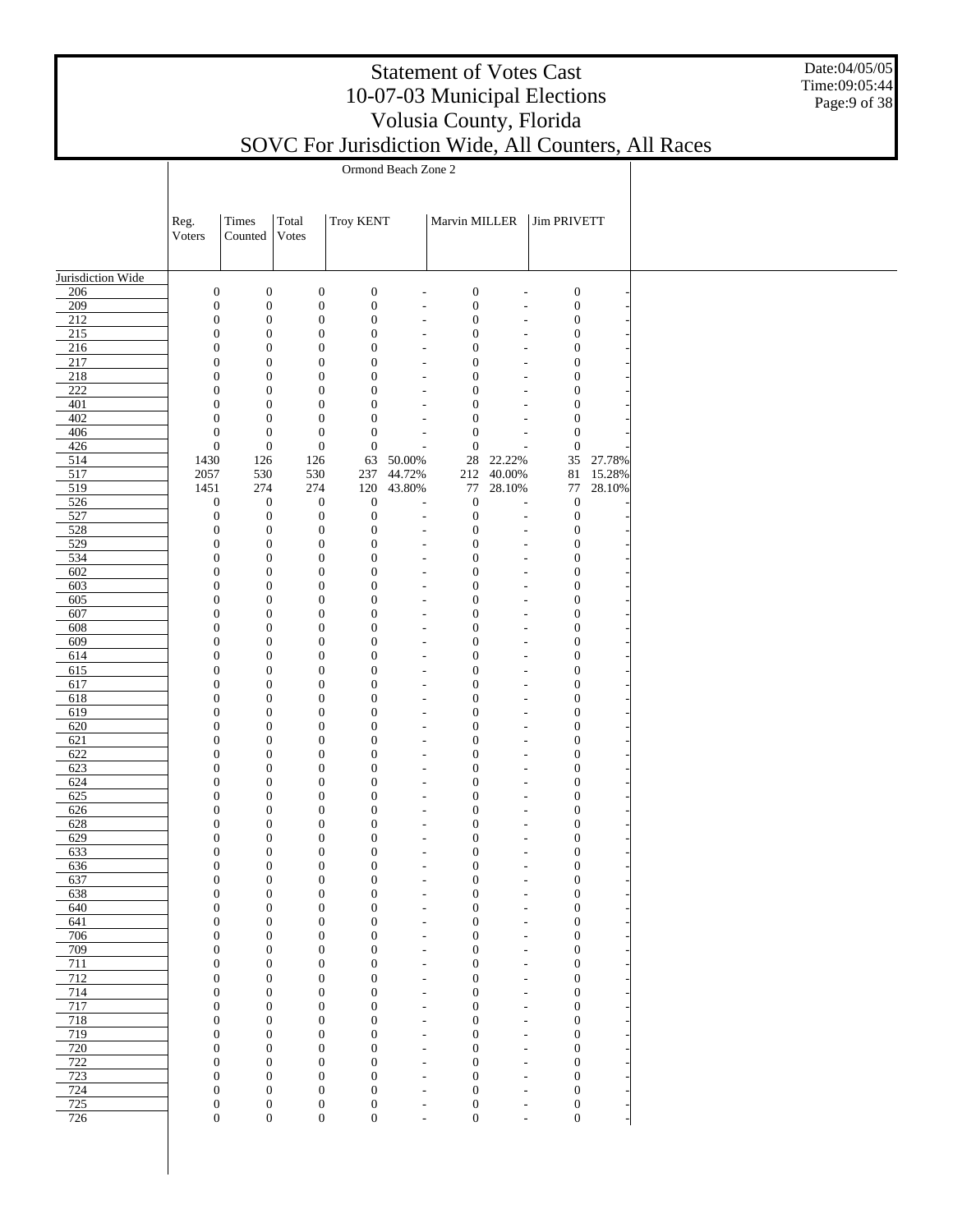# Statement of Votes Cast
# 10-07-03 Municipal Elections
# Volusia County, Florida
# SOVC For Jurisdiction Wide, All Counters, All Races

Date:04/05/05
Time:09:05:44

| | Ormond Beach Zone 2 | | | | | | | | |
|---|---|---|---|---|---|---|---|---|---|
| | Reg. Voters | Times Counted | Total Votes | Troy KENT | | Marvin MILLER | | Jim PRIVETT | |
| Jurisdiction Wide | | | | | | | | | |
| 206 | 0 | 0 | 0 | 0 | - | 0 | - | 0 | - |
| 209 | 0 | 0 | 0 | 0 | - | 0 | - | 0 | - |
| 212 | 0 | 0 | 0 | 0 | - | 0 | - | 0 | - |
| 215 | 0 | 0 | 0 | 0 | - | 0 | - | 0 | - |
| 216 | 0 | 0 | 0 | 0 | - | 0 | - | 0 | - |
| 217 | 0 | 0 | 0 | 0 | - | 0 | - | 0 | - |
| 218 | 0 | 0 | 0 | 0 | - | 0 | - | 0 | - |
| 222 | 0 | 0 | 0 | 0 | - | 0 | - | 0 | - |
| 401 | 0 | 0 | 0 | 0 | - | 0 | - | 0 | - |
| 402 | 0 | 0 | 0 | 0 | - | 0 | - | 0 | - |
| 406 | 0 | 0 | 0 | 0 | - | 0 | - | 0 | - |
| 426 | 0 | 0 | 0 | 0 | - | 0 | - | 0 | - |
| 514 | 1430 | 126 | 126 | 63 | 50.00% | 28 | 22.22% | 35 | 27.78% |
| 517 | 2057 | 530 | 530 | 237 | 44.72% | 212 | 40.00% | 81 | 15.28% |
| 519 | 1451 | 274 | 274 | 120 | 43.80% | 77 | 28.10% | 77 | 28.10% |
| 526 | 0 | 0 | 0 | 0 | - | 0 | - | 0 | - |
| 527 | 0 | 0 | 0 | 0 | - | 0 | - | 0 | - |
| 528 | 0 | 0 | 0 | 0 | - | 0 | - | 0 | - |
| 529 | 0 | 0 | 0 | 0 | - | 0 | - | 0 | - |
| 534 | 0 | 0 | 0 | 0 | - | 0 | - | 0 | - |
| 602 | 0 | 0 | 0 | 0 | - | 0 | - | 0 | - |
| 603 | 0 | 0 | 0 | 0 | - | 0 | - | 0 | - |
| 605 | 0 | 0 | 0 | 0 | - | 0 | - | 0 | - |
| 607 | 0 | 0 | 0 | 0 | - | 0 | - | 0 | - |
| 608 | 0 | 0 | 0 | 0 | - | 0 | - | 0 | - |
| 609 | 0 | 0 | 0 | 0 | - | 0 | - | 0 | - |
| 614 | 0 | 0 | 0 | 0 | - | 0 | - | 0 | - |
| 615 | 0 | 0 | 0 | 0 | - | 0 | - | 0 | - |
| 617 | 0 | 0 | 0 | 0 | - | 0 | - | 0 | - |
| 618 | 0 | 0 | 0 | 0 | - | 0 | - | 0 | - |
| 619 | 0 | 0 | 0 | 0 | - | 0 | - | 0 | - |
| 620 | 0 | 0 | 0 | 0 | - | 0 | - | 0 | - |
| 621 | 0 | 0 | 0 | 0 | - | 0 | - | 0 | - |
| 622 | 0 | 0 | 0 | 0 | - | 0 | - | 0 | - |
| 623 | 0 | 0 | 0 | 0 | - | 0 | - | 0 | - |
| 624 | 0 | 0 | 0 | 0 | - | 0 | - | 0 | - |
| 625 | 0 | 0 | 0 | 0 | - | 0 | - | 0 | - |
| 626 | 0 | 0 | 0 | 0 | - | 0 | - | 0 | - |
| 628 | 0 | 0 | 0 | 0 | - | 0 | - | 0 | - |
| 629 | 0 | 0 | 0 | 0 | - | 0 | - | 0 | - |
| 633 | 0 | 0 | 0 | 0 | - | 0 | - | 0 | - |
| 636 | 0 | 0 | 0 | 0 | - | 0 | - | 0 | - |
| 637 | 0 | 0 | 0 | 0 | - | 0 | - | 0 | - |
| 638 | 0 | 0 | 0 | 0 | - | 0 | - | 0 | - |
| 640 | 0 | 0 | 0 | 0 | - | 0 | - | 0 | - |
| 641 | 0 | 0 | 0 | 0 | - | 0 | - | 0 | - |
| 706 | 0 | 0 | 0 | 0 | - | 0 | - | 0 | - |
| 709 | 0 | 0 | 0 | 0 | - | 0 | - | 0 | - |
| 711 | 0 | 0 | 0 | 0 | - | 0 | - | 0 | - |
| 712 | 0 | 0 | 0 | 0 | - | 0 | - | 0 | - |
| 714 | 0 | 0 | 0 | 0 | - | 0 | - | 0 | - |
| 717 | 0 | 0 | 0 | 0 | - | 0 | - | 0 | - |
| 718 | 0 | 0 | 0 | 0 | - | 0 | - | 0 | - |
| 719 | 0 | 0 | 0 | 0 | - | 0 | - | 0 | - |
| 720 | 0 | 0 | 0 | 0 | - | 0 | - | 0 | - |
| 722 | 0 | 0 | 0 | 0 | - | 0 | - | 0 | - |
| 723 | 0 | 0 | 0 | 0 | - | 0 | - | 0 | - |
| 724 | 0 | 0 | 0 | 0 | - | 0 | - | 0 | - |
| 725 | 0 | 0 | 0 | 0 | - | 0 | - | 0 | - |
| 726 | 0 | 0 | 0 | 0 | - | 0 | - | 0 | - |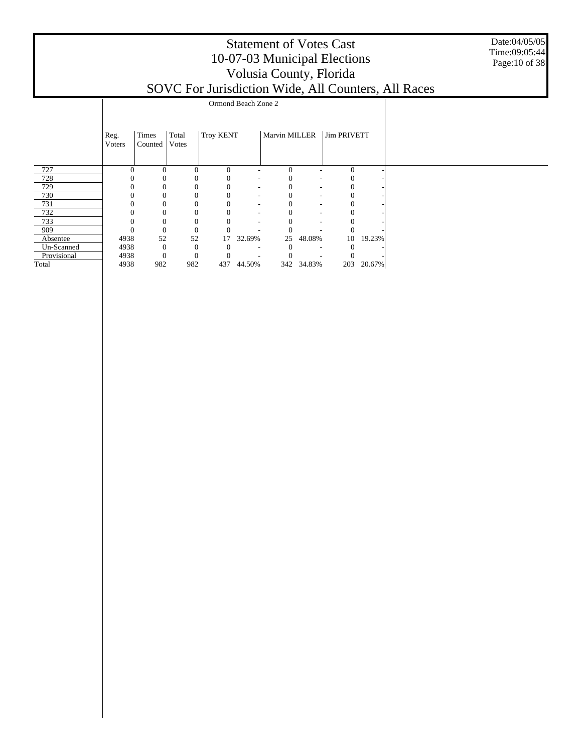# Statement of Votes Cast
# 10-07-03 Municipal Elections
# Volusia County, Florida
# SOVC For Jurisdiction Wide, All Counters, All Races

Date:04/05/05
Time:09:05:44

| | Ormond Beach Zone 2 | | | | | | | | |
|---|---|---|---|---|---|---|---|---|---|
| | Reg. Voters | Times Counted | Total Votes | Troy KENT | | Marvin MILLER | | Jim PRIVETT | |
| 727 | 0 | 0 | 0 | 0 | - | 0 | - | 0 | - |
| 728 | 0 | 0 | 0 | 0 | - | 0 | - | 0 | - |
| 729 | 0 | 0 | 0 | 0 | - | 0 | - | 0 | - |
| 730 | 0 | 0 | 0 | 0 | - | 0 | - | 0 | - |
| 731 | 0 | 0 | 0 | 0 | - | 0 | - | 0 | - |
| 732 | 0 | 0 | 0 | 0 | - | 0 | - | 0 | - |
| 733 | 0 | 0 | 0 | 0 | - | 0 | - | 0 | - |
| 909 | 0 | 0 | 0 | 0 | - | 0 | - | 0 | - |
| Absentee | 4938 | 52 | 52 | 17 | 32.69% | 25 | 48.08% | 10 | 19.23% |
| Un-Scanned | 4938 | 0 | 0 | 0 | - | 0 | - | 0 | - |
| Provisional | 4938 | 0 | 0 | 0 | - | 0 | - | 0 | - |
| Total | 4938 | 982 | 982 | 437 | 44.50% | 342 | 34.83% | 203 | 20.67% |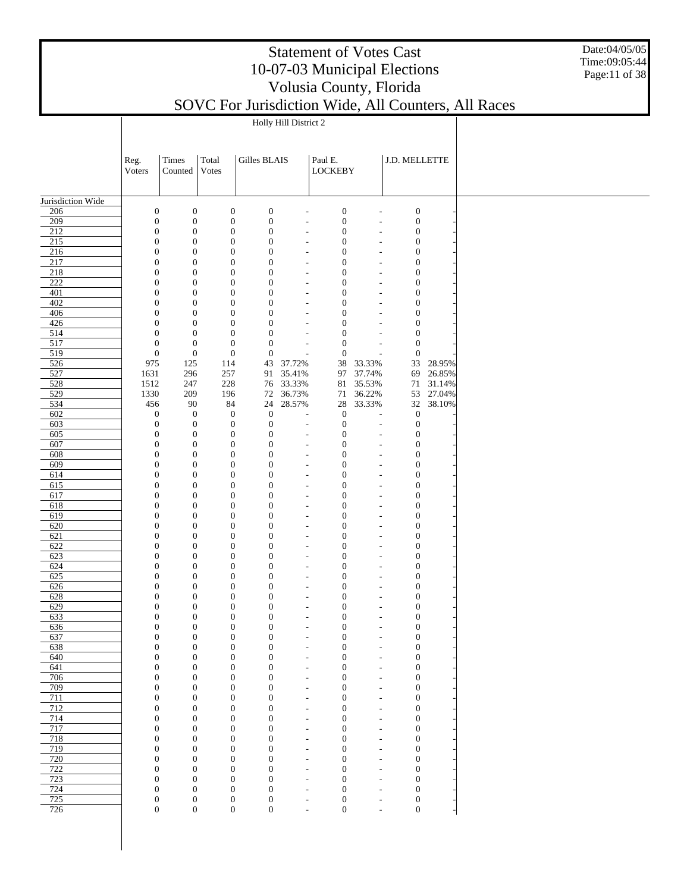# Statement of Votes Cast
# 10-07-03 Municipal Elections
# Volusia County, Florida
# SOVC For Jurisdiction Wide, All Counters, All Races

Date:04/05/05
Time:09:05:44

| | Holly Hill District 2 | | | | | | | | |
|---|---|---|---|---|---|---|---|---|---|
| | Reg. Voters | Times Counted | Total Votes | Gilles BLAIS | | Paul E. LOCKEBY | | J.D. MELLETTE | |
| Jurisdiction Wide | | | | | | | | | |
| 206 | 0 | 0 | 0 | 0 | - | 0 | - | 0 | - |
| 209 | 0 | 0 | 0 | 0 | - | 0 | - | 0 | - |
| 212 | 0 | 0 | 0 | 0 | - | 0 | - | 0 | - |
| 215 | 0 | 0 | 0 | 0 | - | 0 | - | 0 | - |
| 216 | 0 | 0 | 0 | 0 | - | 0 | - | 0 | - |
| 217 | 0 | 0 | 0 | 0 | - | 0 | - | 0 | - |
| 218 | 0 | 0 | 0 | 0 | - | 0 | - | 0 | - |
| 222 | 0 | 0 | 0 | 0 | - | 0 | - | 0 | - |
| 401 | 0 | 0 | 0 | 0 | - | 0 | - | 0 | - |
| 402 | 0 | 0 | 0 | 0 | - | 0 | - | 0 | - |
| 406 | 0 | 0 | 0 | 0 | - | 0 | - | 0 | - |
| 426 | 0 | 0 | 0 | 0 | - | 0 | - | 0 | - |
| 514 | 0 | 0 | 0 | 0 | - | 0 | - | 0 | - |
| 517 | 0 | 0 | 0 | 0 | - | 0 | - | 0 | - |
| 519 | 0 | 0 | 0 | 0 | - | 0 | - | 0 | - |
| 526 | 975 | 125 | 114 | 43 | 37.72% | 38 | 33.33% | 33 | 28.95% |
| 527 | 1631 | 296 | 257 | 91 | 35.41% | 97 | 37.74% | 69 | 26.85% |
| 528 | 1512 | 247 | 228 | 76 | 33.33% | 81 | 35.53% | 71 | 31.14% |
| 529 | 1330 | 209 | 196 | 72 | 36.73% | 71 | 36.22% | 53 | 27.04% |
| 534 | 456 | 90 | 84 | 24 | 28.57% | 28 | 33.33% | 32 | 38.10% |
| 602 | 0 | 0 | 0 | 0 | - | 0 | - | 0 | - |
| 603 | 0 | 0 | 0 | 0 | - | 0 | - | 0 | - |
| 605 | 0 | 0 | 0 | 0 | - | 0 | - | 0 | - |
| 607 | 0 | 0 | 0 | 0 | - | 0 | - | 0 | - |
| 608 | 0 | 0 | 0 | 0 | - | 0 | - | 0 | - |
| 609 | 0 | 0 | 0 | 0 | - | 0 | - | 0 | - |
| 614 | 0 | 0 | 0 | 0 | - | 0 | - | 0 | - |
| 615 | 0 | 0 | 0 | 0 | - | 0 | - | 0 | - |
| 617 | 0 | 0 | 0 | 0 | - | 0 | - | 0 | - |
| 618 | 0 | 0 | 0 | 0 | - | 0 | - | 0 | - |
| 619 | 0 | 0 | 0 | 0 | - | 0 | - | 0 | - |
| 620 | 0 | 0 | 0 | 0 | - | 0 | - | 0 | - |
| 621 | 0 | 0 | 0 | 0 | - | 0 | - | 0 | - |
| 622 | 0 | 0 | 0 | 0 | - | 0 | - | 0 | - |
| 623 | 0 | 0 | 0 | 0 | - | 0 | - | 0 | - |
| 624 | 0 | 0 | 0 | 0 | - | 0 | - | 0 | - |
| 625 | 0 | 0 | 0 | 0 | - | 0 | - | 0 | - |
| 626 | 0 | 0 | 0 | 0 | - | 0 | - | 0 | - |
| 628 | 0 | 0 | 0 | 0 | - | 0 | - | 0 | - |
| 629 | 0 | 0 | 0 | 0 | - | 0 | - | 0 | - |
| 633 | 0 | 0 | 0 | 0 | - | 0 | - | 0 | - |
| 636 | 0 | 0 | 0 | 0 | - | 0 | - | 0 | - |
| 637 | 0 | 0 | 0 | 0 | - | 0 | - | 0 | - |
| 638 | 0 | 0 | 0 | 0 | - | 0 | - | 0 | - |
| 640 | 0 | 0 | 0 | 0 | - | 0 | - | 0 | - |
| 641 | 0 | 0 | 0 | 0 | - | 0 | - | 0 | - |
| 706 | 0 | 0 | 0 | 0 | - | 0 | - | 0 | - |
| 709 | 0 | 0 | 0 | 0 | - | 0 | - | 0 | - |
| 711 | 0 | 0 | 0 | 0 | - | 0 | - | 0 | - |
| 712 | 0 | 0 | 0 | 0 | - | 0 | - | 0 | - |
| 714 | 0 | 0 | 0 | 0 | - | 0 | - | 0 | - |
| 717 | 0 | 0 | 0 | 0 | - | 0 | - | 0 | - |
| 718 | 0 | 0 | 0 | 0 | - | 0 | - | 0 | - |
| 719 | 0 | 0 | 0 | 0 | - | 0 | - | 0 | - |
| 720 | 0 | 0 | 0 | 0 | - | 0 | - | 0 | - |
| 722 | 0 | 0 | 0 | 0 | - | 0 | - | 0 | - |
| 723 | 0 | 0 | 0 | 0 | - | 0 | - | 0 | - |
| 724 | 0 | 0 | 0 | 0 | - | 0 | - | 0 | - |
| 725 | 0 | 0 | 0 | 0 | - | 0 | - | 0 | - |
| 726 | 0 | 0 | 0 | 0 | - | 0 | - | 0 | - |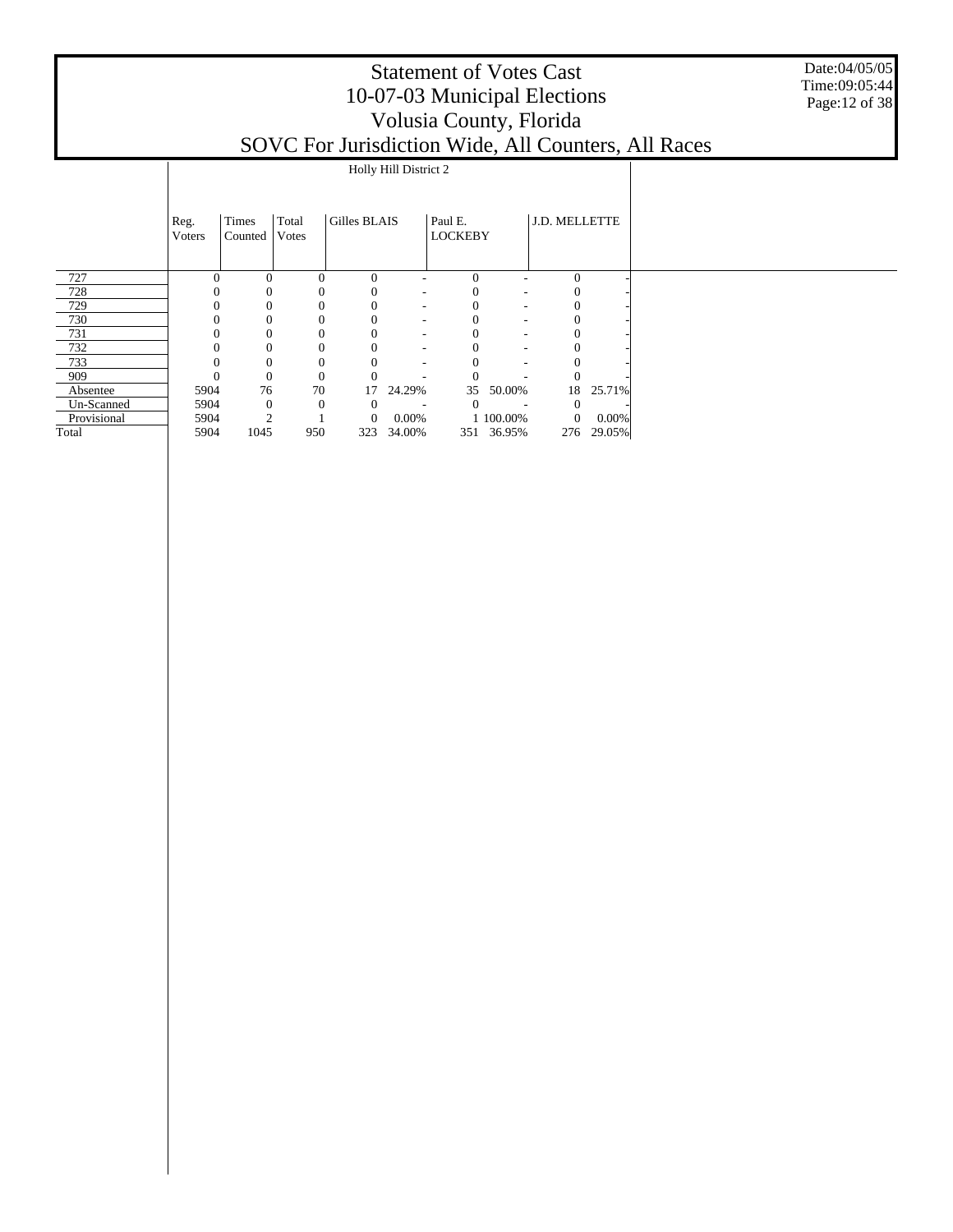# Statement of Votes Cast
## 10-07-03 Municipal Elections
## Volusia County, Florida
## SOVC For Jurisdiction Wide, All Counters, All Races

Date:04/05/05
Time:09:05:44

Holly Hill District 2

| | Reg. Voters | Times Counted | Total Votes | Gilles BLAIS | | Paul E. LOCKEBY | | J.D. MELLETTE | |
|---|---|---|---|---|---|---|---|---|---|
| 727 | 0 | 0 | 0 | 0 | - | 0 | - | 0 | - |
| 728 | 0 | 0 | 0 | 0 | - | 0 | - | 0 | - |
| 729 | 0 | 0 | 0 | 0 | - | 0 | - | 0 | - |
| 730 | 0 | 0 | 0 | 0 | - | 0 | - | 0 | - |
| 731 | 0 | 0 | 0 | 0 | - | 0 | - | 0 | - |
| 732 | 0 | 0 | 0 | 0 | - | 0 | - | 0 | - |
| 733 | 0 | 0 | 0 | 0 | - | 0 | - | 0 | - |
| 909 | 0 | 0 | 0 | 0 | - | 0 | - | 0 | - |
| Absentee | 5904 | 76 | 70 | 17 | 24.29% | 35 | 50.00% | 18 | 25.71% |
| Un-Scanned | 5904 | 0 | 0 | 0 | - | 0 | - | 0 | - |
| Provisional | 5904 | 2 | 1 | 0 | 0.00% | 1 | 100.00% | 0 | 0.00% |
| Total | 5904 | 1045 | 950 | 323 | 34.00% | 351 | 36.95% | 276 | 29.05% |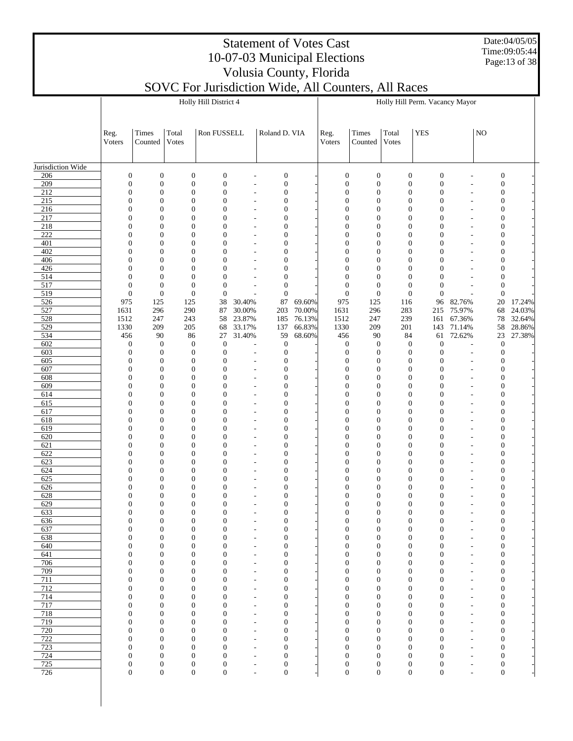# Statement of Votes Cast
## 10-07-03 Municipal Elections
## Volusia County, Florida
## SOVC For Jurisdiction Wide, All Counters, All Races

Date:04/05/05
Time:09:05:44

| | Holly Hill District 4 | | | | | | | Holly Hill Perm. Vacancy Mayor | | | | | | |
|---|---|---|---|---|---|---|---|---|---|---|---|---|---|---|
| | Reg. Voters | Times Counted | Total Votes | Ron FUSSELL | | Roland D. VIA | | Reg. Voters | Times Counted | Total Votes | YES | | NO | |
| Jurisdiction Wide | | | | | | | | | | | | | | |
| 206 | 0 | 0 | 0 | 0 | - | 0 | - | 0 | 0 | 0 | 0 | - | 0 | - |
| 209 | 0 | 0 | 0 | 0 | - | 0 | - | 0 | 0 | 0 | 0 | - | 0 | - |
| 212 | 0 | 0 | 0 | 0 | - | 0 | - | 0 | 0 | 0 | 0 | - | 0 | - |
| 215 | 0 | 0 | 0 | 0 | - | 0 | - | 0 | 0 | 0 | 0 | - | 0 | - |
| 216 | 0 | 0 | 0 | 0 | - | 0 | - | 0 | 0 | 0 | 0 | - | 0 | - |
| 217 | 0 | 0 | 0 | 0 | - | 0 | - | 0 | 0 | 0 | 0 | - | 0 | - |
| 218 | 0 | 0 | 0 | 0 | - | 0 | - | 0 | 0 | 0 | 0 | - | 0 | - |
| 222 | 0 | 0 | 0 | 0 | - | 0 | - | 0 | 0 | 0 | 0 | - | 0 | - |
| 401 | 0 | 0 | 0 | 0 | - | 0 | - | 0 | 0 | 0 | 0 | - | 0 | - |
| 402 | 0 | 0 | 0 | 0 | - | 0 | - | 0 | 0 | 0 | 0 | - | 0 | - |
| 406 | 0 | 0 | 0 | 0 | - | 0 | - | 0 | 0 | 0 | 0 | - | 0 | - |
| 426 | 0 | 0 | 0 | 0 | - | 0 | - | 0 | 0 | 0 | 0 | - | 0 | - |
| 514 | 0 | 0 | 0 | 0 | - | 0 | - | 0 | 0 | 0 | 0 | - | 0 | - |
| 517 | 0 | 0 | 0 | 0 | - | 0 | - | 0 | 0 | 0 | 0 | - | 0 | - |
| 519 | 0 | 0 | 0 | 0 | - | 0 | - | 0 | 0 | 0 | 0 | - | 0 | - |
| 526 | 975 | 125 | 125 | 38 | 30.40% | 87 | 69.60% | 975 | 125 | 116 | 96 | 82.76% | 20 | 17.24% |
| 527 | 1631 | 296 | 290 | 87 | 30.00% | 203 | 70.00% | 1631 | 296 | 283 | 215 | 75.97% | 68 | 24.03% |
| 528 | 1512 | 247 | 243 | 58 | 23.87% | 185 | 76.13% | 1512 | 247 | 239 | 161 | 67.36% | 78 | 32.64% |
| 529 | 1330 | 209 | 205 | 68 | 33.17% | 137 | 66.83% | 1330 | 209 | 201 | 143 | 71.14% | 58 | 28.86% |
| 534 | 456 | 90 | 86 | 27 | 31.40% | 59 | 68.60% | 456 | 90 | 84 | 61 | 72.62% | 23 | 27.38% |
| 602 | 0 | 0 | 0 | 0 | - | 0 | - | 0 | 0 | 0 | 0 | - | 0 | - |
| 603 | 0 | 0 | 0 | 0 | - | 0 | - | 0 | 0 | 0 | 0 | - | 0 | - |
| 605 | 0 | 0 | 0 | 0 | - | 0 | - | 0 | 0 | 0 | 0 | - | 0 | - |
| 607 | 0 | 0 | 0 | 0 | - | 0 | - | 0 | 0 | 0 | 0 | - | 0 | - |
| 608 | 0 | 0 | 0 | 0 | - | 0 | - | 0 | 0 | 0 | 0 | - | 0 | - |
| 609 | 0 | 0 | 0 | 0 | - | 0 | - | 0 | 0 | 0 | 0 | - | 0 | - |
| 614 | 0 | 0 | 0 | 0 | - | 0 | - | 0 | 0 | 0 | 0 | - | 0 | - |
| 615 | 0 | 0 | 0 | 0 | - | 0 | - | 0 | 0 | 0 | 0 | - | 0 | - |
| 617 | 0 | 0 | 0 | 0 | - | 0 | - | 0 | 0 | 0 | 0 | - | 0 | - |
| 618 | 0 | 0 | 0 | 0 | - | 0 | - | 0 | 0 | 0 | 0 | - | 0 | - |
| 619 | 0 | 0 | 0 | 0 | - | 0 | - | 0 | 0 | 0 | 0 | - | 0 | - |
| 620 | 0 | 0 | 0 | 0 | - | 0 | - | 0 | 0 | 0 | 0 | - | 0 | - |
| 621 | 0 | 0 | 0 | 0 | - | 0 | - | 0 | 0 | 0 | 0 | - | 0 | - |
| 622 | 0 | 0 | 0 | 0 | - | 0 | - | 0 | 0 | 0 | 0 | - | 0 | - |
| 623 | 0 | 0 | 0 | 0 | - | 0 | - | 0 | 0 | 0 | 0 | - | 0 | - |
| 624 | 0 | 0 | 0 | 0 | - | 0 | - | 0 | 0 | 0 | 0 | - | 0 | - |
| 625 | 0 | 0 | 0 | 0 | - | 0 | - | 0 | 0 | 0 | 0 | - | 0 | - |
| 626 | 0 | 0 | 0 | 0 | - | 0 | - | 0 | 0 | 0 | 0 | - | 0 | - |
| 628 | 0 | 0 | 0 | 0 | - | 0 | - | 0 | 0 | 0 | 0 | - | 0 | - |
| 629 | 0 | 0 | 0 | 0 | - | 0 | - | 0 | 0 | 0 | 0 | - | 0 | - |
| 633 | 0 | 0 | 0 | 0 | - | 0 | - | 0 | 0 | 0 | 0 | - | 0 | - |
| 636 | 0 | 0 | 0 | 0 | - | 0 | - | 0 | 0 | 0 | 0 | - | 0 | - |
| 637 | 0 | 0 | 0 | 0 | - | 0 | - | 0 | 0 | 0 | 0 | - | 0 | - |
| 638 | 0 | 0 | 0 | 0 | - | 0 | - | 0 | 0 | 0 | 0 | - | 0 | - |
| 640 | 0 | 0 | 0 | 0 | - | 0 | - | 0 | 0 | 0 | 0 | - | 0 | - |
| 641 | 0 | 0 | 0 | 0 | - | 0 | - | 0 | 0 | 0 | 0 | - | 0 | - |
| 706 | 0 | 0 | 0 | 0 | - | 0 | - | 0 | 0 | 0 | 0 | - | 0 | - |
| 709 | 0 | 0 | 0 | 0 | - | 0 | - | 0 | 0 | 0 | 0 | - | 0 | - |
| 711 | 0 | 0 | 0 | 0 | - | 0 | - | 0 | 0 | 0 | 0 | - | 0 | - |
| 712 | 0 | 0 | 0 | 0 | - | 0 | - | 0 | 0 | 0 | 0 | - | 0 | - |
| 714 | 0 | 0 | 0 | 0 | - | 0 | - | 0 | 0 | 0 | 0 | - | 0 | - |
| 717 | 0 | 0 | 0 | 0 | - | 0 | - | 0 | 0 | 0 | 0 | - | 0 | - |
| 718 | 0 | 0 | 0 | 0 | - | 0 | - | 0 | 0 | 0 | 0 | - | 0 | - |
| 719 | 0 | 0 | 0 | 0 | - | 0 | - | 0 | 0 | 0 | 0 | - | 0 | - |
| 720 | 0 | 0 | 0 | 0 | - | 0 | - | 0 | 0 | 0 | 0 | - | 0 | - |
| 722 | 0 | 0 | 0 | 0 | - | 0 | - | 0 | 0 | 0 | 0 | - | 0 | - |
| 723 | 0 | 0 | 0 | 0 | - | 0 | - | 0 | 0 | 0 | 0 | - | 0 | - |
| 724 | 0 | 0 | 0 | 0 | - | 0 | - | 0 | 0 | 0 | 0 | - | 0 | - |
| 725 | 0 | 0 | 0 | 0 | - | 0 | - | 0 | 0 | 0 | 0 | - | 0 | - |
| 726 | 0 | 0 | 0 | 0 | - | 0 | - | 0 | 0 | 0 | 0 | - | 0 | - |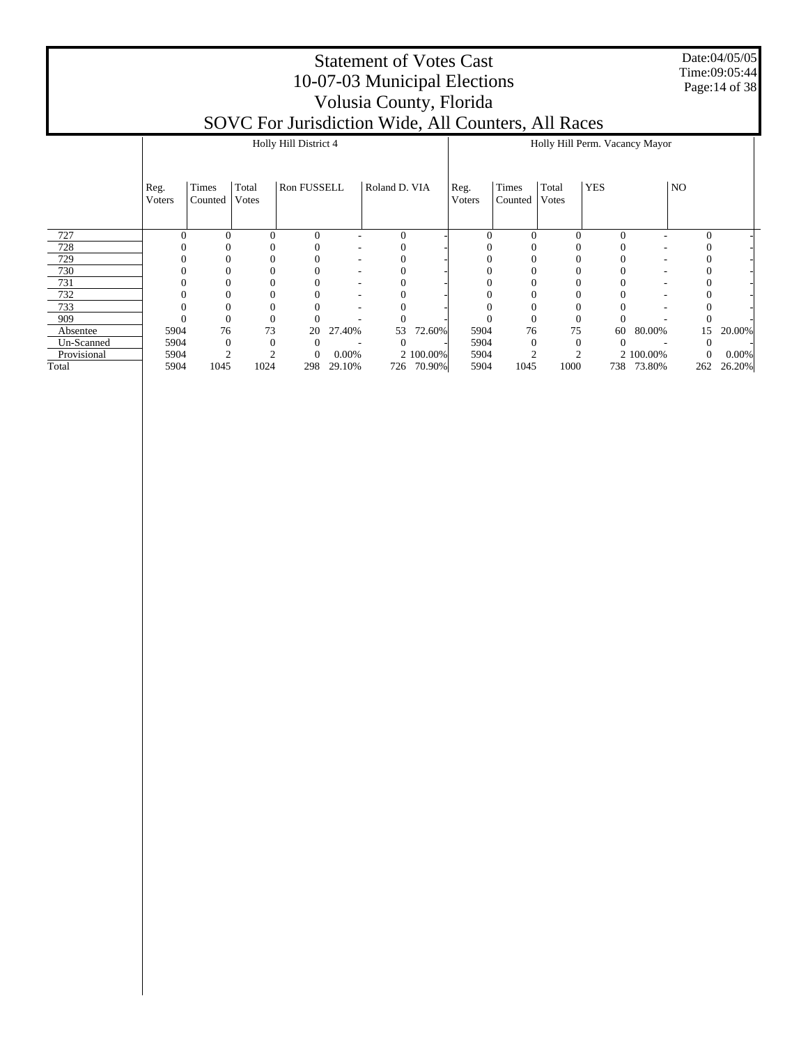# Statement of Votes Cast
## 10-07-03 Municipal Elections
## Volusia County, Florida
## SOVC For Jurisdiction Wide, All Counters, All Races

Date:04/05/05
Time:09:05:44

| | Holly Hill District 4 | | | | | | | Holly Hill Perm. Vacancy Mayor | | | | | | |
|---|---|---|---|---|---|---|---|---|---|---|---|---|---|---|
| | Reg. Voters | Times Counted | Total Votes | Ron FUSSELL | | Roland D. VIA | | Reg. Voters | Times Counted | Total Votes | YES | | NO | |
| 727 | 0 | 0 | 0 | 0 | - | 0 | - | 0 | 0 | 0 | 0 | - | 0 | - |
| 728 | 0 | 0 | 0 | 0 | - | 0 | - | 0 | 0 | 0 | 0 | - | 0 | - |
| 729 | 0 | 0 | 0 | 0 | - | 0 | - | 0 | 0 | 0 | 0 | - | 0 | - |
| 730 | 0 | 0 | 0 | 0 | - | 0 | - | 0 | 0 | 0 | 0 | - | 0 | - |
| 731 | 0 | 0 | 0 | 0 | - | 0 | - | 0 | 0 | 0 | 0 | - | 0 | - |
| 732 | 0 | 0 | 0 | 0 | - | 0 | - | 0 | 0 | 0 | 0 | - | 0 | - |
| 733 | 0 | 0 | 0 | 0 | - | 0 | - | 0 | 0 | 0 | 0 | - | 0 | - |
| 909 | 0 | 0 | 0 | 0 | - | 0 | - | 0 | 0 | 0 | 0 | - | 0 | - |
| Absentee | 5904 | 76 | 73 | 20 | 27.40% | 53 | 72.60% | 5904 | 76 | 75 | 60 | 80.00% | 15 | 20.00% |
| Un-Scanned | 5904 | 0 | 0 | 0 | - | 0 | - | 5904 | 0 | 0 | 0 | - | 0 | - |
| Provisional | 5904 | 2 | 2 | 0 | 0.00% | 2 | 100.00% | 5904 | 2 | 2 | 2 | 100.00% | 0 | 0.00% |
| Total | 5904 | 1045 | 1024 | 298 | 29.10% | 726 | 70.90% | 5904 | 1045 | 1000 | 738 | 73.80% | 262 | 26.20% |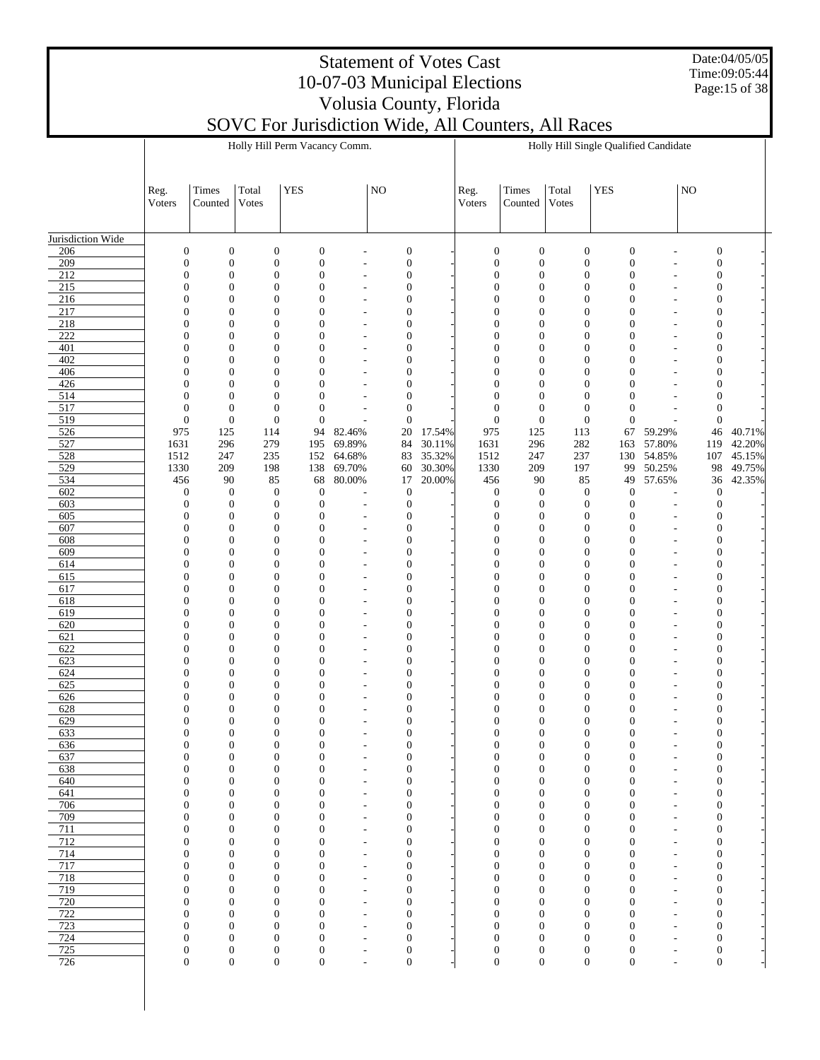# Statement of Votes Cast
# 10-07-03 Municipal Elections
# Volusia County, Florida
# SOVC For Jurisdiction Wide, All Counters, All Races

Date:04/05/05
Time:09:05:44

| | Holly Hill Perm Vacancy Comm. | | | | | | | Holly Hill Single Qualified Candidate | | | | | | |
|---|---|---|---|---|---|---|---|---|---|---|---|---|---|---|
| | Reg. Voters | Times Counted | Total Votes | YES | | NO | | Reg. Voters | Times Counted | Total Votes | YES | | NO | |
| Jurisdiction Wide | | | | | | | | | | | | | | |
| 206 | 0 | 0 | 0 | 0 | - | 0 | - | 0 | 0 | 0 | 0 | - | 0 | - |
| 209 | 0 | 0 | 0 | 0 | - | 0 | - | 0 | 0 | 0 | 0 | - | 0 | - |
| 212 | 0 | 0 | 0 | 0 | - | 0 | - | 0 | 0 | 0 | 0 | - | 0 | - |
| 215 | 0 | 0 | 0 | 0 | - | 0 | - | 0 | 0 | 0 | 0 | - | 0 | - |
| 216 | 0 | 0 | 0 | 0 | - | 0 | - | 0 | 0 | 0 | 0 | - | 0 | - |
| 217 | 0 | 0 | 0 | 0 | - | 0 | - | 0 | 0 | 0 | 0 | - | 0 | - |
| 218 | 0 | 0 | 0 | 0 | - | 0 | - | 0 | 0 | 0 | 0 | - | 0 | - |
| 222 | 0 | 0 | 0 | 0 | - | 0 | - | 0 | 0 | 0 | 0 | - | 0 | - |
| 401 | 0 | 0 | 0 | 0 | - | 0 | - | 0 | 0 | 0 | 0 | - | 0 | - |
| 402 | 0 | 0 | 0 | 0 | - | 0 | - | 0 | 0 | 0 | 0 | - | 0 | - |
| 406 | 0 | 0 | 0 | 0 | - | 0 | - | 0 | 0 | 0 | 0 | - | 0 | - |
| 426 | 0 | 0 | 0 | 0 | - | 0 | - | 0 | 0 | 0 | 0 | - | 0 | - |
| 514 | 0 | 0 | 0 | 0 | - | 0 | - | 0 | 0 | 0 | 0 | - | 0 | - |
| 517 | 0 | 0 | 0 | 0 | - | 0 | - | 0 | 0 | 0 | 0 | - | 0 | - |
| 519 | 0 | 0 | 0 | 0 | - | 0 | - | 0 | 0 | 0 | 0 | - | 0 | - |
| 526 | 975 | 125 | 114 | 94 | 82.46% | 20 | 17.54% | 975 | 125 | 113 | 67 | 59.29% | 46 | 40.71% |
| 527 | 1631 | 296 | 279 | 195 | 69.89% | 84 | 30.11% | 1631 | 296 | 282 | 163 | 57.80% | 119 | 42.20% |
| 528 | 1512 | 247 | 235 | 152 | 64.68% | 83 | 35.32% | 1512 | 247 | 237 | 130 | 54.85% | 107 | 45.15% |
| 529 | 1330 | 209 | 198 | 138 | 69.70% | 60 | 30.30% | 1330 | 209 | 197 | 99 | 50.25% | 98 | 49.75% |
| 534 | 456 | 90 | 85 | 68 | 80.00% | 17 | 20.00% | 456 | 90 | 85 | 49 | 57.65% | 36 | 42.35% |
| 602 | 0 | 0 | 0 | 0 | - | 0 | - | 0 | 0 | 0 | 0 | - | 0 | - |
| 603 | 0 | 0 | 0 | 0 | - | 0 | - | 0 | 0 | 0 | 0 | - | 0 | - |
| 605 | 0 | 0 | 0 | 0 | - | 0 | - | 0 | 0 | 0 | 0 | - | 0 | - |
| 607 | 0 | 0 | 0 | 0 | - | 0 | - | 0 | 0 | 0 | 0 | - | 0 | - |
| 608 | 0 | 0 | 0 | 0 | - | 0 | - | 0 | 0 | 0 | 0 | - | 0 | - |
| 609 | 0 | 0 | 0 | 0 | - | 0 | - | 0 | 0 | 0 | 0 | - | 0 | - |
| 614 | 0 | 0 | 0 | 0 | - | 0 | - | 0 | 0 | 0 | 0 | - | 0 | - |
| 615 | 0 | 0 | 0 | 0 | - | 0 | - | 0 | 0 | 0 | 0 | - | 0 | - |
| 617 | 0 | 0 | 0 | 0 | - | 0 | - | 0 | 0 | 0 | 0 | - | 0 | - |
| 618 | 0 | 0 | 0 | 0 | - | 0 | - | 0 | 0 | 0 | 0 | - | 0 | - |
| 619 | 0 | 0 | 0 | 0 | - | 0 | - | 0 | 0 | 0 | 0 | - | 0 | - |
| 620 | 0 | 0 | 0 | 0 | - | 0 | - | 0 | 0 | 0 | 0 | - | 0 | - |
| 621 | 0 | 0 | 0 | 0 | - | 0 | - | 0 | 0 | 0 | 0 | - | 0 | - |
| 622 | 0 | 0 | 0 | 0 | - | 0 | - | 0 | 0 | 0 | 0 | - | 0 | - |
| 623 | 0 | 0 | 0 | 0 | - | 0 | - | 0 | 0 | 0 | 0 | - | 0 | - |
| 624 | 0 | 0 | 0 | 0 | - | 0 | - | 0 | 0 | 0 | 0 | - | 0 | - |
| 625 | 0 | 0 | 0 | 0 | - | 0 | - | 0 | 0 | 0 | 0 | - | 0 | - |
| 626 | 0 | 0 | 0 | 0 | - | 0 | - | 0 | 0 | 0 | 0 | - | 0 | - |
| 628 | 0 | 0 | 0 | 0 | - | 0 | - | 0 | 0 | 0 | 0 | - | 0 | - |
| 629 | 0 | 0 | 0 | 0 | - | 0 | - | 0 | 0 | 0 | 0 | - | 0 | - |
| 633 | 0 | 0 | 0 | 0 | - | 0 | - | 0 | 0 | 0 | 0 | - | 0 | - |
| 636 | 0 | 0 | 0 | 0 | - | 0 | - | 0 | 0 | 0 | 0 | - | 0 | - |
| 637 | 0 | 0 | 0 | 0 | - | 0 | - | 0 | 0 | 0 | 0 | - | 0 | - |
| 638 | 0 | 0 | 0 | 0 | - | 0 | - | 0 | 0 | 0 | 0 | - | 0 | - |
| 640 | 0 | 0 | 0 | 0 | - | 0 | - | 0 | 0 | 0 | 0 | - | 0 | - |
| 641 | 0 | 0 | 0 | 0 | - | 0 | - | 0 | 0 | 0 | 0 | - | 0 | - |
| 706 | 0 | 0 | 0 | 0 | - | 0 | - | 0 | 0 | 0 | 0 | - | 0 | - |
| 709 | 0 | 0 | 0 | 0 | - | 0 | - | 0 | 0 | 0 | 0 | - | 0 | - |
| 711 | 0 | 0 | 0 | 0 | - | 0 | - | 0 | 0 | 0 | 0 | - | 0 | - |
| 712 | 0 | 0 | 0 | 0 | - | 0 | - | 0 | 0 | 0 | 0 | - | 0 | - |
| 714 | 0 | 0 | 0 | 0 | - | 0 | - | 0 | 0 | 0 | 0 | - | 0 | - |
| 717 | 0 | 0 | 0 | 0 | - | 0 | - | 0 | 0 | 0 | 0 | - | 0 | - |
| 718 | 0 | 0 | 0 | 0 | - | 0 | - | 0 | 0 | 0 | 0 | - | 0 | - |
| 719 | 0 | 0 | 0 | 0 | - | 0 | - | 0 | 0 | 0 | 0 | - | 0 | - |
| 720 | 0 | 0 | 0 | 0 | - | 0 | - | 0 | 0 | 0 | 0 | - | 0 | - |
| 722 | 0 | 0 | 0 | 0 | - | 0 | - | 0 | 0 | 0 | 0 | - | 0 | - |
| 723 | 0 | 0 | 0 | 0 | - | 0 | - | 0 | 0 | 0 | 0 | - | 0 | - |
| 724 | 0 | 0 | 0 | 0 | - | 0 | - | 0 | 0 | 0 | 0 | - | 0 | - |
| 725 | 0 | 0 | 0 | 0 | - | 0 | - | 0 | 0 | 0 | 0 | - | 0 | - |
| 726 | 0 | 0 | 0 | 0 | - | 0 | - | 0 | 0 | 0 | 0 | - | 0 | - |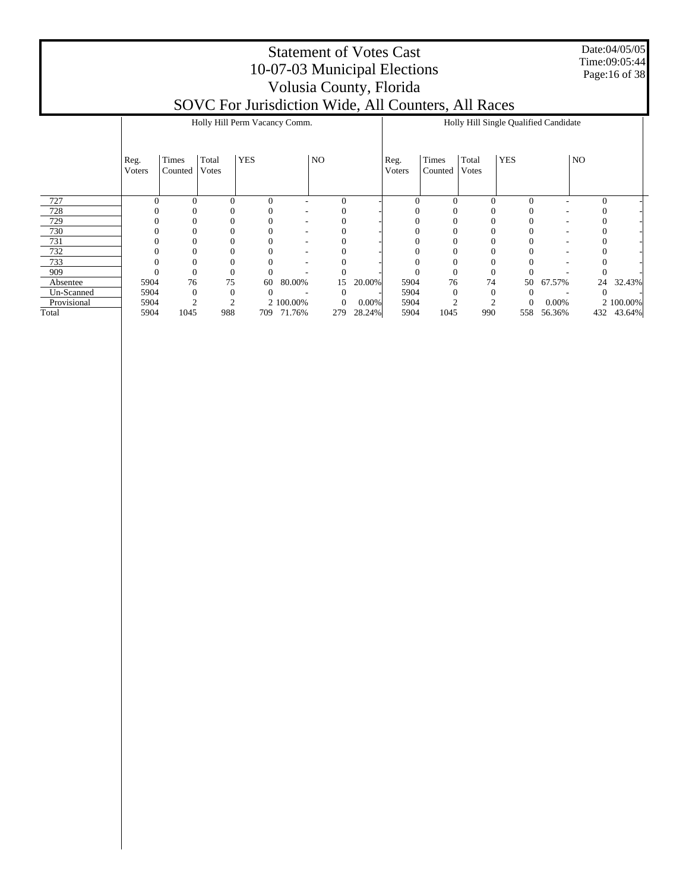# Statement of Votes Cast
## 10-07-03 Municipal Elections
## Volusia County, Florida
## SOVC For Jurisdiction Wide, All Counters, All Races

Date:04/05/05
Time:09:05:44

| | Holly Hill Perm Vacancy Comm. | | | | | | | Holly Hill Single Qualified Candidate | | | | | | |
|---|---|---|---|---|---|---|---|---|---|---|---|---|---|---|
| | Reg. Voters | Times Counted | Total Votes | YES | | NO | | Reg. Voters | Times Counted | Total Votes | YES | | NO | |
| 727 | 0 | 0 | 0 | 0 | - | 0 | - | 0 | 0 | 0 | 0 | - | 0 | - |
| 728 | 0 | 0 | 0 | 0 | - | 0 | - | 0 | 0 | 0 | 0 | - | 0 | - |
| 729 | 0 | 0 | 0 | 0 | - | 0 | - | 0 | 0 | 0 | 0 | - | 0 | - |
| 730 | 0 | 0 | 0 | 0 | - | 0 | - | 0 | 0 | 0 | 0 | - | 0 | - |
| 731 | 0 | 0 | 0 | 0 | - | 0 | - | 0 | 0 | 0 | 0 | - | 0 | - |
| 732 | 0 | 0 | 0 | 0 | - | 0 | - | 0 | 0 | 0 | 0 | - | 0 | - |
| 733 | 0 | 0 | 0 | 0 | - | 0 | - | 0 | 0 | 0 | 0 | - | 0 | - |
| 909 | 0 | 0 | 0 | 0 | - | 0 | - | 0 | 0 | 0 | 0 | - | 0 | - |
| Absentee | 5904 | 76 | 75 | 60 | 80.00% | 15 | 20.00% | 5904 | 76 | 74 | 50 | 67.57% | 24 | 32.43% |
| Un-Scanned | 5904 | 0 | 0 | 0 | - | 0 | - | 5904 | 0 | 0 | 0 | - | 0 | - |
| Provisional | 5904 | 2 | 2 | 2 | 100.00% | 0 | 0.00% | 5904 | 2 | 2 | 0 | 0.00% | 2 | 100.00% |
| Total | 5904 | 1045 | 988 | 709 | 71.76% | 279 | 28.24% | 5904 | 1045 | 990 | 558 | 56.36% | 432 | 43.64% |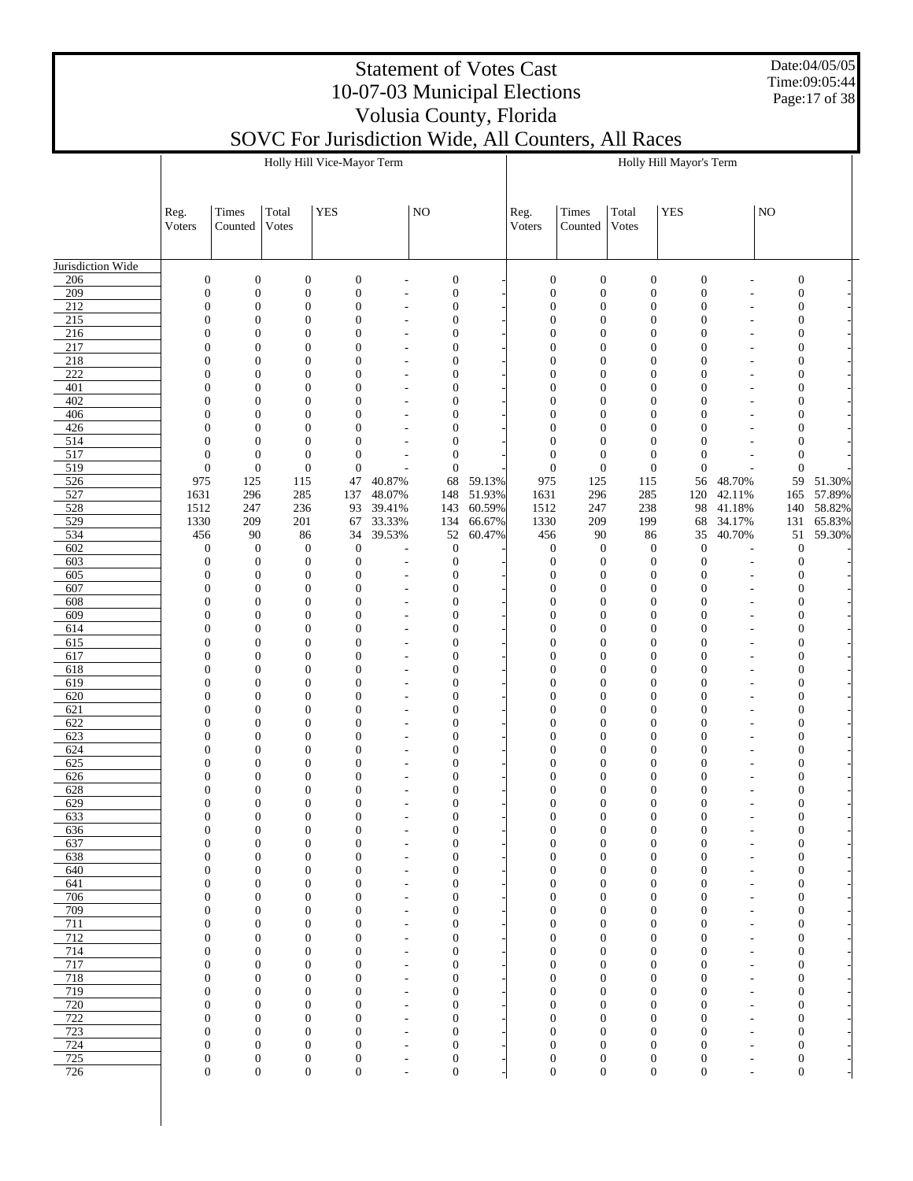# Statement of Votes Cast
# 10-07-03 Municipal Elections
# Volusia County, Florida
# SOVC For Jurisdiction Wide, All Counters, All Races

Date:04/05/05
Time:09:05:44

| | Holly Hill Vice-Mayor Term | | | | | | | Holly Hill Mayor's Term | | | | | | |
|---|---|---|---|---|---|---|---|---|---|---|---|---|---|---|
| | Reg. Voters | Times Counted | Total Votes | YES | | NO | | Reg. Voters | Times Counted | Total Votes | YES | | NO | |
| Jurisdiction Wide | | | | | | | | | | | | | | |
| 206 | 0 | 0 | 0 | 0 | - | 0 | - | 0 | 0 | 0 | 0 | - | 0 | - |
| 209 | 0 | 0 | 0 | 0 | - | 0 | - | 0 | 0 | 0 | 0 | - | 0 | - |
| 212 | 0 | 0 | 0 | 0 | - | 0 | - | 0 | 0 | 0 | 0 | - | 0 | - |
| 215 | 0 | 0 | 0 | 0 | - | 0 | - | 0 | 0 | 0 | 0 | - | 0 | - |
| 216 | 0 | 0 | 0 | 0 | - | 0 | - | 0 | 0 | 0 | 0 | - | 0 | - |
| 217 | 0 | 0 | 0 | 0 | - | 0 | - | 0 | 0 | 0 | 0 | - | 0 | - |
| 218 | 0 | 0 | 0 | 0 | - | 0 | - | 0 | 0 | 0 | 0 | - | 0 | - |
| 222 | 0 | 0 | 0 | 0 | - | 0 | - | 0 | 0 | 0 | 0 | - | 0 | - |
| 401 | 0 | 0 | 0 | 0 | - | 0 | - | 0 | 0 | 0 | 0 | - | 0 | - |
| 402 | 0 | 0 | 0 | 0 | - | 0 | - | 0 | 0 | 0 | 0 | - | 0 | - |
| 406 | 0 | 0 | 0 | 0 | - | 0 | - | 0 | 0 | 0 | 0 | - | 0 | - |
| 426 | 0 | 0 | 0 | 0 | - | 0 | - | 0 | 0 | 0 | 0 | - | 0 | - |
| 514 | 0 | 0 | 0 | 0 | - | 0 | - | 0 | 0 | 0 | 0 | - | 0 | - |
| 517 | 0 | 0 | 0 | 0 | - | 0 | - | 0 | 0 | 0 | 0 | - | 0 | - |
| 519 | 0 | 0 | 0 | 0 | - | 0 | - | 0 | 0 | 0 | 0 | - | 0 | - |
| 526 | 975 | 125 | 115 | 47 | 40.87% | 68 | 59.13% | 975 | 125 | 115 | 56 | 48.70% | 59 | 51.30% |
| 527 | 1631 | 296 | 285 | 137 | 48.07% | 148 | 51.93% | 1631 | 296 | 285 | 120 | 42.11% | 165 | 57.89% |
| 528 | 1512 | 247 | 236 | 93 | 39.41% | 143 | 60.59% | 1512 | 247 | 238 | 98 | 41.18% | 140 | 58.82% |
| 529 | 1330 | 209 | 201 | 67 | 33.33% | 134 | 66.67% | 1330 | 209 | 199 | 68 | 34.17% | 131 | 65.83% |
| 534 | 456 | 90 | 86 | 34 | 39.53% | 52 | 60.47% | 456 | 90 | 86 | 35 | 40.70% | 51 | 59.30% |
| 602 | 0 | 0 | 0 | 0 | - | 0 | - | 0 | 0 | 0 | 0 | - | 0 | - |
| 603 | 0 | 0 | 0 | 0 | - | 0 | - | 0 | 0 | 0 | 0 | - | 0 | - |
| 605 | 0 | 0 | 0 | 0 | - | 0 | - | 0 | 0 | 0 | 0 | - | 0 | - |
| 607 | 0 | 0 | 0 | 0 | - | 0 | - | 0 | 0 | 0 | 0 | - | 0 | - |
| 608 | 0 | 0 | 0 | 0 | - | 0 | - | 0 | 0 | 0 | 0 | - | 0 | - |
| 609 | 0 | 0 | 0 | 0 | - | 0 | - | 0 | 0 | 0 | 0 | - | 0 | - |
| 614 | 0 | 0 | 0 | 0 | - | 0 | - | 0 | 0 | 0 | 0 | - | 0 | - |
| 615 | 0 | 0 | 0 | 0 | - | 0 | - | 0 | 0 | 0 | 0 | - | 0 | - |
| 617 | 0 | 0 | 0 | 0 | - | 0 | - | 0 | 0 | 0 | 0 | - | 0 | - |
| 618 | 0 | 0 | 0 | 0 | - | 0 | - | 0 | 0 | 0 | 0 | - | 0 | - |
| 619 | 0 | 0 | 0 | 0 | - | 0 | - | 0 | 0 | 0 | 0 | - | 0 | - |
| 620 | 0 | 0 | 0 | 0 | - | 0 | - | 0 | 0 | 0 | 0 | - | 0 | - |
| 621 | 0 | 0 | 0 | 0 | - | 0 | - | 0 | 0 | 0 | 0 | - | 0 | - |
| 622 | 0 | 0 | 0 | 0 | - | 0 | - | 0 | 0 | 0 | 0 | - | 0 | - |
| 623 | 0 | 0 | 0 | 0 | - | 0 | - | 0 | 0 | 0 | 0 | - | 0 | - |
| 624 | 0 | 0 | 0 | 0 | - | 0 | - | 0 | 0 | 0 | 0 | - | 0 | - |
| 625 | 0 | 0 | 0 | 0 | - | 0 | - | 0 | 0 | 0 | 0 | - | 0 | - |
| 626 | 0 | 0 | 0 | 0 | - | 0 | - | 0 | 0 | 0 | 0 | - | 0 | - |
| 628 | 0 | 0 | 0 | 0 | - | 0 | - | 0 | 0 | 0 | 0 | - | 0 | - |
| 629 | 0 | 0 | 0 | 0 | - | 0 | - | 0 | 0 | 0 | 0 | - | 0 | - |
| 633 | 0 | 0 | 0 | 0 | - | 0 | - | 0 | 0 | 0 | 0 | - | 0 | - |
| 636 | 0 | 0 | 0 | 0 | - | 0 | - | 0 | 0 | 0 | 0 | - | 0 | - |
| 637 | 0 | 0 | 0 | 0 | - | 0 | - | 0 | 0 | 0 | 0 | - | 0 | - |
| 638 | 0 | 0 | 0 | 0 | - | 0 | - | 0 | 0 | 0 | 0 | - | 0 | - |
| 640 | 0 | 0 | 0 | 0 | - | 0 | - | 0 | 0 | 0 | 0 | - | 0 | - |
| 641 | 0 | 0 | 0 | 0 | - | 0 | - | 0 | 0 | 0 | 0 | - | 0 | - |
| 706 | 0 | 0 | 0 | 0 | - | 0 | - | 0 | 0 | 0 | 0 | - | 0 | - |
| 709 | 0 | 0 | 0 | 0 | - | 0 | - | 0 | 0 | 0 | 0 | - | 0 | - |
| 711 | 0 | 0 | 0 | 0 | - | 0 | - | 0 | 0 | 0 | 0 | - | 0 | - |
| 712 | 0 | 0 | 0 | 0 | - | 0 | - | 0 | 0 | 0 | 0 | - | 0 | - |
| 714 | 0 | 0 | 0 | 0 | - | 0 | - | 0 | 0 | 0 | 0 | - | 0 | - |
| 717 | 0 | 0 | 0 | 0 | - | 0 | - | 0 | 0 | 0 | 0 | - | 0 | - |
| 718 | 0 | 0 | 0 | 0 | - | 0 | - | 0 | 0 | 0 | 0 | - | 0 | - |
| 719 | 0 | 0 | 0 | 0 | - | 0 | - | 0 | 0 | 0 | 0 | - | 0 | - |
| 720 | 0 | 0 | 0 | 0 | - | 0 | - | 0 | 0 | 0 | 0 | - | 0 | - |
| 722 | 0 | 0 | 0 | 0 | - | 0 | - | 0 | 0 | 0 | 0 | - | 0 | - |
| 723 | 0 | 0 | 0 | 0 | - | 0 | - | 0 | 0 | 0 | 0 | - | 0 | - |
| 724 | 0 | 0 | 0 | 0 | - | 0 | - | 0 | 0 | 0 | 0 | - | 0 | - |
| 725 | 0 | 0 | 0 | 0 | - | 0 | - | 0 | 0 | 0 | 0 | - | 0 | - |
| 726 | 0 | 0 | 0 | 0 | - | 0 | - | 0 | 0 | 0 | 0 | - | 0 | - |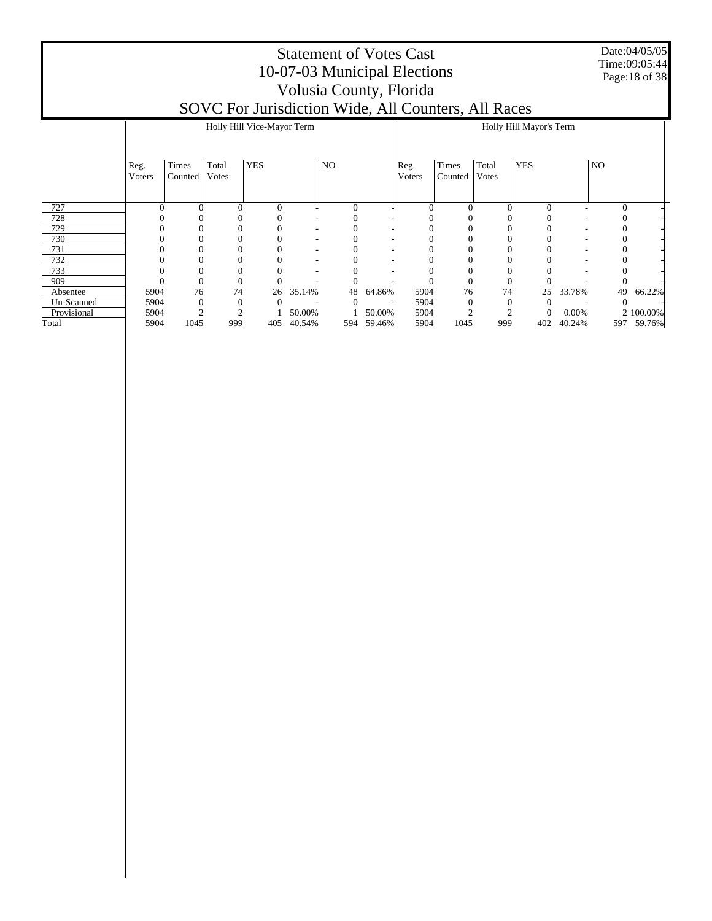# Statement of Votes Cast
## 10-07-03 Municipal Elections
## Volusia County, Florida
## SOVC For Jurisdiction Wide, All Counters, All Races

| | Holly Hill Vice-Mayor Term | | | | | | | Holly Hill Mayor's Term | | | | | | |
|---|---|---|---|---|---|---|---|---|---|---|---|---|---|---|
| | Reg. Voters | Times Counted | Total Votes | YES | | NO | | Reg. Voters | Times Counted | Total Votes | YES | | NO | |
| 727 | 0 | 0 | 0 | 0 | - | 0 | - | 0 | 0 | 0 | 0 | - | 0 | - |
| 728 | 0 | 0 | 0 | 0 | - | 0 | - | 0 | 0 | 0 | 0 | - | 0 | - |
| 729 | 0 | 0 | 0 | 0 | - | 0 | - | 0 | 0 | 0 | 0 | - | 0 | - |
| 730 | 0 | 0 | 0 | 0 | - | 0 | - | 0 | 0 | 0 | 0 | - | 0 | - |
| 731 | 0 | 0 | 0 | 0 | - | 0 | - | 0 | 0 | 0 | 0 | - | 0 | - |
| 732 | 0 | 0 | 0 | 0 | - | 0 | - | 0 | 0 | 0 | 0 | - | 0 | - |
| 733 | 0 | 0 | 0 | 0 | - | 0 | - | 0 | 0 | 0 | 0 | - | 0 | - |
| 909 | 0 | 0 | 0 | 0 | - | 0 | - | 0 | 0 | 0 | 0 | - | 0 | - |
| Absentee | 5904 | 76 | 74 | 26 | 35.14% | 48 | 64.86% | 5904 | 76 | 74 | 25 | 33.78% | 49 | 66.22% |
| Un-Scanned | 5904 | 0 | 0 | 0 | - | 0 | - | 5904 | 0 | 0 | 0 | - | 0 | - |
| Provisional | 5904 | 2 | 2 | 1 | 50.00% | 1 | 50.00% | 5904 | 2 | 2 | 0 | 0.00% | 2 | 100.00% |
| Total | 5904 | 1045 | 999 | 405 | 40.54% | 594 | 59.46% | 5904 | 1045 | 999 | 402 | 40.24% | 597 | 59.76% |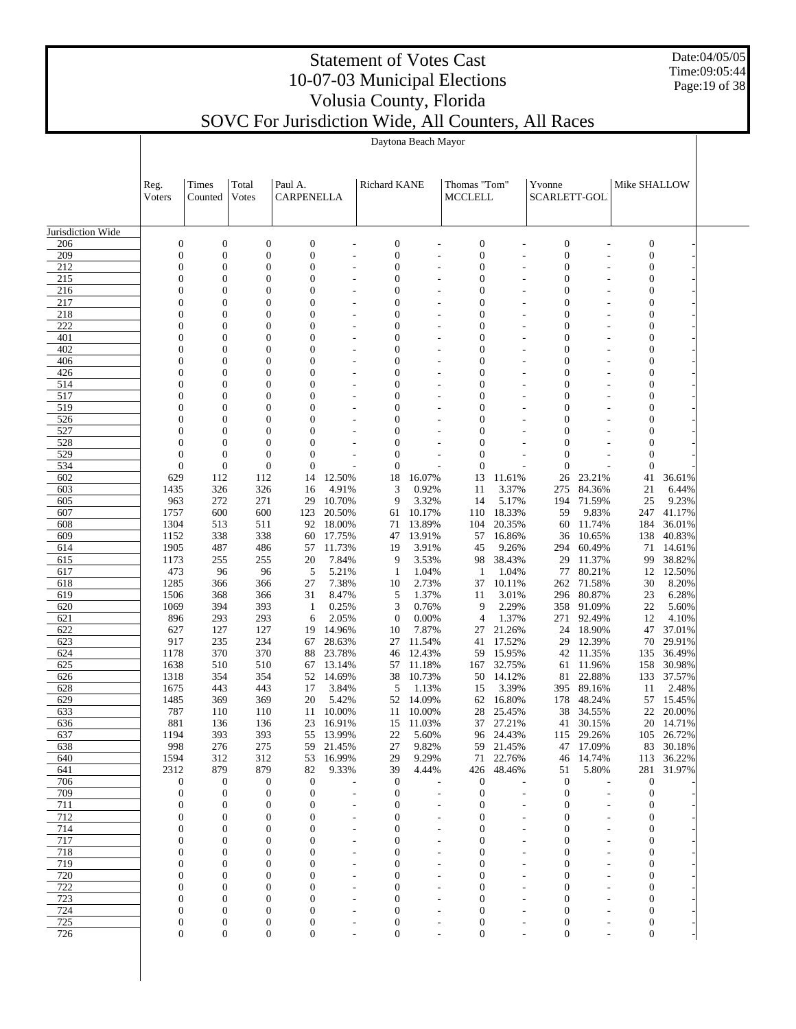# Statement of Votes Cast
# 10-07-03 Municipal Elections
# Volusia County, Florida
# SOVC For Jurisdiction Wide, All Counters, All Races

Date:04/05/05
Time:09:05:44

| | Daytona Beach Mayor | | | | | | | | | | | | | |
|---|---|---|---|---|---|---|---|---|---|---|---|---|---|---|
| | Reg. Voters | Times Counted | Total Votes | Paul A. CARPENELLA | | Richard KANE | | Thomas "Tom" MCCLELL | | Yvonne SCARLETT-GOL | | Mike SHALLOW | | |
| Jurisdiction Wide | | | | | | | | | | | | | | |
| 206 | 0 | 0 | 0 | 0 | - | 0 | - | 0 | - | 0 | - | 0 | - |
| 209 | 0 | 0 | 0 | 0 | - | 0 | - | 0 | - | 0 | - | 0 | - |
| 212 | 0 | 0 | 0 | 0 | - | 0 | - | 0 | - | 0 | - | 0 | - |
| 215 | 0 | 0 | 0 | 0 | - | 0 | - | 0 | - | 0 | - | 0 | - |
| 216 | 0 | 0 | 0 | 0 | - | 0 | - | 0 | - | 0 | - | 0 | - |
| 217 | 0 | 0 | 0 | 0 | - | 0 | - | 0 | - | 0 | - | 0 | - |
| 218 | 0 | 0 | 0 | 0 | - | 0 | - | 0 | - | 0 | - | 0 | - |
| 222 | 0 | 0 | 0 | 0 | - | 0 | - | 0 | - | 0 | - | 0 | - |
| 401 | 0 | 0 | 0 | 0 | - | 0 | - | 0 | - | 0 | - | 0 | - |
| 402 | 0 | 0 | 0 | 0 | - | 0 | - | 0 | - | 0 | - | 0 | - |
| 406 | 0 | 0 | 0 | 0 | - | 0 | - | 0 | - | 0 | - | 0 | - |
| 426 | 0 | 0 | 0 | 0 | - | 0 | - | 0 | - | 0 | - | 0 | - |
| 514 | 0 | 0 | 0 | 0 | - | 0 | - | 0 | - | 0 | - | 0 | - |
| 517 | 0 | 0 | 0 | 0 | - | 0 | - | 0 | - | 0 | - | 0 | - |
| 519 | 0 | 0 | 0 | 0 | - | 0 | - | 0 | - | 0 | - | 0 | - |
| 526 | 0 | 0 | 0 | 0 | - | 0 | - | 0 | - | 0 | - | 0 | - |
| 527 | 0 | 0 | 0 | 0 | - | 0 | - | 0 | - | 0 | - | 0 | - |
| 528 | 0 | 0 | 0 | 0 | - | 0 | - | 0 | - | 0 | - | 0 | - |
| 529 | 0 | 0 | 0 | 0 | - | 0 | - | 0 | - | 0 | - | 0 | - |
| 534 | 0 | 0 | 0 | 0 | - | 0 | - | 0 | - | 0 | - | 0 | - |
| 602 | 629 | 112 | 112 | 14 | 12.50% | 18 | 16.07% | 13 | 11.61% | 26 | 23.21% | 41 | 36.61% |
| 603 | 1435 | 326 | 326 | 16 | 4.91% | 3 | 0.92% | 11 | 3.37% | 275 | 84.36% | 21 | 6.44% |
| 605 | 963 | 272 | 271 | 29 | 10.70% | 9 | 3.32% | 14 | 5.17% | 194 | 71.59% | 25 | 9.23% |
| 607 | 1757 | 600 | 600 | 123 | 20.50% | 61 | 10.17% | 110 | 18.33% | 59 | 9.83% | 247 | 41.17% |
| 608 | 1304 | 513 | 511 | 92 | 18.00% | 71 | 13.89% | 104 | 20.35% | 60 | 11.74% | 184 | 36.01% |
| 609 | 1152 | 338 | 338 | 60 | 17.75% | 47 | 13.91% | 57 | 16.86% | 36 | 10.65% | 138 | 40.83% |
| 614 | 1905 | 487 | 486 | 57 | 11.73% | 19 | 3.91% | 45 | 9.26% | 294 | 60.49% | 71 | 14.61% |
| 615 | 1173 | 255 | 255 | 20 | 7.84% | 9 | 3.53% | 98 | 38.43% | 29 | 11.37% | 99 | 38.82% |
| 617 | 473 | 96 | 96 | 5 | 5.21% | 1 | 1.04% | 1 | 1.04% | 77 | 80.21% | 12 | 12.50% |
| 618 | 1285 | 366 | 366 | 27 | 7.38% | 10 | 2.73% | 37 | 10.11% | 262 | 71.58% | 30 | 8.20% |
| 619 | 1506 | 368 | 366 | 31 | 8.47% | 5 | 1.37% | 11 | 3.01% | 296 | 80.87% | 23 | 6.28% |
| 620 | 1069 | 394 | 393 | 1 | 0.25% | 3 | 0.76% | 9 | 2.29% | 358 | 91.09% | 22 | 5.60% |
| 621 | 896 | 293 | 293 | 6 | 2.05% | 0 | 0.00% | 4 | 1.37% | 271 | 92.49% | 12 | 4.10% |
| 622 | 627 | 127 | 127 | 19 | 14.96% | 10 | 7.87% | 27 | 21.26% | 24 | 18.90% | 47 | 37.01% |
| 623 | 917 | 235 | 234 | 67 | 28.63% | 27 | 11.54% | 41 | 17.52% | 29 | 12.39% | 70 | 29.91% |
| 624 | 1178 | 370 | 370 | 88 | 23.78% | 46 | 12.43% | 59 | 15.95% | 42 | 11.35% | 135 | 36.49% |
| 625 | 1638 | 510 | 510 | 67 | 13.14% | 57 | 11.18% | 167 | 32.75% | 61 | 11.96% | 158 | 30.98% |
| 626 | 1318 | 354 | 354 | 52 | 14.69% | 38 | 10.73% | 50 | 14.12% | 81 | 22.88% | 133 | 37.57% |
| 628 | 1675 | 443 | 443 | 17 | 3.84% | 5 | 1.13% | 15 | 3.39% | 395 | 89.16% | 11 | 2.48% |
| 629 | 1485 | 369 | 369 | 20 | 5.42% | 52 | 14.09% | 62 | 16.80% | 178 | 48.24% | 57 | 15.45% |
| 633 | 787 | 110 | 110 | 11 | 10.00% | 11 | 10.00% | 28 | 25.45% | 38 | 34.55% | 22 | 20.00% |
| 636 | 881 | 136 | 136 | 23 | 16.91% | 15 | 11.03% | 37 | 27.21% | 41 | 30.15% | 20 | 14.71% |
| 637 | 1194 | 393 | 393 | 55 | 13.99% | 22 | 5.60% | 96 | 24.43% | 115 | 29.26% | 105 | 26.72% |
| 638 | 998 | 276 | 275 | 59 | 21.45% | 27 | 9.82% | 59 | 21.45% | 47 | 17.09% | 83 | 30.18% |
| 640 | 1594 | 312 | 312 | 53 | 16.99% | 29 | 9.29% | 71 | 22.76% | 46 | 14.74% | 113 | 36.22% |
| 641 | 2312 | 879 | 879 | 82 | 9.33% | 39 | 4.44% | 426 | 48.46% | 51 | 5.80% | 281 | 31.97% |
| 706 | 0 | 0 | 0 | 0 | - | 0 | - | 0 | - | 0 | - | 0 | - |
| 709 | 0 | 0 | 0 | 0 | - | 0 | - | 0 | - | 0 | - | 0 | - |
| 711 | 0 | 0 | 0 | 0 | - | 0 | - | 0 | - | 0 | - | 0 | - |
| 712 | 0 | 0 | 0 | 0 | - | 0 | - | 0 | - | 0 | - | 0 | - |
| 714 | 0 | 0 | 0 | 0 | - | 0 | - | 0 | - | 0 | - | 0 | - |
| 717 | 0 | 0 | 0 | 0 | - | 0 | - | 0 | - | 0 | - | 0 | - |
| 718 | 0 | 0 | 0 | 0 | - | 0 | - | 0 | - | 0 | - | 0 | - |
| 719 | 0 | 0 | 0 | 0 | - | 0 | - | 0 | - | 0 | - | 0 | - |
| 720 | 0 | 0 | 0 | 0 | - | 0 | - | 0 | - | 0 | - | 0 | - |
| 722 | 0 | 0 | 0 | 0 | - | 0 | - | 0 | - | 0 | - | 0 | - |
| 723 | 0 | 0 | 0 | 0 | - | 0 | - | 0 | - | 0 | - | 0 | - |
| 724 | 0 | 0 | 0 | 0 | - | 0 | - | 0 | - | 0 | - | 0 | - |
| 725 | 0 | 0 | 0 | 0 | - | 0 | - | 0 | - | 0 | - | 0 | - |
| 726 | 0 | 0 | 0 | 0 | - | 0 | - | 0 | - | 0 | - | 0 | - |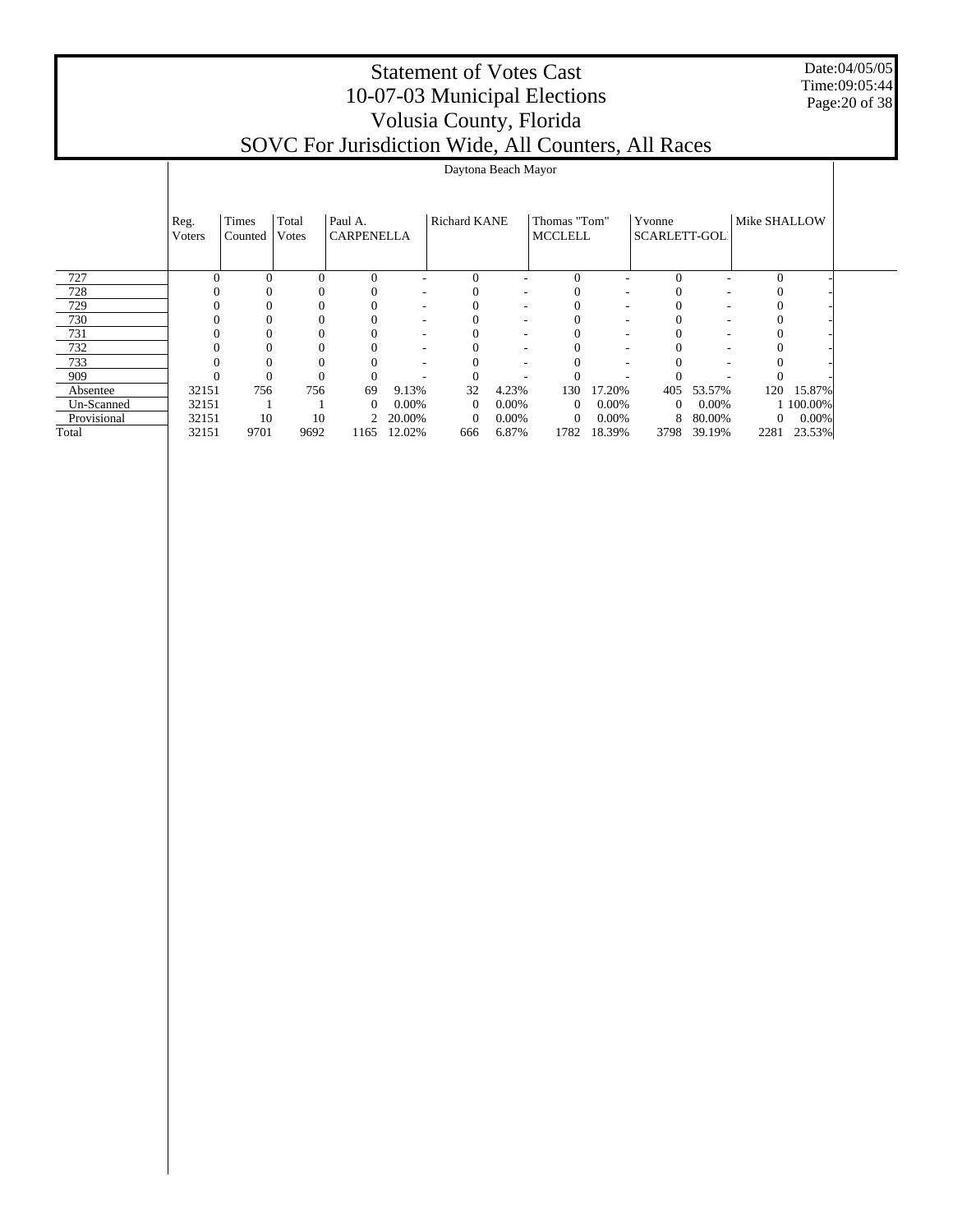# Statement of Votes Cast
## 10-07-03 Municipal Elections
## Volusia County, Florida
## SOVC For Jurisdiction Wide, All Counters, All Races

Date:04/05/05
Time:09:05:44

### Daytona Beach Mayor

| | Reg. Voters | Times Counted | Total Votes | Paul A. CARPENELLA | | Richard KANE | | Thomas "Tom" MCCLELL | | Yvonne SCARLETT-GOL | | Mike SHALLOW | |
|---|---|---|---|---|---|---|---|---|---|---|---|---|---|
| 727 | 0 | 0 | 0 | 0 | - | 0 | - | 0 | - | 0 | - | 0 | - |
| 728 | 0 | 0 | 0 | 0 | - | 0 | - | 0 | - | 0 | - | 0 | - |
| 729 | 0 | 0 | 0 | 0 | - | 0 | - | 0 | - | 0 | - | 0 | - |
| 730 | 0 | 0 | 0 | 0 | - | 0 | - | 0 | - | 0 | - | 0 | - |
| 731 | 0 | 0 | 0 | 0 | - | 0 | - | 0 | - | 0 | - | 0 | - |
| 732 | 0 | 0 | 0 | 0 | - | 0 | - | 0 | - | 0 | - | 0 | - |
| 733 | 0 | 0 | 0 | 0 | - | 0 | - | 0 | - | 0 | - | 0 | - |
| 909 | 0 | 0 | 0 | 0 | - | 0 | - | 0 | - | 0 | - | 0 | - |
| Absentee | 32151 | 756 | 756 | 69 | 9.13% | 32 | 4.23% | 130 | 17.20% | 405 | 53.57% | 120 | 15.87% |
| Un-Scanned | 32151 | 1 | 1 | 0 | 0.00% | 0 | 0.00% | 0 | 0.00% | 0 | 0.00% | 1 | 100.00% |
| Provisional | 32151 | 10 | 10 | 2 | 20.00% | 0 | 0.00% | 0 | 0.00% | 8 | 80.00% | 0 | 0.00% |
| Total | 32151 | 9701 | 9692 | 1165 | 12.02% | 666 | 6.87% | 1782 | 18.39% | 3798 | 39.19% | 2281 | 23.53% |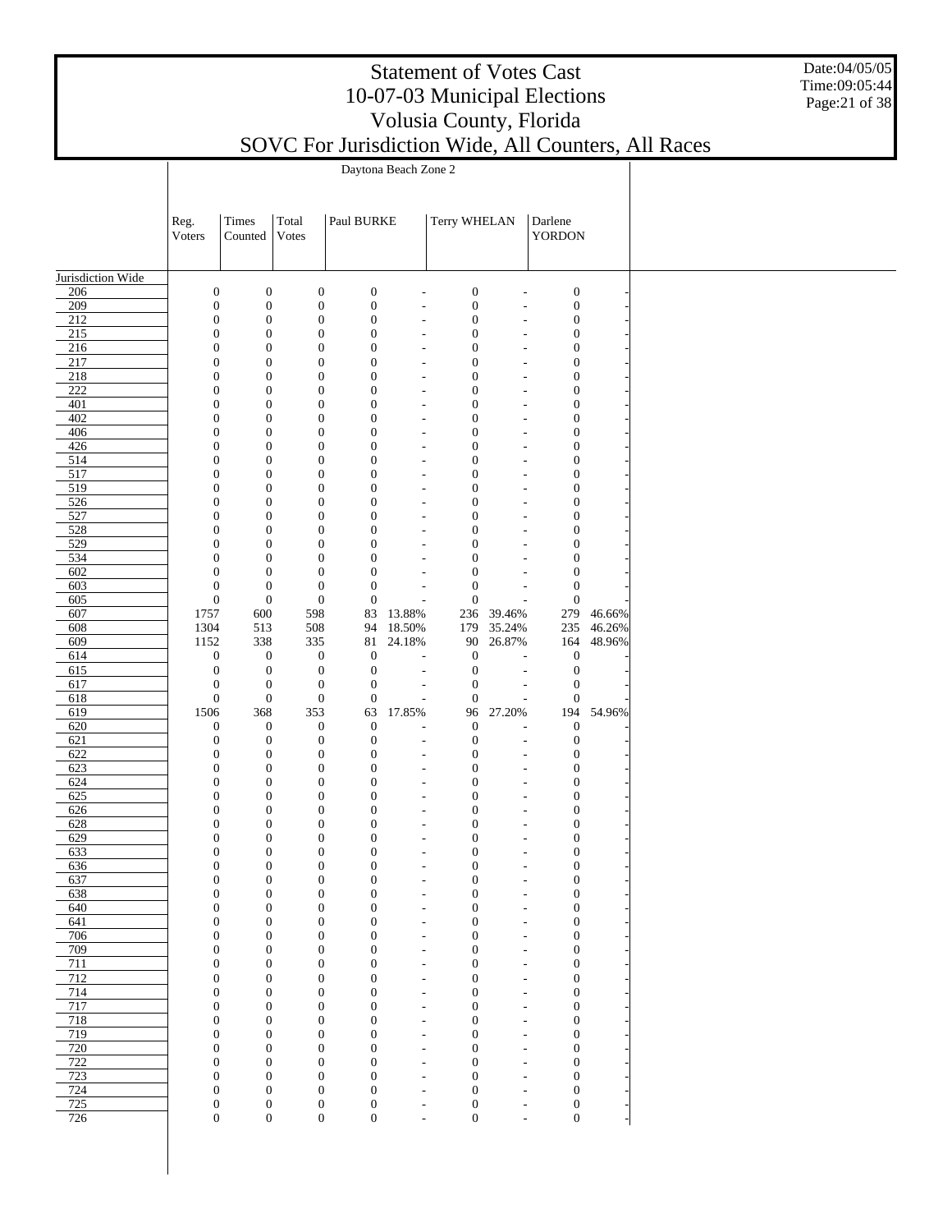# Statement of Votes Cast
# 10-07-03 Municipal Elections
# Volusia County, Florida
# SOVC For Jurisdiction Wide, All Counters, All Races

Date:04/05/05
Time:09:05:44

| | Daytona Beach Zone 2 | | | | | | | | |
|---|---|---|---|---|---|---|---|---|---|
| | Reg. Voters | Times Counted | Total Votes | Paul BURKE | | Terry WHELAN | | Darlene YORDON | |
| Jurisdiction Wide | | | | | | | | | |
| 206 | 0 | 0 | 0 | 0 | - | 0 | - | 0 | - |
| 209 | 0 | 0 | 0 | 0 | - | 0 | - | 0 | - |
| 212 | 0 | 0 | 0 | 0 | - | 0 | - | 0 | - |
| 215 | 0 | 0 | 0 | 0 | - | 0 | - | 0 | - |
| 216 | 0 | 0 | 0 | 0 | - | 0 | - | 0 | - |
| 217 | 0 | 0 | 0 | 0 | - | 0 | - | 0 | - |
| 218 | 0 | 0 | 0 | 0 | - | 0 | - | 0 | - |
| 222 | 0 | 0 | 0 | 0 | - | 0 | - | 0 | - |
| 401 | 0 | 0 | 0 | 0 | - | 0 | - | 0 | - |
| 402 | 0 | 0 | 0 | 0 | - | 0 | - | 0 | - |
| 406 | 0 | 0 | 0 | 0 | - | 0 | - | 0 | - |
| 426 | 0 | 0 | 0 | 0 | - | 0 | - | 0 | - |
| 514 | 0 | 0 | 0 | 0 | - | 0 | - | 0 | - |
| 517 | 0 | 0 | 0 | 0 | - | 0 | - | 0 | - |
| 519 | 0 | 0 | 0 | 0 | - | 0 | - | 0 | - |
| 526 | 0 | 0 | 0 | 0 | - | 0 | - | 0 | - |
| 527 | 0 | 0 | 0 | 0 | - | 0 | - | 0 | - |
| 528 | 0 | 0 | 0 | 0 | - | 0 | - | 0 | - |
| 529 | 0 | 0 | 0 | 0 | - | 0 | - | 0 | - |
| 534 | 0 | 0 | 0 | 0 | - | 0 | - | 0 | - |
| 602 | 0 | 0 | 0 | 0 | - | 0 | - | 0 | - |
| 603 | 0 | 0 | 0 | 0 | - | 0 | - | 0 | - |
| 605 | 0 | 0 | 0 | 0 | - | 0 | - | 0 | - |
| 607 | 1757 | 600 | 598 | 83 | 13.88% | 236 | 39.46% | 279 | 46.66% |
| 608 | 1304 | 513 | 508 | 94 | 18.50% | 179 | 35.24% | 235 | 46.26% |
| 609 | 1152 | 338 | 335 | 81 | 24.18% | 90 | 26.87% | 164 | 48.96% |
| 614 | 0 | 0 | 0 | 0 | - | 0 | - | 0 | - |
| 615 | 0 | 0 | 0 | 0 | - | 0 | - | 0 | - |
| 617 | 0 | 0 | 0 | 0 | - | 0 | - | 0 | - |
| 618 | 0 | 0 | 0 | 0 | - | 0 | - | 0 | - |
| 619 | 1506 | 368 | 353 | 63 | 17.85% | 96 | 27.20% | 194 | 54.96% |
| 620 | 0 | 0 | 0 | 0 | - | 0 | - | 0 | - |
| 621 | 0 | 0 | 0 | 0 | - | 0 | - | 0 | - |
| 622 | 0 | 0 | 0 | 0 | - | 0 | - | 0 | - |
| 623 | 0 | 0 | 0 | 0 | - | 0 | - | 0 | - |
| 624 | 0 | 0 | 0 | 0 | - | 0 | - | 0 | - |
| 625 | 0 | 0 | 0 | 0 | - | 0 | - | 0 | - |
| 626 | 0 | 0 | 0 | 0 | - | 0 | - | 0 | - |
| 628 | 0 | 0 | 0 | 0 | - | 0 | - | 0 | - |
| 629 | 0 | 0 | 0 | 0 | - | 0 | - | 0 | - |
| 633 | 0 | 0 | 0 | 0 | - | 0 | - | 0 | - |
| 636 | 0 | 0 | 0 | 0 | - | 0 | - | 0 | - |
| 637 | 0 | 0 | 0 | 0 | - | 0 | - | 0 | - |
| 638 | 0 | 0 | 0 | 0 | - | 0 | - | 0 | - |
| 640 | 0 | 0 | 0 | 0 | - | 0 | - | 0 | - |
| 641 | 0 | 0 | 0 | 0 | - | 0 | - | 0 | - |
| 706 | 0 | 0 | 0 | 0 | - | 0 | - | 0 | - |
| 709 | 0 | 0 | 0 | 0 | - | 0 | - | 0 | - |
| 711 | 0 | 0 | 0 | 0 | - | 0 | - | 0 | - |
| 712 | 0 | 0 | 0 | 0 | - | 0 | - | 0 | - |
| 714 | 0 | 0 | 0 | 0 | - | 0 | - | 0 | - |
| 717 | 0 | 0 | 0 | 0 | - | 0 | - | 0 | - |
| 718 | 0 | 0 | 0 | 0 | - | 0 | - | 0 | - |
| 719 | 0 | 0 | 0 | 0 | - | 0 | - | 0 | - |
| 720 | 0 | 0 | 0 | 0 | - | 0 | - | 0 | - |
| 722 | 0 | 0 | 0 | 0 | - | 0 | - | 0 | - |
| 723 | 0 | 0 | 0 | 0 | - | 0 | - | 0 | - |
| 724 | 0 | 0 | 0 | 0 | - | 0 | - | 0 | - |
| 725 | 0 | 0 | 0 | 0 | - | 0 | - | 0 | - |
| 726 | 0 | 0 | 0 | 0 | - | 0 | - | 0 | - |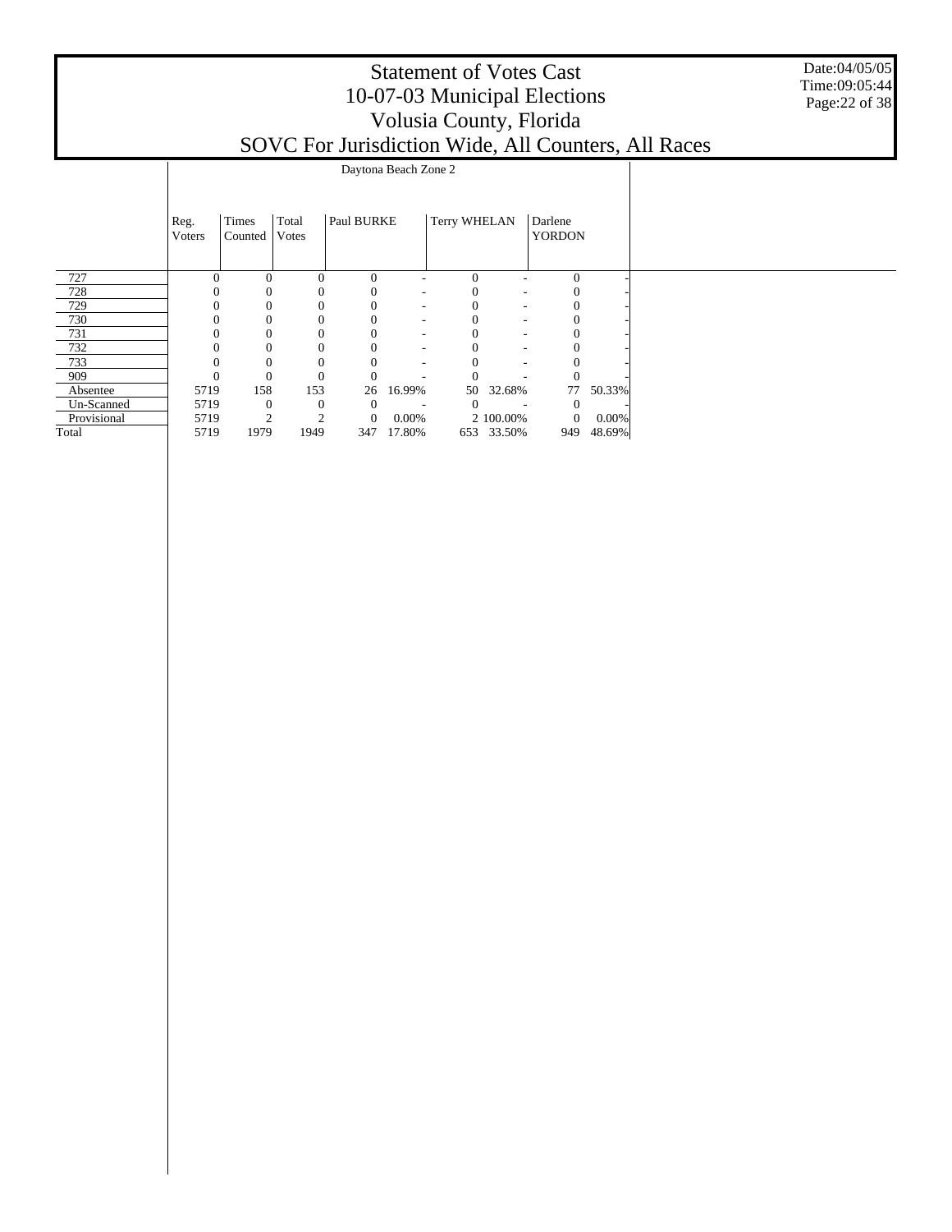# Statement of Votes Cast
# 10-07-03 Municipal Elections
# Volusia County, Florida
# SOVC For Jurisdiction Wide, All Counters, All Races

Date:04/05/05
Time:09:05:44

| | Daytona Beach Zone 2 | | | | | | | | |
|---|---|---|---|---|---|---|---|---|---|
| | Reg. Voters | Times Counted | Total Votes | Paul BURKE | | Terry WHELAN | | Darlene YORDON | |
| 727 | 0 | 0 | 0 | 0 | - | 0 | - | 0 | - |
| 728 | 0 | 0 | 0 | 0 | - | 0 | - | 0 | - |
| 729 | 0 | 0 | 0 | 0 | - | 0 | - | 0 | - |
| 730 | 0 | 0 | 0 | 0 | - | 0 | - | 0 | - |
| 731 | 0 | 0 | 0 | 0 | - | 0 | - | 0 | - |
| 732 | 0 | 0 | 0 | 0 | - | 0 | - | 0 | - |
| 733 | 0 | 0 | 0 | 0 | - | 0 | - | 0 | - |
| 909 | 0 | 0 | 0 | 0 | - | 0 | - | 0 | - |
| Absentee | 5719 | 158 | 153 | 26 | 16.99% | 50 | 32.68% | 77 | 50.33% |
| Un-Scanned | 5719 | 0 | 0 | 0 | - | 0 | - | 0 | - |
| Provisional | 5719 | 2 | 2 | 0 | 0.00% | 2 | 100.00% | 0 | 0.00% |
| Total | 5719 | 1979 | 1949 | 347 | 17.80% | 653 | 33.50% | 949 | 48.69% |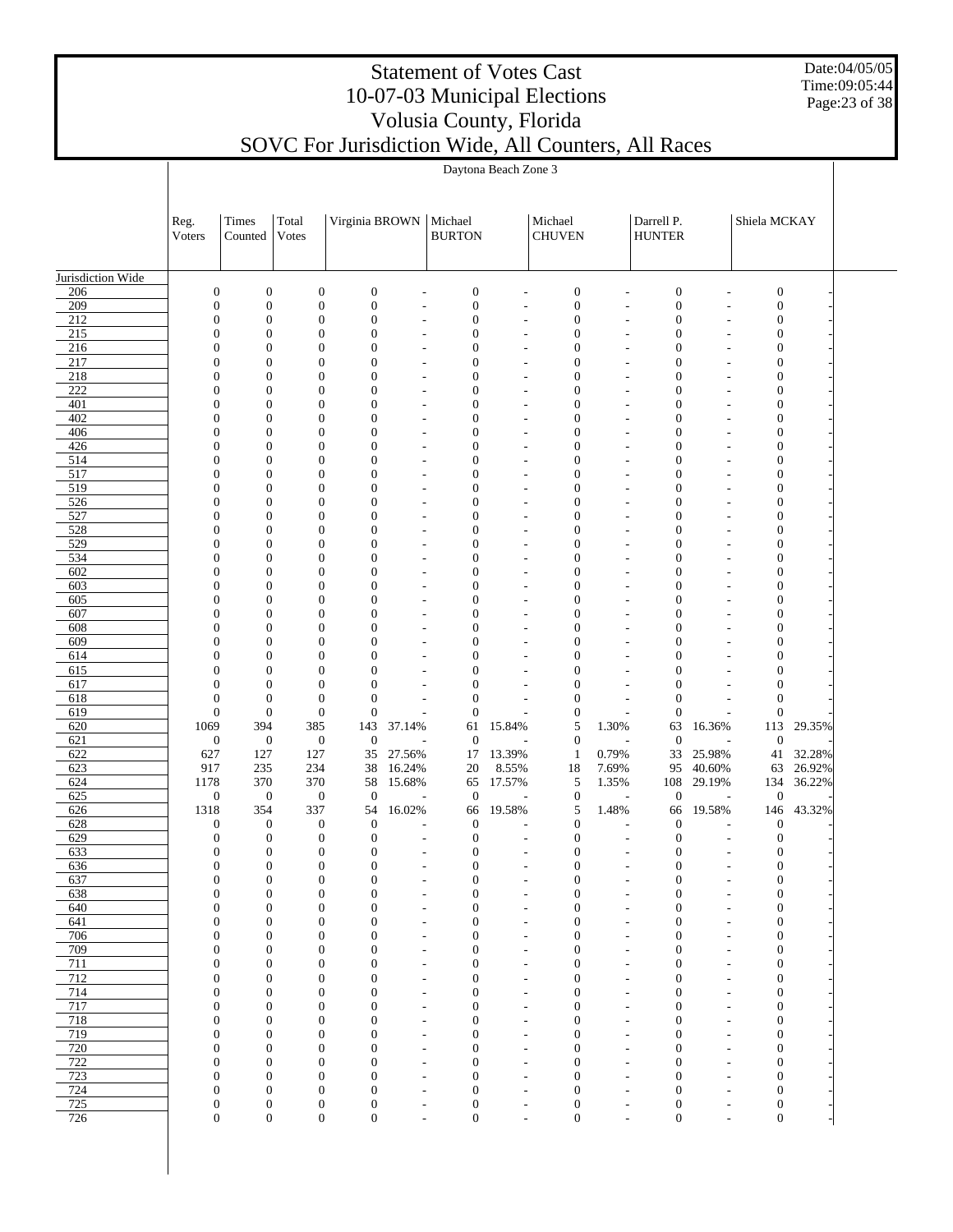# Statement of Votes Cast
# 10-07-03 Municipal Elections
# Volusia County, Florida
# SOVC For Jurisdiction Wide, All Counters, All Races

Date:04/05/05
Time:09:05:44

## Daytona Beach Zone 3

| | Reg. Voters | Times Counted | Total Votes | Virginia BROWN | | Michael BURTON | | Michael CHUVEN | | Darrell P. HUNTER | | Shiela MCKAY | |
|---|---|---|---|---|---|---|---|---|---|---|---|---|---|
| Jurisdiction Wide | | | | | | | | | | | | | |
| 206 | 0 | 0 | 0 | 0 | - | 0 | - | 0 | - | 0 | - | 0 | - |
| 209 | 0 | 0 | 0 | 0 | - | 0 | - | 0 | - | 0 | - | 0 | - |
| 212 | 0 | 0 | 0 | 0 | - | 0 | - | 0 | - | 0 | - | 0 | - |
| 215 | 0 | 0 | 0 | 0 | - | 0 | - | 0 | - | 0 | - | 0 | - |
| 216 | 0 | 0 | 0 | 0 | - | 0 | - | 0 | - | 0 | - | 0 | - |
| 217 | 0 | 0 | 0 | 0 | - | 0 | - | 0 | - | 0 | - | 0 | - |
| 218 | 0 | 0 | 0 | 0 | - | 0 | - | 0 | - | 0 | - | 0 | - |
| 222 | 0 | 0 | 0 | 0 | - | 0 | - | 0 | - | 0 | - | 0 | - |
| 401 | 0 | 0 | 0 | 0 | - | 0 | - | 0 | - | 0 | - | 0 | - |
| 402 | 0 | 0 | 0 | 0 | - | 0 | - | 0 | - | 0 | - | 0 | - |
| 406 | 0 | 0 | 0 | 0 | - | 0 | - | 0 | - | 0 | - | 0 | - |
| 426 | 0 | 0 | 0 | 0 | - | 0 | - | 0 | - | 0 | - | 0 | - |
| 514 | 0 | 0 | 0 | 0 | - | 0 | - | 0 | - | 0 | - | 0 | - |
| 517 | 0 | 0 | 0 | 0 | - | 0 | - | 0 | - | 0 | - | 0 | - |
| 519 | 0 | 0 | 0 | 0 | - | 0 | - | 0 | - | 0 | - | 0 | - |
| 526 | 0 | 0 | 0 | 0 | - | 0 | - | 0 | - | 0 | - | 0 | - |
| 527 | 0 | 0 | 0 | 0 | - | 0 | - | 0 | - | 0 | - | 0 | - |
| 528 | 0 | 0 | 0 | 0 | - | 0 | - | 0 | - | 0 | - | 0 | - |
| 529 | 0 | 0 | 0 | 0 | - | 0 | - | 0 | - | 0 | - | 0 | - |
| 534 | 0 | 0 | 0 | 0 | - | 0 | - | 0 | - | 0 | - | 0 | - |
| 602 | 0 | 0 | 0 | 0 | - | 0 | - | 0 | - | 0 | - | 0 | - |
| 603 | 0 | 0 | 0 | 0 | - | 0 | - | 0 | - | 0 | - | 0 | - |
| 605 | 0 | 0 | 0 | 0 | - | 0 | - | 0 | - | 0 | - | 0 | - |
| 607 | 0 | 0 | 0 | 0 | - | 0 | - | 0 | - | 0 | - | 0 | - |
| 608 | 0 | 0 | 0 | 0 | - | 0 | - | 0 | - | 0 | - | 0 | - |
| 609 | 0 | 0 | 0 | 0 | - | 0 | - | 0 | - | 0 | - | 0 | - |
| 614 | 0 | 0 | 0 | 0 | - | 0 | - | 0 | - | 0 | - | 0 | - |
| 615 | 0 | 0 | 0 | 0 | - | 0 | - | 0 | - | 0 | - | 0 | - |
| 617 | 0 | 0 | 0 | 0 | - | 0 | - | 0 | - | 0 | - | 0 | - |
| 618 | 0 | 0 | 0 | 0 | - | 0 | - | 0 | - | 0 | - | 0 | - |
| 619 | 0 | 0 | 0 | 0 | - | 0 | - | 0 | - | 0 | - | 0 | - |
| 620 | 1069 | 394 | 385 | 143 | 37.14% | 61 | 15.84% | 5 | 1.30% | 63 | 16.36% | 113 | 29.35% |
| 621 | 0 | 0 | 0 | 0 | - | 0 | - | 0 | - | 0 | - | 0 | - |
| 622 | 627 | 127 | 127 | 35 | 27.56% | 17 | 13.39% | 1 | 0.79% | 33 | 25.98% | 41 | 32.28% |
| 623 | 917 | 235 | 234 | 38 | 16.24% | 20 | 8.55% | 18 | 7.69% | 95 | 40.60% | 63 | 26.92% |
| 624 | 1178 | 370 | 370 | 58 | 15.68% | 65 | 17.57% | 5 | 1.35% | 108 | 29.19% | 134 | 36.22% |
| 625 | 0 | 0 | 0 | 0 | - | 0 | - | 0 | - | 0 | - | 0 | - |
| 626 | 1318 | 354 | 337 | 54 | 16.02% | 66 | 19.58% | 5 | 1.48% | 66 | 19.58% | 146 | 43.32% |
| 628 | 0 | 0 | 0 | 0 | - | 0 | - | 0 | - | 0 | - | 0 | - |
| 629 | 0 | 0 | 0 | 0 | - | 0 | - | 0 | - | 0 | - | 0 | - |
| 633 | 0 | 0 | 0 | 0 | - | 0 | - | 0 | - | 0 | - | 0 | - |
| 636 | 0 | 0 | 0 | 0 | - | 0 | - | 0 | - | 0 | - | 0 | - |
| 637 | 0 | 0 | 0 | 0 | - | 0 | - | 0 | - | 0 | - | 0 | - |
| 638 | 0 | 0 | 0 | 0 | - | 0 | - | 0 | - | 0 | - | 0 | - |
| 640 | 0 | 0 | 0 | 0 | - | 0 | - | 0 | - | 0 | - | 0 | - |
| 641 | 0 | 0 | 0 | 0 | - | 0 | - | 0 | - | 0 | - | 0 | - |
| 706 | 0 | 0 | 0 | 0 | - | 0 | - | 0 | - | 0 | - | 0 | - |
| 709 | 0 | 0 | 0 | 0 | - | 0 | - | 0 | - | 0 | - | 0 | - |
| 711 | 0 | 0 | 0 | 0 | - | 0 | - | 0 | - | 0 | - | 0 | - |
| 712 | 0 | 0 | 0 | 0 | - | 0 | - | 0 | - | 0 | - | 0 | - |
| 714 | 0 | 0 | 0 | 0 | - | 0 | - | 0 | - | 0 | - | 0 | - |
| 717 | 0 | 0 | 0 | 0 | - | 0 | - | 0 | - | 0 | - | 0 | - |
| 718 | 0 | 0 | 0 | 0 | - | 0 | - | 0 | - | 0 | - | 0 | - |
| 719 | 0 | 0 | 0 | 0 | - | 0 | - | 0 | - | 0 | - | 0 | - |
| 720 | 0 | 0 | 0 | 0 | - | 0 | - | 0 | - | 0 | - | 0 | - |
| 722 | 0 | 0 | 0 | 0 | - | 0 | - | 0 | - | 0 | - | 0 | - |
| 723 | 0 | 0 | 0 | 0 | - | 0 | - | 0 | - | 0 | - | 0 | - |
| 724 | 0 | 0 | 0 | 0 | - | 0 | - | 0 | - | 0 | - | 0 | - |
| 725 | 0 | 0 | 0 | 0 | - | 0 | - | 0 | - | 0 | - | 0 | - |
| 726 | 0 | 0 | 0 | 0 | - | 0 | - | 0 | - | 0 | - | 0 | - |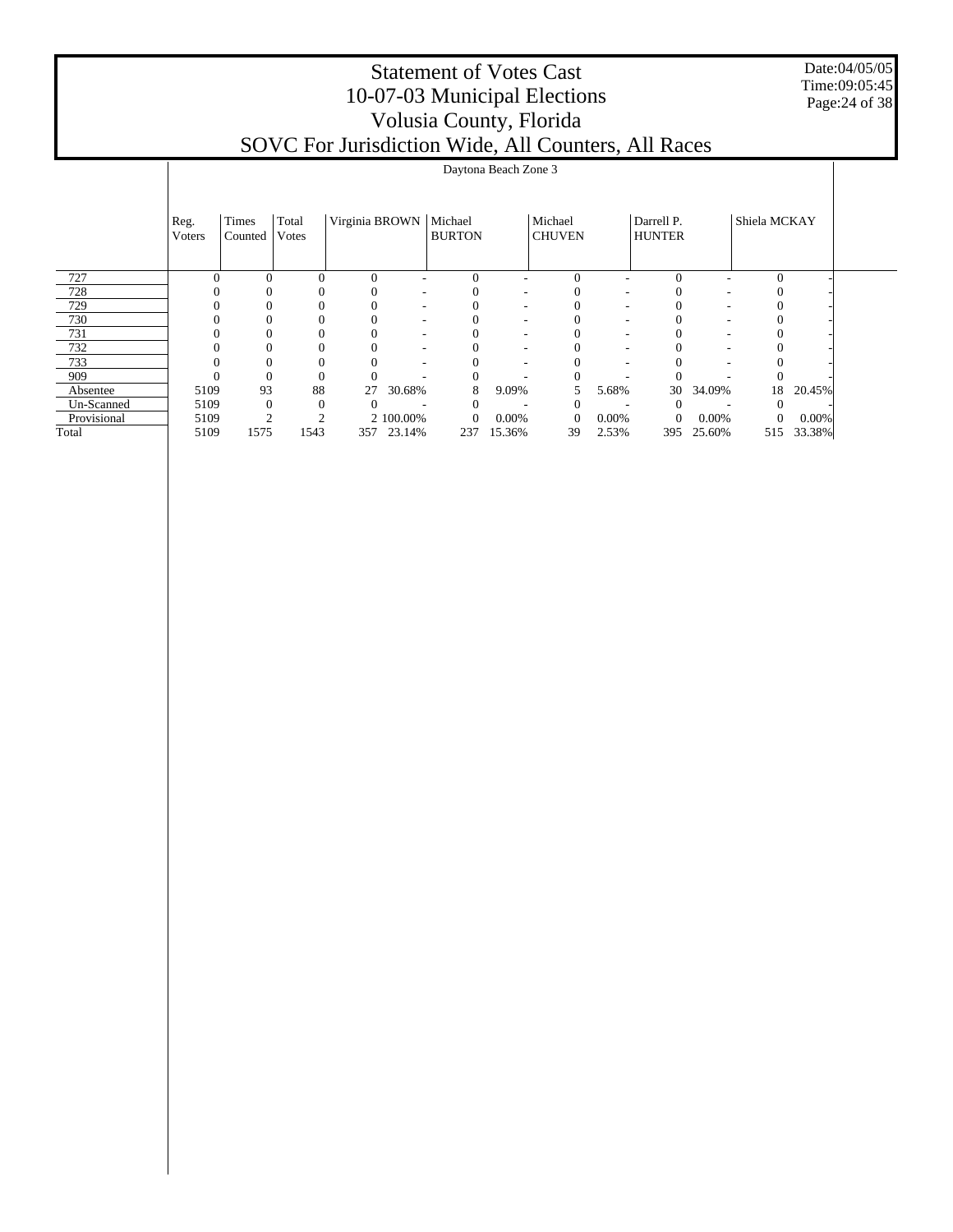# Statement of Votes Cast
## 10-07-03 Municipal Elections
## Volusia County, Florida
## SOVC For Jurisdiction Wide, All Counters, All Races

Date:04/05/05
Time:09:05:45

Daytona Beach Zone 3

| | Reg. Voters | Times Counted | Total Votes | Virginia BROWN | | Michael BURTON | | Michael CHUVEN | | Darrell P. HUNTER | | Shiela MCKAY | |
|---|---|---|---|---|---|---|---|---|---|---|---|---|---|
| 727 | 0 | 0 | 0 | 0 | - | 0 | - | 0 | - | 0 | - | 0 | - |
| 728 | 0 | 0 | 0 | 0 | - | 0 | - | 0 | - | 0 | - | 0 | - |
| 729 | 0 | 0 | 0 | 0 | - | 0 | - | 0 | - | 0 | - | 0 | - |
| 730 | 0 | 0 | 0 | 0 | - | 0 | - | 0 | - | 0 | - | 0 | - |
| 731 | 0 | 0 | 0 | 0 | - | 0 | - | 0 | - | 0 | - | 0 | - |
| 732 | 0 | 0 | 0 | 0 | - | 0 | - | 0 | - | 0 | - | 0 | - |
| 733 | 0 | 0 | 0 | 0 | - | 0 | - | 0 | - | 0 | - | 0 | - |
| 909 | 0 | 0 | 0 | 0 | - | 0 | - | 0 | - | 0 | - | 0 | - |
| Absentee | 5109 | 93 | 88 | 27 | 30.68% | 8 | 9.09% | 5 | 5.68% | 30 | 34.09% | 18 | 20.45% |
| Un-Scanned | 5109 | 0 | 0 | 0 | - | 0 | - | 0 | - | 0 | - | 0 | - |
| Provisional | 5109 | 2 | 2 | 2 | 100.00% | 0 | 0.00% | 0 | 0.00% | 0 | 0.00% | 0 | 0.00% |
| Total | 5109 | 1575 | 1543 | 357 | 23.14% | 237 | 15.36% | 39 | 2.53% | 395 | 25.60% | 515 | 33.38% |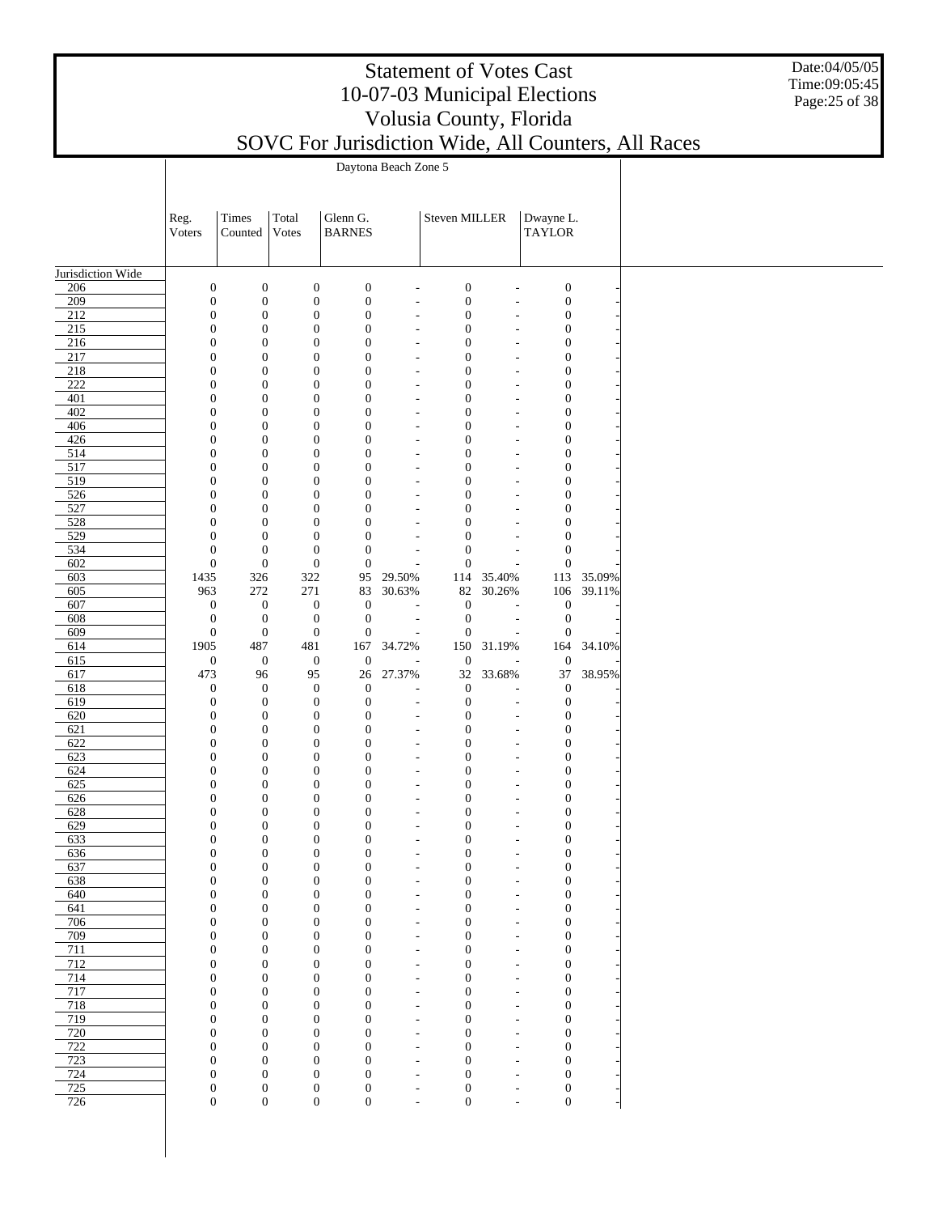# Statement of Votes Cast
# 10-07-03 Municipal Elections
# Volusia County, Florida
# SOVC For Jurisdiction Wide, All Counters, All Races

Date:04/05/05
Time:09:05:45

| | Daytona Beach Zone 5 | | | | | | | | |
|---|---|---|---|---|---|---|---|---|---|
| | Reg. Voters | Times Counted | Total Votes | Glenn G. BARNES | | Steven MILLER | | Dwayne L. TAYLOR | |
| Jurisdiction Wide | | | | | | | | | |
| 206 | 0 | 0 | 0 | 0 | - | 0 | - | 0 | - |
| 209 | 0 | 0 | 0 | 0 | - | 0 | - | 0 | - |
| 212 | 0 | 0 | 0 | 0 | - | 0 | - | 0 | - |
| 215 | 0 | 0 | 0 | 0 | - | 0 | - | 0 | - |
| 216 | 0 | 0 | 0 | 0 | - | 0 | - | 0 | - |
| 217 | 0 | 0 | 0 | 0 | - | 0 | - | 0 | - |
| 218 | 0 | 0 | 0 | 0 | - | 0 | - | 0 | - |
| 222 | 0 | 0 | 0 | 0 | - | 0 | - | 0 | - |
| 401 | 0 | 0 | 0 | 0 | - | 0 | - | 0 | - |
| 402 | 0 | 0 | 0 | 0 | - | 0 | - | 0 | - |
| 406 | 0 | 0 | 0 | 0 | - | 0 | - | 0 | - |
| 426 | 0 | 0 | 0 | 0 | - | 0 | - | 0 | - |
| 514 | 0 | 0 | 0 | 0 | - | 0 | - | 0 | - |
| 517 | 0 | 0 | 0 | 0 | - | 0 | - | 0 | - |
| 519 | 0 | 0 | 0 | 0 | - | 0 | - | 0 | - |
| 526 | 0 | 0 | 0 | 0 | - | 0 | - | 0 | - |
| 527 | 0 | 0 | 0 | 0 | - | 0 | - | 0 | - |
| 528 | 0 | 0 | 0 | 0 | - | 0 | - | 0 | - |
| 529 | 0 | 0 | 0 | 0 | - | 0 | - | 0 | - |
| 534 | 0 | 0 | 0 | 0 | - | 0 | - | 0 | - |
| 602 | 0 | 0 | 0 | 0 | - | 0 | - | 0 | - |
| 603 | 1435 | 326 | 322 | 95 | 29.50% | 114 | 35.40% | 113 | 35.09% |
| 605 | 963 | 272 | 271 | 83 | 30.63% | 82 | 30.26% | 106 | 39.11% |
| 607 | 0 | 0 | 0 | 0 | - | 0 | - | 0 | - |
| 608 | 0 | 0 | 0 | 0 | - | 0 | - | 0 | - |
| 609 | 0 | 0 | 0 | 0 | - | 0 | - | 0 | - |
| 614 | 1905 | 487 | 481 | 167 | 34.72% | 150 | 31.19% | 164 | 34.10% |
| 615 | 0 | 0 | 0 | 0 | - | 0 | - | 0 | - |
| 617 | 473 | 96 | 95 | 26 | 27.37% | 32 | 33.68% | 37 | 38.95% |
| 618 | 0 | 0 | 0 | 0 | - | 0 | - | 0 | - |
| 619 | 0 | 0 | 0 | 0 | - | 0 | - | 0 | - |
| 620 | 0 | 0 | 0 | 0 | - | 0 | - | 0 | - |
| 621 | 0 | 0 | 0 | 0 | - | 0 | - | 0 | - |
| 622 | 0 | 0 | 0 | 0 | - | 0 | - | 0 | - |
| 623 | 0 | 0 | 0 | 0 | - | 0 | - | 0 | - |
| 624 | 0 | 0 | 0 | 0 | - | 0 | - | 0 | - |
| 625 | 0 | 0 | 0 | 0 | - | 0 | - | 0 | - |
| 626 | 0 | 0 | 0 | 0 | - | 0 | - | 0 | - |
| 628 | 0 | 0 | 0 | 0 | - | 0 | - | 0 | - |
| 629 | 0 | 0 | 0 | 0 | - | 0 | - | 0 | - |
| 633 | 0 | 0 | 0 | 0 | - | 0 | - | 0 | - |
| 636 | 0 | 0 | 0 | 0 | - | 0 | - | 0 | - |
| 637 | 0 | 0 | 0 | 0 | - | 0 | - | 0 | - |
| 638 | 0 | 0 | 0 | 0 | - | 0 | - | 0 | - |
| 640 | 0 | 0 | 0 | 0 | - | 0 | - | 0 | - |
| 641 | 0 | 0 | 0 | 0 | - | 0 | - | 0 | - |
| 706 | 0 | 0 | 0 | 0 | - | 0 | - | 0 | - |
| 709 | 0 | 0 | 0 | 0 | - | 0 | - | 0 | - |
| 711 | 0 | 0 | 0 | 0 | - | 0 | - | 0 | - |
| 712 | 0 | 0 | 0 | 0 | - | 0 | - | 0 | - |
| 714 | 0 | 0 | 0 | 0 | - | 0 | - | 0 | - |
| 717 | 0 | 0 | 0 | 0 | - | 0 | - | 0 | - |
| 718 | 0 | 0 | 0 | 0 | - | 0 | - | 0 | - |
| 719 | 0 | 0 | 0 | 0 | - | 0 | - | 0 | - |
| 720 | 0 | 0 | 0 | 0 | - | 0 | - | 0 | - |
| 722 | 0 | 0 | 0 | 0 | - | 0 | - | 0 | - |
| 723 | 0 | 0 | 0 | 0 | - | 0 | - | 0 | - |
| 724 | 0 | 0 | 0 | 0 | - | 0 | - | 0 | - |
| 725 | 0 | 0 | 0 | 0 | - | 0 | - | 0 | - |
| 726 | 0 | 0 | 0 | 0 | - | 0 | - | 0 | - |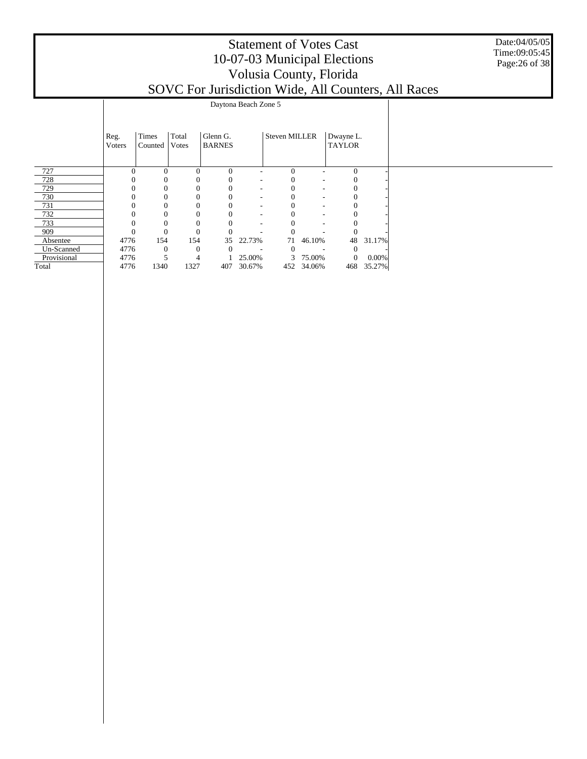# Statement of Votes Cast
## 10-07-03 Municipal Elections
## Volusia County, Florida
## SOVC For Jurisdiction Wide, All Counters, All Races

Date:04/05/05
Time:09:05:45

| | Daytona Beach Zone 5 | | | | | | | | |
|---|---|---|---|---|---|---|---|---|---|
| | Reg. Voters | Times Counted | Total Votes | Glenn G. BARNES | | Steven MILLER | | Dwayne L. TAYLOR | |
| 727 | 0 | 0 | 0 | 0 | - | 0 | - | 0 | - |
| 728 | 0 | 0 | 0 | 0 | - | 0 | - | 0 | - |
| 729 | 0 | 0 | 0 | 0 | - | 0 | - | 0 | - |
| 730 | 0 | 0 | 0 | 0 | - | 0 | - | 0 | - |
| 731 | 0 | 0 | 0 | 0 | - | 0 | - | 0 | - |
| 732 | 0 | 0 | 0 | 0 | - | 0 | - | 0 | - |
| 733 | 0 | 0 | 0 | 0 | - | 0 | - | 0 | - |
| 909 | 0 | 0 | 0 | 0 | - | 0 | - | 0 | - |
| Absentee | 4776 | 154 | 154 | 35 | 22.73% | 71 | 46.10% | 48 | 31.17% |
| Un-Scanned | 4776 | 0 | 0 | 0 | - | 0 | - | 0 | - |
| Provisional | 4776 | 5 | 4 | 1 | 25.00% | 3 | 75.00% | 0 | 0.00% |
| Total | 4776 | 1340 | 1327 | 407 | 30.67% | 452 | 34.06% | 468 | 35.27% |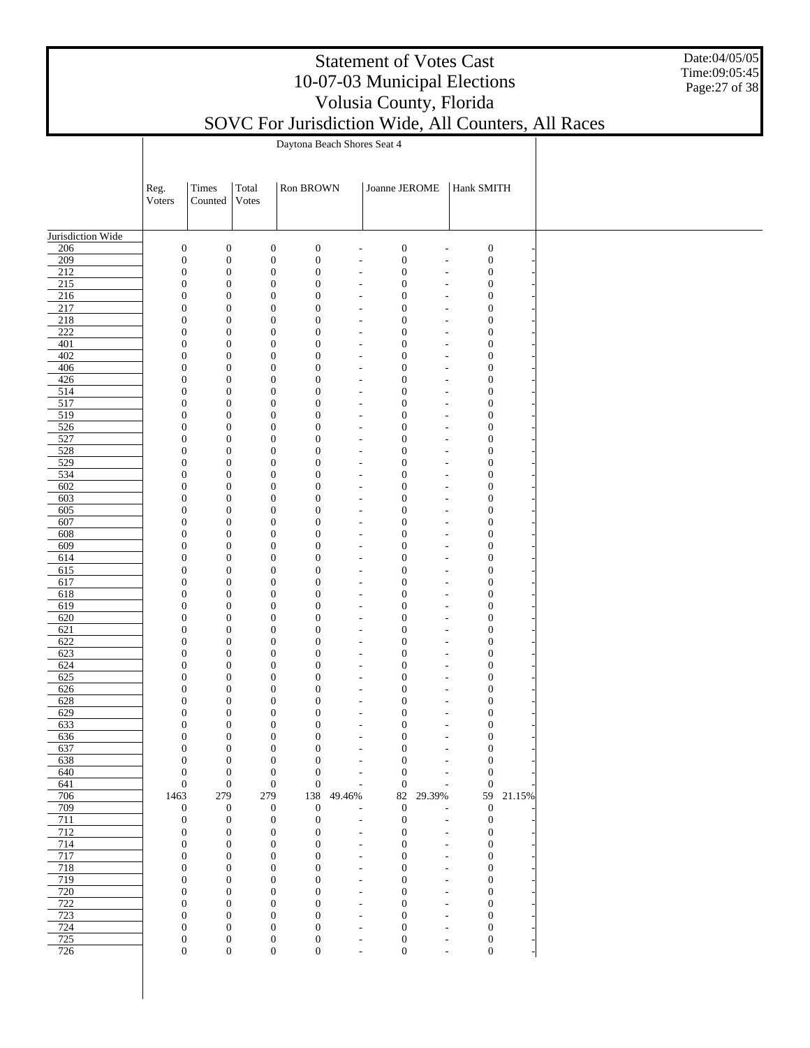# Statement of Votes Cast
# 10-07-03 Municipal Elections
# Volusia County, Florida
# SOVC For Jurisdiction Wide, All Counters, All Races

Date:04/05/05
Time:09:05:45

| | Daytona Beach Shores Seat 4 | | | | | | | | |
|---|---|---|---|---|---|---|---|---|---|
| | Reg. Voters | Times Counted | Total Votes | Ron BROWN | | Joanne JEROME | | Hank SMITH | |
| Jurisdiction Wide | | | | | | | | | |
| 206 | 0 | 0 | 0 | 0 | - | 0 | - | 0 | - |
| 209 | 0 | 0 | 0 | 0 | - | 0 | - | 0 | - |
| 212 | 0 | 0 | 0 | 0 | - | 0 | - | 0 | - |
| 215 | 0 | 0 | 0 | 0 | - | 0 | - | 0 | - |
| 216 | 0 | 0 | 0 | 0 | - | 0 | - | 0 | - |
| 217 | 0 | 0 | 0 | 0 | - | 0 | - | 0 | - |
| 218 | 0 | 0 | 0 | 0 | - | 0 | - | 0 | - |
| 222 | 0 | 0 | 0 | 0 | - | 0 | - | 0 | - |
| 401 | 0 | 0 | 0 | 0 | - | 0 | - | 0 | - |
| 402 | 0 | 0 | 0 | 0 | - | 0 | - | 0 | - |
| 406 | 0 | 0 | 0 | 0 | - | 0 | - | 0 | - |
| 426 | 0 | 0 | 0 | 0 | - | 0 | - | 0 | - |
| 514 | 0 | 0 | 0 | 0 | - | 0 | - | 0 | - |
| 517 | 0 | 0 | 0 | 0 | - | 0 | - | 0 | - |
| 519 | 0 | 0 | 0 | 0 | - | 0 | - | 0 | - |
| 526 | 0 | 0 | 0 | 0 | - | 0 | - | 0 | - |
| 527 | 0 | 0 | 0 | 0 | - | 0 | - | 0 | - |
| 528 | 0 | 0 | 0 | 0 | - | 0 | - | 0 | - |
| 529 | 0 | 0 | 0 | 0 | - | 0 | - | 0 | - |
| 534 | 0 | 0 | 0 | 0 | - | 0 | - | 0 | - |
| 602 | 0 | 0 | 0 | 0 | - | 0 | - | 0 | - |
| 603 | 0 | 0 | 0 | 0 | - | 0 | - | 0 | - |
| 605 | 0 | 0 | 0 | 0 | - | 0 | - | 0 | - |
| 607 | 0 | 0 | 0 | 0 | - | 0 | - | 0 | - |
| 608 | 0 | 0 | 0 | 0 | - | 0 | - | 0 | - |
| 609 | 0 | 0 | 0 | 0 | - | 0 | - | 0 | - |
| 614 | 0 | 0 | 0 | 0 | - | 0 | - | 0 | - |
| 615 | 0 | 0 | 0 | 0 | - | 0 | - | 0 | - |
| 617 | 0 | 0 | 0 | 0 | - | 0 | - | 0 | - |
| 618 | 0 | 0 | 0 | 0 | - | 0 | - | 0 | - |
| 619 | 0 | 0 | 0 | 0 | - | 0 | - | 0 | - |
| 620 | 0 | 0 | 0 | 0 | - | 0 | - | 0 | - |
| 621 | 0 | 0 | 0 | 0 | - | 0 | - | 0 | - |
| 622 | 0 | 0 | 0 | 0 | - | 0 | - | 0 | - |
| 623 | 0 | 0 | 0 | 0 | - | 0 | - | 0 | - |
| 624 | 0 | 0 | 0 | 0 | - | 0 | - | 0 | - |
| 625 | 0 | 0 | 0 | 0 | - | 0 | - | 0 | - |
| 626 | 0 | 0 | 0 | 0 | - | 0 | - | 0 | - |
| 628 | 0 | 0 | 0 | 0 | - | 0 | - | 0 | - |
| 629 | 0 | 0 | 0 | 0 | - | 0 | - | 0 | - |
| 633 | 0 | 0 | 0 | 0 | - | 0 | - | 0 | - |
| 636 | 0 | 0 | 0 | 0 | - | 0 | - | 0 | - |
| 637 | 0 | 0 | 0 | 0 | - | 0 | - | 0 | - |
| 638 | 0 | 0 | 0 | 0 | - | 0 | - | 0 | - |
| 640 | 0 | 0 | 0 | 0 | - | 0 | - | 0 | - |
| 641 | 0 | 0 | 0 | 0 | - | 0 | - | 0 | - |
| 706 | 1463 | 279 | 279 | 138 | 49.46% | 82 | 29.39% | 59 | 21.15% |
| 709 | 0 | 0 | 0 | 0 | - | 0 | - | 0 | - |
| 711 | 0 | 0 | 0 | 0 | - | 0 | - | 0 | - |
| 712 | 0 | 0 | 0 | 0 | - | 0 | - | 0 | - |
| 714 | 0 | 0 | 0 | 0 | - | 0 | - | 0 | - |
| 717 | 0 | 0 | 0 | 0 | - | 0 | - | 0 | - |
| 718 | 0 | 0 | 0 | 0 | - | 0 | - | 0 | - |
| 719 | 0 | 0 | 0 | 0 | - | 0 | - | 0 | - |
| 720 | 0 | 0 | 0 | 0 | - | 0 | - | 0 | - |
| 722 | 0 | 0 | 0 | 0 | - | 0 | - | 0 | - |
| 723 | 0 | 0 | 0 | 0 | - | 0 | - | 0 | - |
| 724 | 0 | 0 | 0 | 0 | - | 0 | - | 0 | - |
| 725 | 0 | 0 | 0 | 0 | - | 0 | - | 0 | - |
| 726 | 0 | 0 | 0 | 0 | - | 0 | - | 0 | - |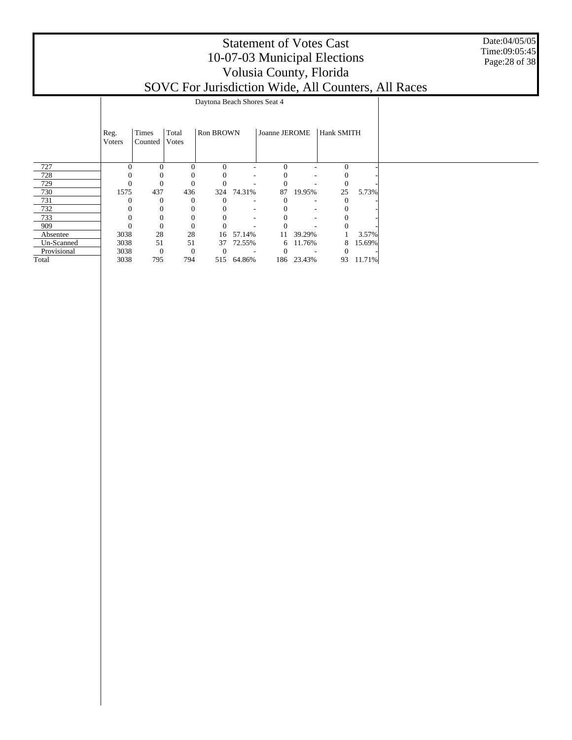# Statement of Votes Cast
# 10-07-03 Municipal Elections
# Volusia County, Florida
# SOVC For Jurisdiction Wide, All Counters, All Races

Date:04/05/05
Time:09:05:45

| | Daytona Beach Shores Seat 4 | | | | | | | | |
|---|---|---|---|---|---|---|---|---|---|
| | Reg. Voters | Times Counted | Total Votes | Ron BROWN | | Joanne JEROME | | Hank SMITH | |
| 727 | 0 | 0 | 0 | 0 | - | 0 | - | 0 | - |
| 728 | 0 | 0 | 0 | 0 | - | 0 | - | 0 | - |
| 729 | 0 | 0 | 0 | 0 | - | 0 | - | 0 | - |
| 730 | 1575 | 437 | 436 | 324 | 74.31% | 87 | 19.95% | 25 | 5.73% |
| 731 | 0 | 0 | 0 | 0 | - | 0 | - | 0 | - |
| 732 | 0 | 0 | 0 | 0 | - | 0 | - | 0 | - |
| 733 | 0 | 0 | 0 | 0 | - | 0 | - | 0 | - |
| 909 | 0 | 0 | 0 | 0 | - | 0 | - | 0 | - |
| Absentee | 3038 | 28 | 28 | 16 | 57.14% | 11 | 39.29% | 1 | 3.57% |
| Un-Scanned | 3038 | 51 | 51 | 37 | 72.55% | 6 | 11.76% | 8 | 15.69% |
| Provisional | 3038 | 0 | 0 | 0 | - | 0 | - | 0 | - |
| Total | 3038 | 795 | 794 | 515 | 64.86% | 186 | 23.43% | 93 | 11.71% |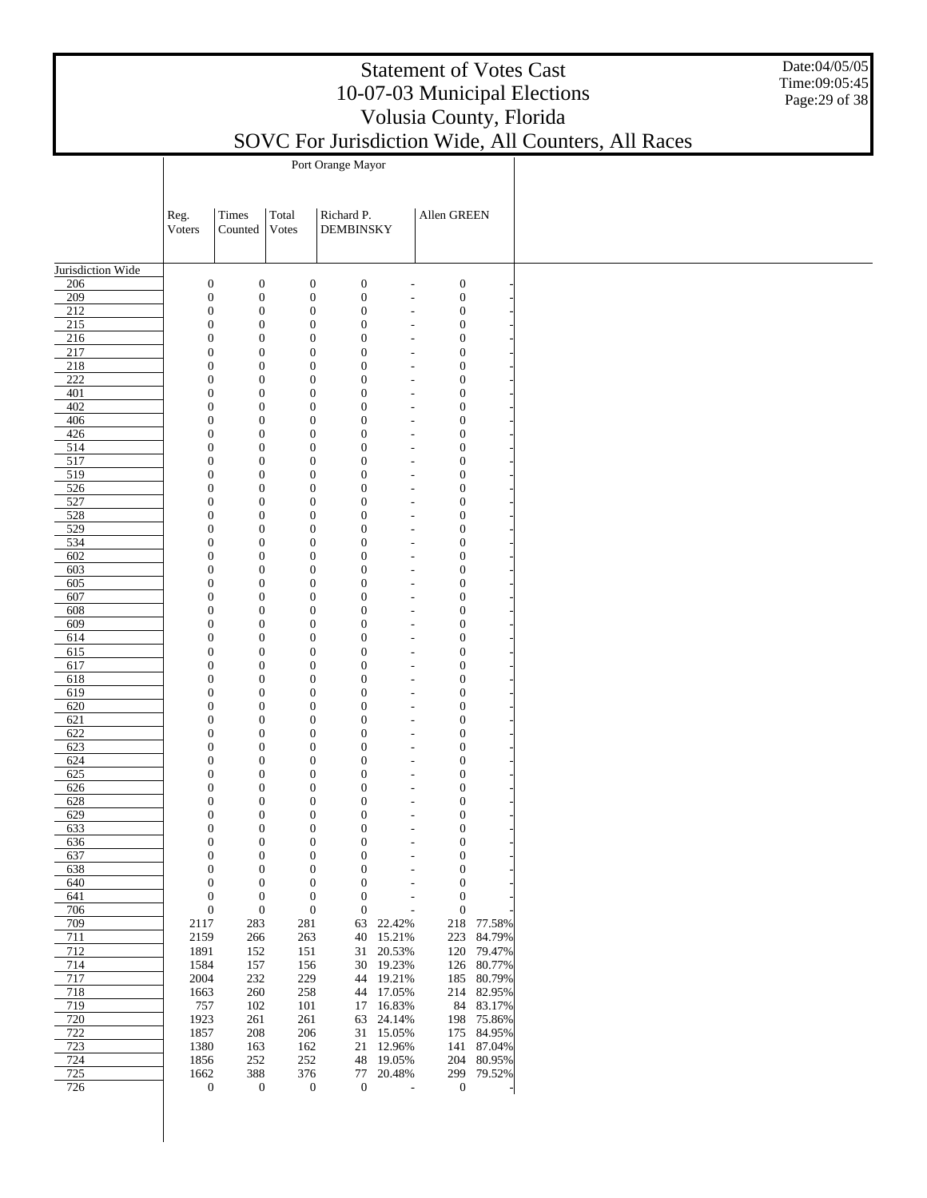# Statement of Votes Cast
## 10-07-03 Municipal Elections
## Volusia County, Florida
## SOVC For Jurisdiction Wide, All Counters, All Races

Date:04/05/05
Time:09:05:45

| | Port Orange Mayor | | | | | | |
|---|---|---|---|---|---|---|---|
| | Reg. Voters | Times Counted | Total Votes | Richard P. DEMBINSKY | | Allen GREEN | |
| Jurisdiction Wide | | | | | | | |
| 206 | 0 | 0 | 0 | 0 | - | 0 | - |
| 209 | 0 | 0 | 0 | 0 | - | 0 | - |
| 212 | 0 | 0 | 0 | 0 | - | 0 | - |
| 215 | 0 | 0 | 0 | 0 | - | 0 | - |
| 216 | 0 | 0 | 0 | 0 | - | 0 | - |
| 217 | 0 | 0 | 0 | 0 | - | 0 | - |
| 218 | 0 | 0 | 0 | 0 | - | 0 | - |
| 222 | 0 | 0 | 0 | 0 | - | 0 | - |
| 401 | 0 | 0 | 0 | 0 | - | 0 | - |
| 402 | 0 | 0 | 0 | 0 | - | 0 | - |
| 406 | 0 | 0 | 0 | 0 | - | 0 | - |
| 426 | 0 | 0 | 0 | 0 | - | 0 | - |
| 514 | 0 | 0 | 0 | 0 | - | 0 | - |
| 517 | 0 | 0 | 0 | 0 | - | 0 | - |
| 519 | 0 | 0 | 0 | 0 | - | 0 | - |
| 526 | 0 | 0 | 0 | 0 | - | 0 | - |
| 527 | 0 | 0 | 0 | 0 | - | 0 | - |
| 528 | 0 | 0 | 0 | 0 | - | 0 | - |
| 529 | 0 | 0 | 0 | 0 | - | 0 | - |
| 534 | 0 | 0 | 0 | 0 | - | 0 | - |
| 602 | 0 | 0 | 0 | 0 | - | 0 | - |
| 603 | 0 | 0 | 0 | 0 | - | 0 | - |
| 605 | 0 | 0 | 0 | 0 | - | 0 | - |
| 607 | 0 | 0 | 0 | 0 | - | 0 | - |
| 608 | 0 | 0 | 0 | 0 | - | 0 | - |
| 609 | 0 | 0 | 0 | 0 | - | 0 | - |
| 614 | 0 | 0 | 0 | 0 | - | 0 | - |
| 615 | 0 | 0 | 0 | 0 | - | 0 | - |
| 617 | 0 | 0 | 0 | 0 | - | 0 | - |
| 618 | 0 | 0 | 0 | 0 | - | 0 | - |
| 619 | 0 | 0 | 0 | 0 | - | 0 | - |
| 620 | 0 | 0 | 0 | 0 | - | 0 | - |
| 621 | 0 | 0 | 0 | 0 | - | 0 | - |
| 622 | 0 | 0 | 0 | 0 | - | 0 | - |
| 623 | 0 | 0 | 0 | 0 | - | 0 | - |
| 624 | 0 | 0 | 0 | 0 | - | 0 | - |
| 625 | 0 | 0 | 0 | 0 | - | 0 | - |
| 626 | 0 | 0 | 0 | 0 | - | 0 | - |
| 628 | 0 | 0 | 0 | 0 | - | 0 | - |
| 629 | 0 | 0 | 0 | 0 | - | 0 | - |
| 633 | 0 | 0 | 0 | 0 | - | 0 | - |
| 636 | 0 | 0 | 0 | 0 | - | 0 | - |
| 637 | 0 | 0 | 0 | 0 | - | 0 | - |
| 638 | 0 | 0 | 0 | 0 | - | 0 | - |
| 640 | 0 | 0 | 0 | 0 | - | 0 | - |
| 641 | 0 | 0 | 0 | 0 | - | 0 | - |
| 706 | 0 | 0 | 0 | 0 | - | 0 | - |
| 709 | 2117 | 283 | 281 | 63 | 22.42% | 218 | 77.58% |
| 711 | 2159 | 266 | 263 | 40 | 15.21% | 223 | 84.79% |
| 712 | 1891 | 152 | 151 | 31 | 20.53% | 120 | 79.47% |
| 714 | 1584 | 157 | 156 | 30 | 19.23% | 126 | 80.77% |
| 717 | 2004 | 232 | 229 | 44 | 19.21% | 185 | 80.79% |
| 718 | 1663 | 260 | 258 | 44 | 17.05% | 214 | 82.95% |
| 719 | 757 | 102 | 101 | 17 | 16.83% | 84 | 83.17% |
| 720 | 1923 | 261 | 261 | 63 | 24.14% | 198 | 75.86% |
| 722 | 1857 | 208 | 206 | 31 | 15.05% | 175 | 84.95% |
| 723 | 1380 | 163 | 162 | 21 | 12.96% | 141 | 87.04% |
| 724 | 1856 | 252 | 252 | 48 | 19.05% | 204 | 80.95% |
| 725 | 1662 | 388 | 376 | 77 | 20.48% | 299 | 79.52% |
| 726 | 0 | 0 | 0 | 0 | - | 0 | - |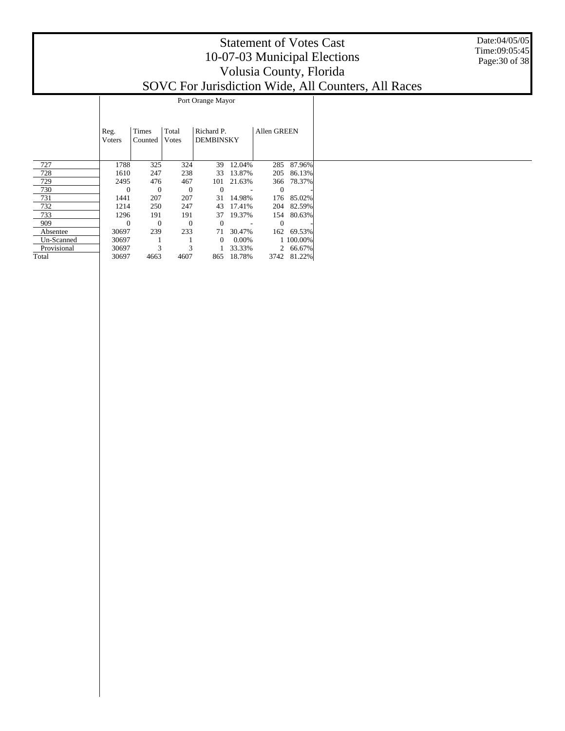# Statement of Votes Cast
## 10-07-03 Municipal Elections
## Volusia County, Florida
## SOVC For Jurisdiction Wide, All Counters, All Races

Date:04/05/05
Time:09:05:45

| | Port Orange Mayor | | | | | | |
|---|---|---|---|---|---|---|---|
| | Reg. Voters | Times Counted | Total Votes | Richard P. DEMBINSKY | | Allen GREEN | |
| 727 | 1788 | 325 | 324 | 39 | 12.04% | 285 | 87.96% |
| 728 | 1610 | 247 | 238 | 33 | 13.87% | 205 | 86.13% |
| 729 | 2495 | 476 | 467 | 101 | 21.63% | 366 | 78.37% |
| 730 | 0 | 0 | 0 | 0 | - | 0 | - |
| 731 | 1441 | 207 | 207 | 31 | 14.98% | 176 | 85.02% |
| 732 | 1214 | 250 | 247 | 43 | 17.41% | 204 | 82.59% |
| 733 | 1296 | 191 | 191 | 37 | 19.37% | 154 | 80.63% |
| 909 | 0 | 0 | 0 | 0 | - | 0 | - |
| Absentee | 30697 | 239 | 233 | 71 | 30.47% | 162 | 69.53% |
| Un-Scanned | 30697 | 1 | 1 | 0 | 0.00% | 1 | 100.00% |
| Provisional | 30697 | 3 | 3 | 1 | 33.33% | 2 | 66.67% |
| Total | 30697 | 4663 | 4607 | 865 | 18.78% | 3742 | 81.22% |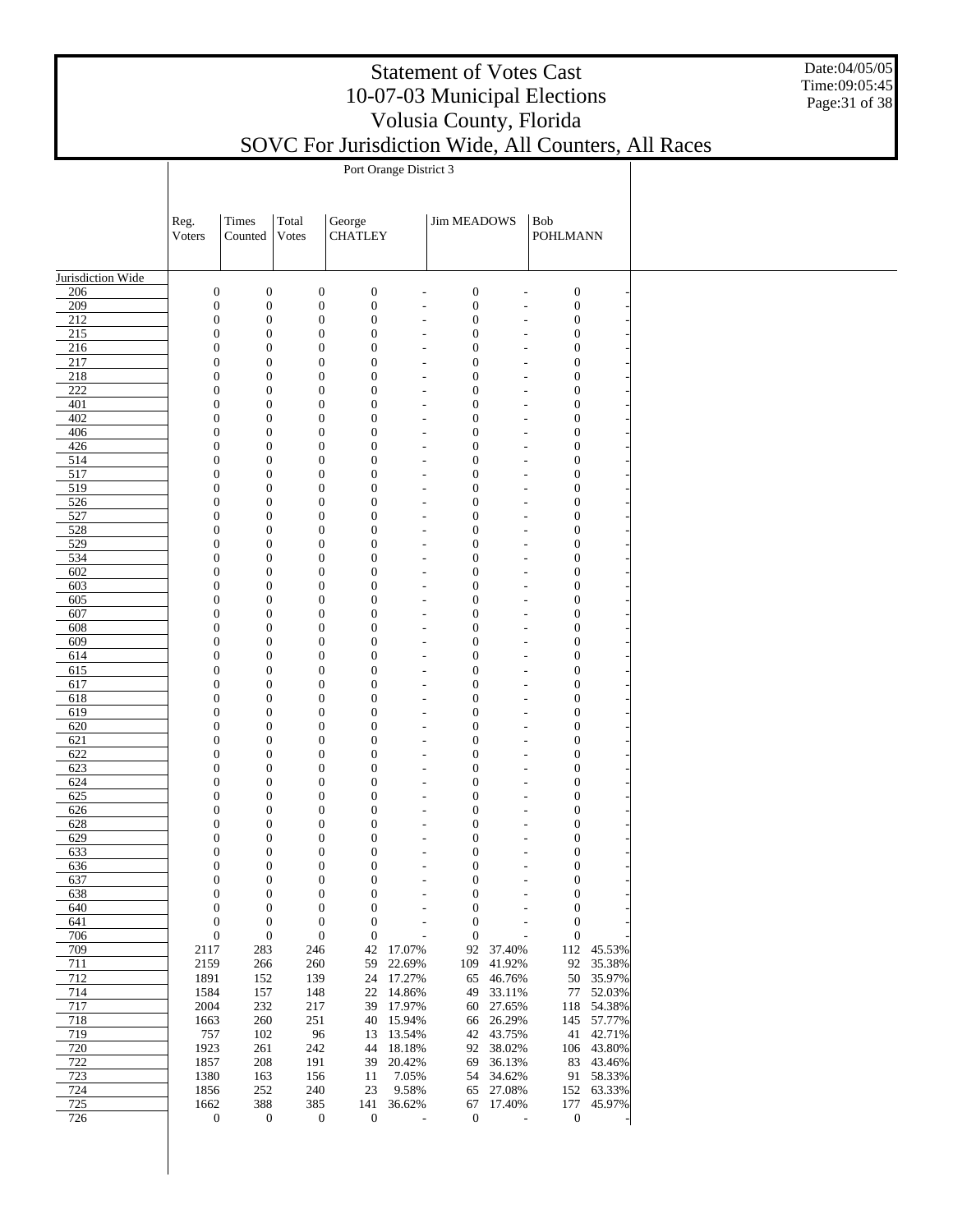# Statement of Votes Cast
# 10-07-03 Municipal Elections
# Volusia County, Florida
# SOVC For Jurisdiction Wide, All Counters, All Races

Date:04/05/05
Time:09:05:45

## Port Orange District 3

| | Reg. Voters | Times Counted | Total Votes | George CHATLEY | | Jim MEADOWS | | Bob POHLMANN | |
|---|---|---|---|---|---|---|---|---|---|
| Jurisdiction Wide | | | | | | | | | |
| 206 | 0 | 0 | 0 | 0 | - | 0 | - | 0 | - |
| 209 | 0 | 0 | 0 | 0 | - | 0 | - | 0 | - |
| 212 | 0 | 0 | 0 | 0 | - | 0 | - | 0 | - |
| 215 | 0 | 0 | 0 | 0 | - | 0 | - | 0 | - |
| 216 | 0 | 0 | 0 | 0 | - | 0 | - | 0 | - |
| 217 | 0 | 0 | 0 | 0 | - | 0 | - | 0 | - |
| 218 | 0 | 0 | 0 | 0 | - | 0 | - | 0 | - |
| 222 | 0 | 0 | 0 | 0 | - | 0 | - | 0 | - |
| 401 | 0 | 0 | 0 | 0 | - | 0 | - | 0 | - |
| 402 | 0 | 0 | 0 | 0 | - | 0 | - | 0 | - |
| 406 | 0 | 0 | 0 | 0 | - | 0 | - | 0 | - |
| 426 | 0 | 0 | 0 | 0 | - | 0 | - | 0 | - |
| 514 | 0 | 0 | 0 | 0 | - | 0 | - | 0 | - |
| 517 | 0 | 0 | 0 | 0 | - | 0 | - | 0 | - |
| 519 | 0 | 0 | 0 | 0 | - | 0 | - | 0 | - |
| 526 | 0 | 0 | 0 | 0 | - | 0 | - | 0 | - |
| 527 | 0 | 0 | 0 | 0 | - | 0 | - | 0 | - |
| 528 | 0 | 0 | 0 | 0 | - | 0 | - | 0 | - |
| 529 | 0 | 0 | 0 | 0 | - | 0 | - | 0 | - |
| 534 | 0 | 0 | 0 | 0 | - | 0 | - | 0 | - |
| 602 | 0 | 0 | 0 | 0 | - | 0 | - | 0 | - |
| 603 | 0 | 0 | 0 | 0 | - | 0 | - | 0 | - |
| 605 | 0 | 0 | 0 | 0 | - | 0 | - | 0 | - |
| 607 | 0 | 0 | 0 | 0 | - | 0 | - | 0 | - |
| 608 | 0 | 0 | 0 | 0 | - | 0 | - | 0 | - |
| 609 | 0 | 0 | 0 | 0 | - | 0 | - | 0 | - |
| 614 | 0 | 0 | 0 | 0 | - | 0 | - | 0 | - |
| 615 | 0 | 0 | 0 | 0 | - | 0 | - | 0 | - |
| 617 | 0 | 0 | 0 | 0 | - | 0 | - | 0 | - |
| 618 | 0 | 0 | 0 | 0 | - | 0 | - | 0 | - |
| 619 | 0 | 0 | 0 | 0 | - | 0 | - | 0 | - |
| 620 | 0 | 0 | 0 | 0 | - | 0 | - | 0 | - |
| 621 | 0 | 0 | 0 | 0 | - | 0 | - | 0 | - |
| 622 | 0 | 0 | 0 | 0 | - | 0 | - | 0 | - |
| 623 | 0 | 0 | 0 | 0 | - | 0 | - | 0 | - |
| 624 | 0 | 0 | 0 | 0 | - | 0 | - | 0 | - |
| 625 | 0 | 0 | 0 | 0 | - | 0 | - | 0 | - |
| 626 | 0 | 0 | 0 | 0 | - | 0 | - | 0 | - |
| 628 | 0 | 0 | 0 | 0 | - | 0 | - | 0 | - |
| 629 | 0 | 0 | 0 | 0 | - | 0 | - | 0 | - |
| 633 | 0 | 0 | 0 | 0 | - | 0 | - | 0 | - |
| 636 | 0 | 0 | 0 | 0 | - | 0 | - | 0 | - |
| 637 | 0 | 0 | 0 | 0 | - | 0 | - | 0 | - |
| 638 | 0 | 0 | 0 | 0 | - | 0 | - | 0 | - |
| 640 | 0 | 0 | 0 | 0 | - | 0 | - | 0 | - |
| 641 | 0 | 0 | 0 | 0 | - | 0 | - | 0 | - |
| 706 | 0 | 0 | 0 | 0 | - | 0 | - | 0 | - |
| 709 | 2117 | 283 | 246 | 42 | 17.07% | 92 | 37.40% | 112 | 45.53% |
| 711 | 2159 | 266 | 260 | 59 | 22.69% | 109 | 41.92% | 92 | 35.38% |
| 712 | 1891 | 152 | 139 | 24 | 17.27% | 65 | 46.76% | 50 | 35.97% |
| 714 | 1584 | 157 | 148 | 22 | 14.86% | 49 | 33.11% | 77 | 52.03% |
| 717 | 2004 | 232 | 217 | 39 | 17.97% | 60 | 27.65% | 118 | 54.38% |
| 718 | 1663 | 260 | 251 | 40 | 15.94% | 66 | 26.29% | 145 | 57.77% |
| 719 | 757 | 102 | 96 | 13 | 13.54% | 42 | 43.75% | 41 | 42.71% |
| 720 | 1923 | 261 | 242 | 44 | 18.18% | 92 | 38.02% | 106 | 43.80% |
| 722 | 1857 | 208 | 191 | 39 | 20.42% | 69 | 36.13% | 83 | 43.46% |
| 723 | 1380 | 163 | 156 | 11 | 7.05% | 54 | 34.62% | 91 | 58.33% |
| 724 | 1856 | 252 | 240 | 23 | 9.58% | 65 | 27.08% | 152 | 63.33% |
| 725 | 1662 | 388 | 385 | 141 | 36.62% | 67 | 17.40% | 177 | 45.97% |
| 726 | 0 | 0 | 0 | 0 | - | 0 | - | 0 | - |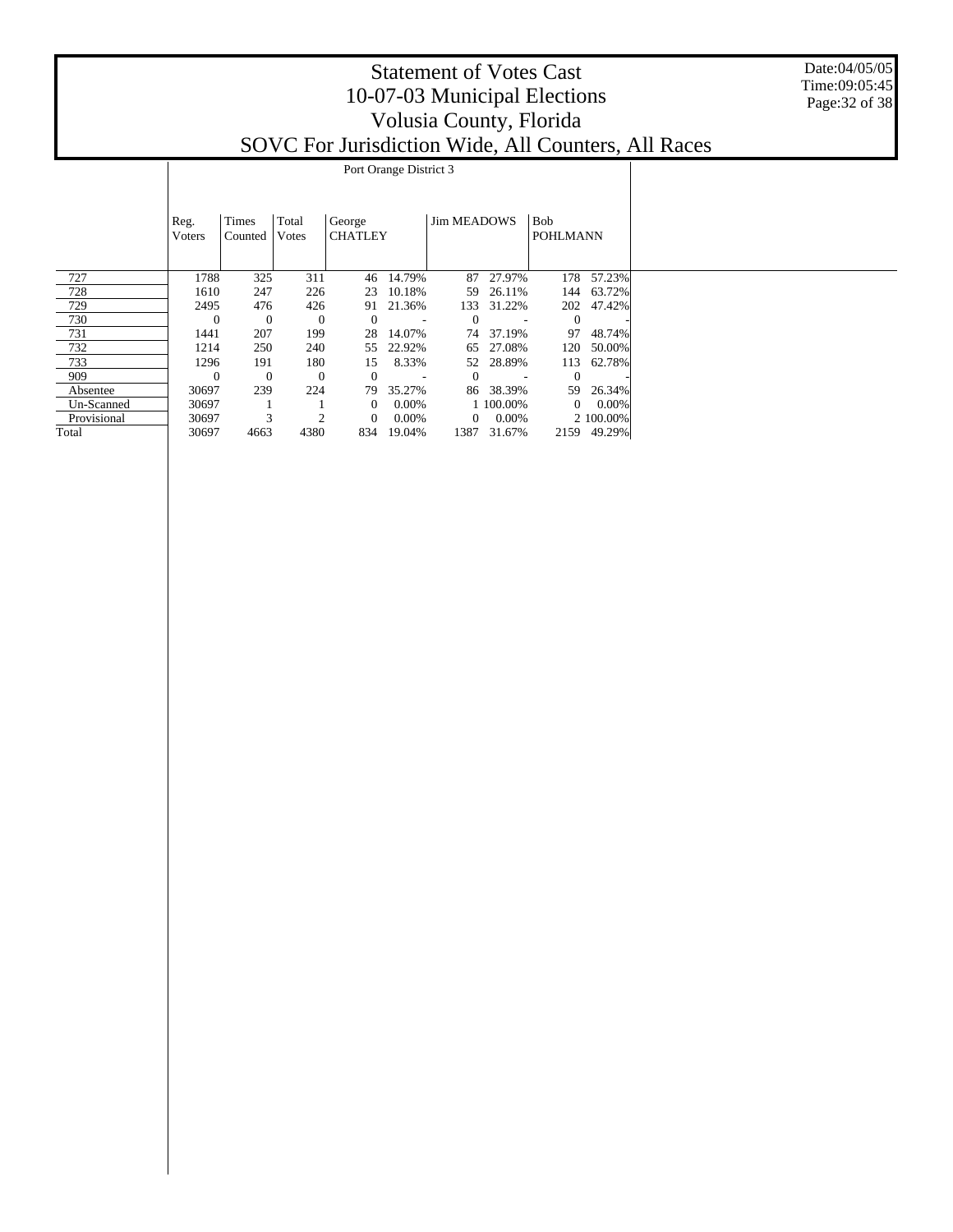# Statement of Votes Cast
# 10-07-03 Municipal Elections
# Volusia County, Florida
# SOVC For Jurisdiction Wide, All Counters, All Races

Date:04/05/05
Time:09:05:45

| | Port Orange District 3 | | | | | | | | |
|---|---|---|---|---|---|---|---|---|---|
| | Reg. Voters | Times Counted | Total Votes | George CHATLEY | | Jim MEADOWS | | Bob POHLMANN | |
| 727 | 1788 | 325 | 311 | 46 | 14.79% | 87 | 27.97% | 178 | 57.23% |
| 728 | 1610 | 247 | 226 | 23 | 10.18% | 59 | 26.11% | 144 | 63.72% |
| 729 | 2495 | 476 | 426 | 91 | 21.36% | 133 | 31.22% | 202 | 47.42% |
| 730 | 0 | 0 | 0 | 0 | - | 0 | - | 0 | - |
| 731 | 1441 | 207 | 199 | 28 | 14.07% | 74 | 37.19% | 97 | 48.74% |
| 732 | 1214 | 250 | 240 | 55 | 22.92% | 65 | 27.08% | 120 | 50.00% |
| 733 | 1296 | 191 | 180 | 15 | 8.33% | 52 | 28.89% | 113 | 62.78% |
| 909 | 0 | 0 | 0 | 0 | - | 0 | - | 0 | - |
| Absentee | 30697 | 239 | 224 | 79 | 35.27% | 86 | 38.39% | 59 | 26.34% |
| Un-Scanned | 30697 | 1 | 1 | 0 | 0.00% | 1 | 100.00% | 0 | 0.00% |
| Provisional | 30697 | 3 | 2 | 0 | 0.00% | 0 | 0.00% | 2 | 100.00% |
| Total | 30697 | 4663 | 4380 | 834 | 19.04% | 1387 | 31.67% | 2159 | 49.29% |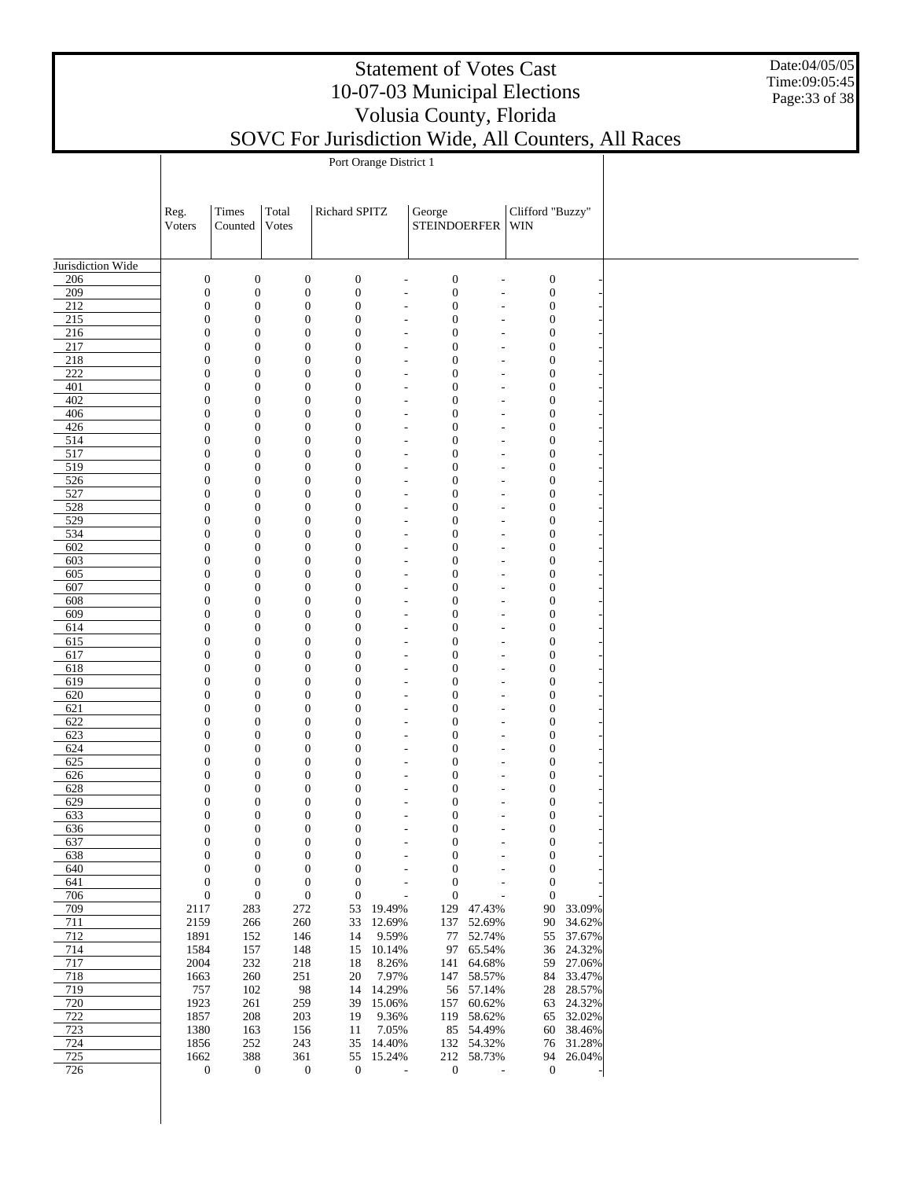# Statement of Votes Cast
# 10-07-03 Municipal Elections
# Volusia County, Florida
# SOVC For Jurisdiction Wide, All Counters, All Races

Date:04/05/05
Time:09:05:45

Port Orange District 1

| | Reg. Voters | Times Counted | Total Votes | Richard SPITZ | | George STEINDOERFER | | Clifford "Buzzy" WIN | |
|---|---|---|---|---|---|---|---|---|---|
| Jurisdiction Wide | | | | | | | | | |
| 206 | 0 | 0 | 0 | 0 | - | 0 | - | 0 | - |
| 209 | 0 | 0 | 0 | 0 | - | 0 | - | 0 | - |
| 212 | 0 | 0 | 0 | 0 | - | 0 | - | 0 | - |
| 215 | 0 | 0 | 0 | 0 | - | 0 | - | 0 | - |
| 216 | 0 | 0 | 0 | 0 | - | 0 | - | 0 | - |
| 217 | 0 | 0 | 0 | 0 | - | 0 | - | 0 | - |
| 218 | 0 | 0 | 0 | 0 | - | 0 | - | 0 | - |
| 222 | 0 | 0 | 0 | 0 | - | 0 | - | 0 | - |
| 401 | 0 | 0 | 0 | 0 | - | 0 | - | 0 | - |
| 402 | 0 | 0 | 0 | 0 | - | 0 | - | 0 | - |
| 406 | 0 | 0 | 0 | 0 | - | 0 | - | 0 | - |
| 426 | 0 | 0 | 0 | 0 | - | 0 | - | 0 | - |
| 514 | 0 | 0 | 0 | 0 | - | 0 | - | 0 | - |
| 517 | 0 | 0 | 0 | 0 | - | 0 | - | 0 | - |
| 519 | 0 | 0 | 0 | 0 | - | 0 | - | 0 | - |
| 526 | 0 | 0 | 0 | 0 | - | 0 | - | 0 | - |
| 527 | 0 | 0 | 0 | 0 | - | 0 | - | 0 | - |
| 528 | 0 | 0 | 0 | 0 | - | 0 | - | 0 | - |
| 529 | 0 | 0 | 0 | 0 | - | 0 | - | 0 | - |
| 534 | 0 | 0 | 0 | 0 | - | 0 | - | 0 | - |
| 602 | 0 | 0 | 0 | 0 | - | 0 | - | 0 | - |
| 603 | 0 | 0 | 0 | 0 | - | 0 | - | 0 | - |
| 605 | 0 | 0 | 0 | 0 | - | 0 | - | 0 | - |
| 607 | 0 | 0 | 0 | 0 | - | 0 | - | 0 | - |
| 608 | 0 | 0 | 0 | 0 | - | 0 | - | 0 | - |
| 609 | 0 | 0 | 0 | 0 | - | 0 | - | 0 | - |
| 614 | 0 | 0 | 0 | 0 | - | 0 | - | 0 | - |
| 615 | 0 | 0 | 0 | 0 | - | 0 | - | 0 | - |
| 617 | 0 | 0 | 0 | 0 | - | 0 | - | 0 | - |
| 618 | 0 | 0 | 0 | 0 | - | 0 | - | 0 | - |
| 619 | 0 | 0 | 0 | 0 | - | 0 | - | 0 | - |
| 620 | 0 | 0 | 0 | 0 | - | 0 | - | 0 | - |
| 621 | 0 | 0 | 0 | 0 | - | 0 | - | 0 | - |
| 622 | 0 | 0 | 0 | 0 | - | 0 | - | 0 | - |
| 623 | 0 | 0 | 0 | 0 | - | 0 | - | 0 | - |
| 624 | 0 | 0 | 0 | 0 | - | 0 | - | 0 | - |
| 625 | 0 | 0 | 0 | 0 | - | 0 | - | 0 | - |
| 626 | 0 | 0 | 0 | 0 | - | 0 | - | 0 | - |
| 628 | 0 | 0 | 0 | 0 | - | 0 | - | 0 | - |
| 629 | 0 | 0 | 0 | 0 | - | 0 | - | 0 | - |
| 633 | 0 | 0 | 0 | 0 | - | 0 | - | 0 | - |
| 636 | 0 | 0 | 0 | 0 | - | 0 | - | 0 | - |
| 637 | 0 | 0 | 0 | 0 | - | 0 | - | 0 | - |
| 638 | 0 | 0 | 0 | 0 | - | 0 | - | 0 | - |
| 640 | 0 | 0 | 0 | 0 | - | 0 | - | 0 | - |
| 641 | 0 | 0 | 0 | 0 | - | 0 | - | 0 | - |
| 706 | 0 | 0 | 0 | 0 | - | 0 | - | 0 | - |
| 709 | 2117 | 283 | 272 | 53 | 19.49% | 129 | 47.43% | 90 | 33.09% |
| 711 | 2159 | 266 | 260 | 33 | 12.69% | 137 | 52.69% | 90 | 34.62% |
| 712 | 1891 | 152 | 146 | 14 | 9.59% | 77 | 52.74% | 55 | 37.67% |
| 714 | 1584 | 157 | 148 | 15 | 10.14% | 97 | 65.54% | 36 | 24.32% |
| 717 | 2004 | 232 | 218 | 18 | 8.26% | 141 | 64.68% | 59 | 27.06% |
| 718 | 1663 | 260 | 251 | 20 | 7.97% | 147 | 58.57% | 84 | 33.47% |
| 719 | 757 | 102 | 98 | 14 | 14.29% | 56 | 57.14% | 28 | 28.57% |
| 720 | 1923 | 261 | 259 | 39 | 15.06% | 157 | 60.62% | 63 | 24.32% |
| 722 | 1857 | 208 | 203 | 19 | 9.36% | 119 | 58.62% | 65 | 32.02% |
| 723 | 1380 | 163 | 156 | 11 | 7.05% | 85 | 54.49% | 60 | 38.46% |
| 724 | 1856 | 252 | 243 | 35 | 14.40% | 132 | 54.32% | 76 | 31.28% |
| 725 | 1662 | 388 | 361 | 55 | 15.24% | 212 | 58.73% | 94 | 26.04% |
| 726 | 0 | 0 | 0 | 0 | - | 0 | - | 0 | - |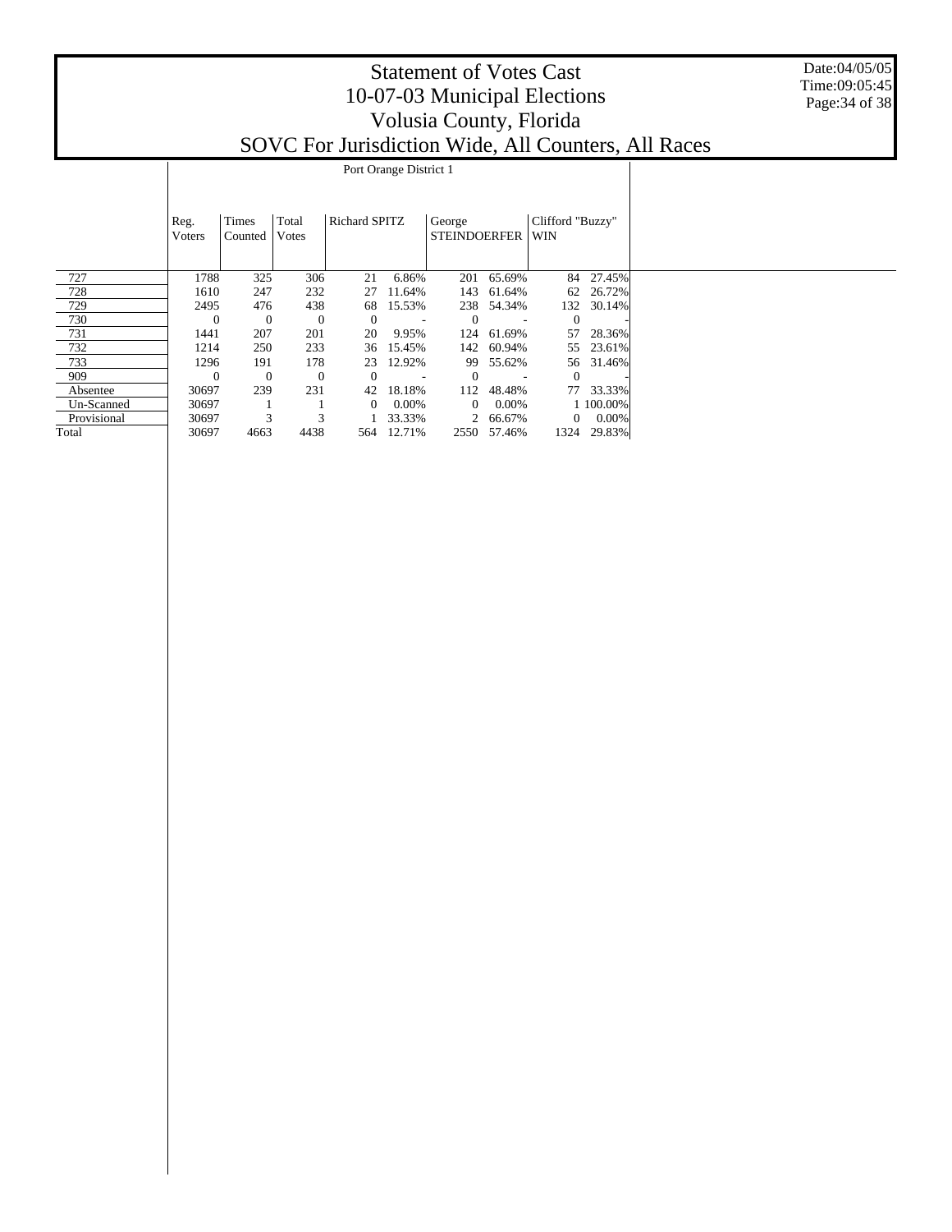# Statement of Votes Cast
# 10-07-03 Municipal Elections
# Volusia County, Florida
# SOVC For Jurisdiction Wide, All Counters, All Races

Date:04/05/05
Time:09:05:45

| | Port Orange District 1 | | | | | | | | |
|---|---|---|---|---|---|---|---|---|---|
| | Reg. Voters | Times Counted | Total Votes | Richard SPITZ | | George STEINDOERFER | | Clifford "Buzzy" WIN | |
| 727 | 1788 | 325 | 306 | 21 | 6.86% | 201 | 65.69% | 84 | 27.45% |
| 728 | 1610 | 247 | 232 | 27 | 11.64% | 143 | 61.64% | 62 | 26.72% |
| 729 | 2495 | 476 | 438 | 68 | 15.53% | 238 | 54.34% | 132 | 30.14% |
| 730 | 0 | 0 | 0 | 0 | - | 0 | - | 0 | - |
| 731 | 1441 | 207 | 201 | 20 | 9.95% | 124 | 61.69% | 57 | 28.36% |
| 732 | 1214 | 250 | 233 | 36 | 15.45% | 142 | 60.94% | 55 | 23.61% |
| 733 | 1296 | 191 | 178 | 23 | 12.92% | 99 | 55.62% | 56 | 31.46% |
| 909 | 0 | 0 | 0 | 0 | - | 0 | - | 0 | - |
| Absentee | 30697 | 239 | 231 | 42 | 18.18% | 112 | 48.48% | 77 | 33.33% |
| Un-Scanned | 30697 | 1 | 1 | 0 | 0.00% | 0 | 0.00% | 1 | 100.00% |
| Provisional | 30697 | 3 | 3 | 1 | 33.33% | 2 | 66.67% | 0 | 0.00% |
| Total | 30697 | 4663 | 4438 | 564 | 12.71% | 2550 | 57.46% | 1324 | 29.83% |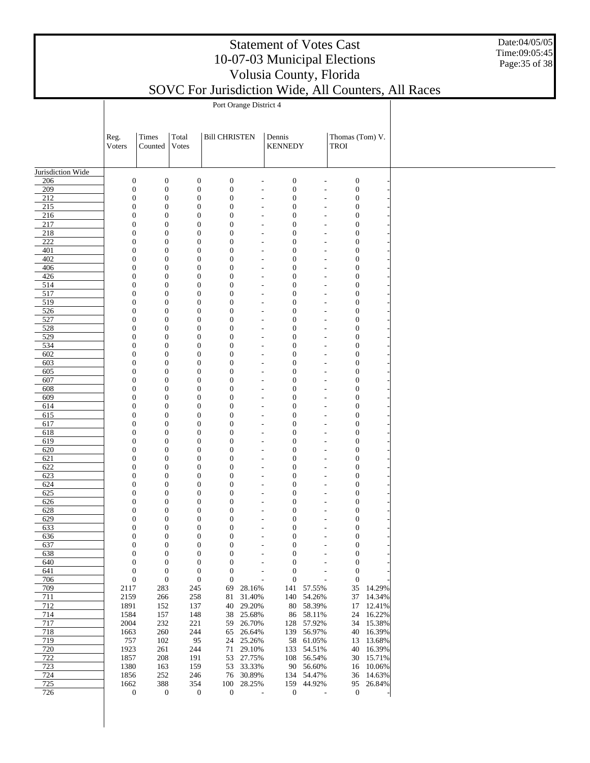# Statement of Votes Cast
# 10-07-03 Municipal Elections
# Volusia County, Florida
# SOVC For Jurisdiction Wide, All Counters, All Races

Date:04/05/05
Time:09:05:45

Port Orange District 4

| | Reg. Voters | Times Counted | Total Votes | Bill CHRISTEN | | Dennis KENNEDY | | Thomas (Tom) V. TROI | |
|---|---|---|---|---|---|---|---|---|---|
| Jurisdiction Wide | | | | | | | | | |
| 206 | 0 | 0 | 0 | 0 | - | 0 | - | 0 | - |
| 209 | 0 | 0 | 0 | 0 | - | 0 | - | 0 | - |
| 212 | 0 | 0 | 0 | 0 | - | 0 | - | 0 | - |
| 215 | 0 | 0 | 0 | 0 | - | 0 | - | 0 | - |
| 216 | 0 | 0 | 0 | 0 | - | 0 | - | 0 | - |
| 217 | 0 | 0 | 0 | 0 | - | 0 | - | 0 | - |
| 218 | 0 | 0 | 0 | 0 | - | 0 | - | 0 | - |
| 222 | 0 | 0 | 0 | 0 | - | 0 | - | 0 | - |
| 401 | 0 | 0 | 0 | 0 | - | 0 | - | 0 | - |
| 402 | 0 | 0 | 0 | 0 | - | 0 | - | 0 | - |
| 406 | 0 | 0 | 0 | 0 | - | 0 | - | 0 | - |
| 426 | 0 | 0 | 0 | 0 | - | 0 | - | 0 | - |
| 514 | 0 | 0 | 0 | 0 | - | 0 | - | 0 | - |
| 517 | 0 | 0 | 0 | 0 | - | 0 | - | 0 | - |
| 519 | 0 | 0 | 0 | 0 | - | 0 | - | 0 | - |
| 526 | 0 | 0 | 0 | 0 | - | 0 | - | 0 | - |
| 527 | 0 | 0 | 0 | 0 | - | 0 | - | 0 | - |
| 528 | 0 | 0 | 0 | 0 | - | 0 | - | 0 | - |
| 529 | 0 | 0 | 0 | 0 | - | 0 | - | 0 | - |
| 534 | 0 | 0 | 0 | 0 | - | 0 | - | 0 | - |
| 602 | 0 | 0 | 0 | 0 | - | 0 | - | 0 | - |
| 603 | 0 | 0 | 0 | 0 | - | 0 | - | 0 | - |
| 605 | 0 | 0 | 0 | 0 | - | 0 | - | 0 | - |
| 607 | 0 | 0 | 0 | 0 | - | 0 | - | 0 | - |
| 608 | 0 | 0 | 0 | 0 | - | 0 | - | 0 | - |
| 609 | 0 | 0 | 0 | 0 | - | 0 | - | 0 | - |
| 614 | 0 | 0 | 0 | 0 | - | 0 | - | 0 | - |
| 615 | 0 | 0 | 0 | 0 | - | 0 | - | 0 | - |
| 617 | 0 | 0 | 0 | 0 | - | 0 | - | 0 | - |
| 618 | 0 | 0 | 0 | 0 | - | 0 | - | 0 | - |
| 619 | 0 | 0 | 0 | 0 | - | 0 | - | 0 | - |
| 620 | 0 | 0 | 0 | 0 | - | 0 | - | 0 | - |
| 621 | 0 | 0 | 0 | 0 | - | 0 | - | 0 | - |
| 622 | 0 | 0 | 0 | 0 | - | 0 | - | 0 | - |
| 623 | 0 | 0 | 0 | 0 | - | 0 | - | 0 | - |
| 624 | 0 | 0 | 0 | 0 | - | 0 | - | 0 | - |
| 625 | 0 | 0 | 0 | 0 | - | 0 | - | 0 | - |
| 626 | 0 | 0 | 0 | 0 | - | 0 | - | 0 | - |
| 628 | 0 | 0 | 0 | 0 | - | 0 | - | 0 | - |
| 629 | 0 | 0 | 0 | 0 | - | 0 | - | 0 | - |
| 633 | 0 | 0 | 0 | 0 | - | 0 | - | 0 | - |
| 636 | 0 | 0 | 0 | 0 | - | 0 | - | 0 | - |
| 637 | 0 | 0 | 0 | 0 | - | 0 | - | 0 | - |
| 638 | 0 | 0 | 0 | 0 | - | 0 | - | 0 | - |
| 640 | 0 | 0 | 0 | 0 | - | 0 | - | 0 | - |
| 641 | 0 | 0 | 0 | 0 | - | 0 | - | 0 | - |
| 706 | 0 | 0 | 0 | 0 | - | 0 | - | 0 | - |
| 709 | 2117 | 283 | 245 | 69 | 28.16% | 141 | 57.55% | 35 | 14.29% |
| 711 | 2159 | 266 | 258 | 81 | 31.40% | 140 | 54.26% | 37 | 14.34% |
| 712 | 1891 | 152 | 137 | 40 | 29.20% | 80 | 58.39% | 17 | 12.41% |
| 714 | 1584 | 157 | 148 | 38 | 25.68% | 86 | 58.11% | 24 | 16.22% |
| 717 | 2004 | 232 | 221 | 59 | 26.70% | 128 | 57.92% | 34 | 15.38% |
| 718 | 1663 | 260 | 244 | 65 | 26.64% | 139 | 56.97% | 40 | 16.39% |
| 719 | 757 | 102 | 95 | 24 | 25.26% | 58 | 61.05% | 13 | 13.68% |
| 720 | 1923 | 261 | 244 | 71 | 29.10% | 133 | 54.51% | 40 | 16.39% |
| 722 | 1857 | 208 | 191 | 53 | 27.75% | 108 | 56.54% | 30 | 15.71% |
| 723 | 1380 | 163 | 159 | 53 | 33.33% | 90 | 56.60% | 16 | 10.06% |
| 724 | 1856 | 252 | 246 | 76 | 30.89% | 134 | 54.47% | 36 | 14.63% |
| 725 | 1662 | 388 | 354 | 100 | 28.25% | 159 | 44.92% | 95 | 26.84% |
| 726 | 0 | 0 | 0 | 0 | - | 0 | - | 0 | - |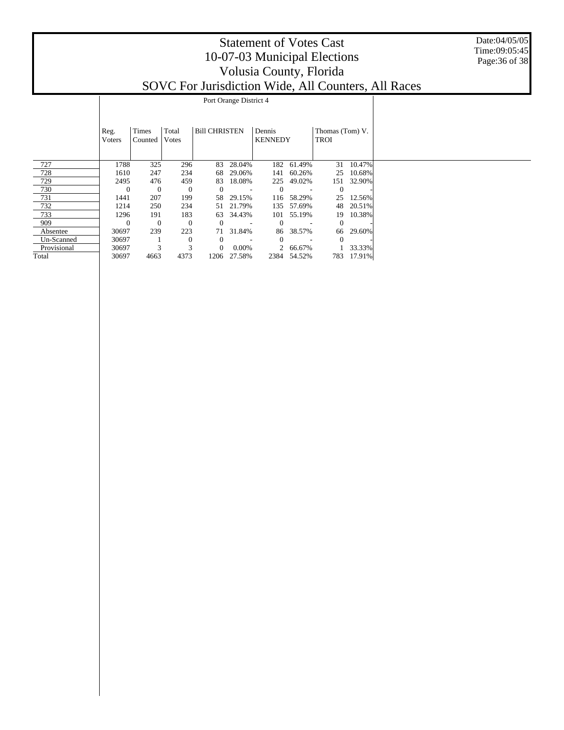# Statement of Votes Cast
# 10-07-03 Municipal Elections
# Volusia County, Florida
# SOVC For Jurisdiction Wide, All Counters, All Races

Date:04/05/05
Time:09:05:45

| | Port Orange District 4 | | | | | | | | |
|---|---|---|---|---|---|---|---|---|---|
| | Reg. Voters | Times Counted | Total Votes | Bill CHRISTEN | | Dennis KENNEDY | | Thomas (Tom) V. TROI | |
| 727 | 1788 | 325 | 296 | 83 | 28.04% | 182 | 61.49% | 31 | 10.47% |
| 728 | 1610 | 247 | 234 | 68 | 29.06% | 141 | 60.26% | 25 | 10.68% |
| 729 | 2495 | 476 | 459 | 83 | 18.08% | 225 | 49.02% | 151 | 32.90% |
| 730 | 0 | 0 | 0 | 0 | - | 0 | - | 0 | - |
| 731 | 1441 | 207 | 199 | 58 | 29.15% | 116 | 58.29% | 25 | 12.56% |
| 732 | 1214 | 250 | 234 | 51 | 21.79% | 135 | 57.69% | 48 | 20.51% |
| 733 | 1296 | 191 | 183 | 63 | 34.43% | 101 | 55.19% | 19 | 10.38% |
| 909 | 0 | 0 | 0 | 0 | - | 0 | - | 0 | - |
| Absentee | 30697 | 239 | 223 | 71 | 31.84% | 86 | 38.57% | 66 | 29.60% |
| Un-Scanned | 30697 | 1 | 0 | 0 | - | 0 | - | 0 | - |
| Provisional | 30697 | 3 | 3 | 0 | 0.00% | 2 | 66.67% | 1 | 33.33% |
| Total | 30697 | 4663 | 4373 | 1206 | 27.58% | 2384 | 54.52% | 783 | 17.91% |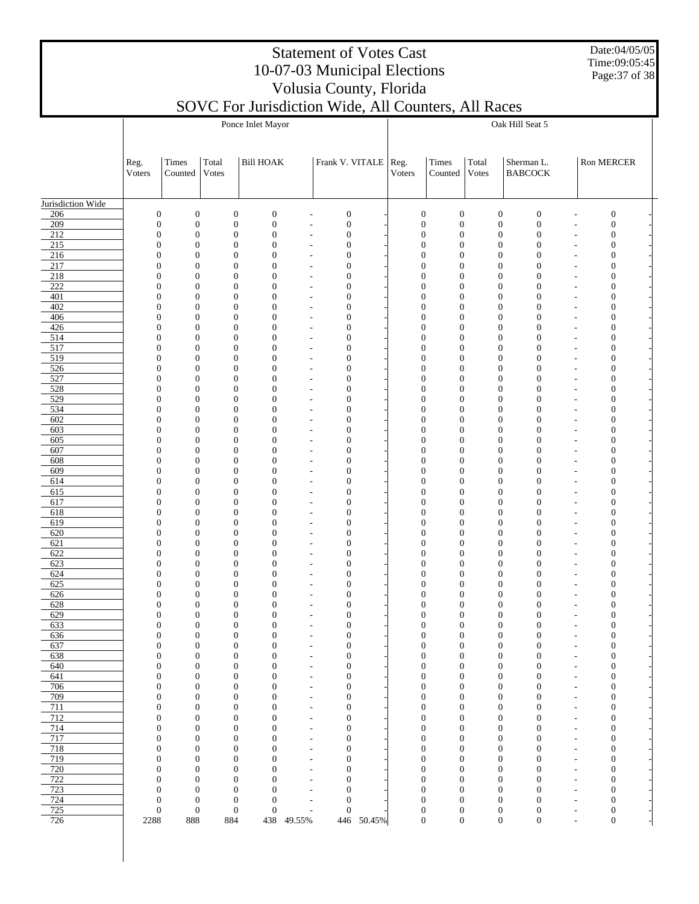# Statement of Votes Cast
## 10-07-03 Municipal Elections
## Volusia County, Florida
## SOVC For Jurisdiction Wide, All Counters, All Races

Date:04/05/05
Time:09:05:45

| | Ponce Inlet Mayor | | | | | | | Oak Hill Seat 5 | | | | | | |
|---|---|---|---|---|---|---|---|---|---|---|---|---|---|---|
| | Reg. Voters | Times Counted | Total Votes | Bill HOAK | | Frank V. VITALE | | Reg. Voters | Times Counted | Total Votes | Sherman L. BABCOCK | | Ron MERCER | |
| Jurisdiction Wide | | | | | | | | | | | | | | |
| 206 | 0 | 0 | 0 | 0 | - | 0 | - | 0 | 0 | 0 | 0 | - | 0 | - |
| 209 | 0 | 0 | 0 | 0 | - | 0 | - | 0 | 0 | 0 | 0 | - | 0 | - |
| 212 | 0 | 0 | 0 | 0 | - | 0 | - | 0 | 0 | 0 | 0 | - | 0 | - |
| 215 | 0 | 0 | 0 | 0 | - | 0 | - | 0 | 0 | 0 | 0 | - | 0 | - |
| 216 | 0 | 0 | 0 | 0 | - | 0 | - | 0 | 0 | 0 | 0 | - | 0 | - |
| 217 | 0 | 0 | 0 | 0 | - | 0 | - | 0 | 0 | 0 | 0 | - | 0 | - |
| 218 | 0 | 0 | 0 | 0 | - | 0 | - | 0 | 0 | 0 | 0 | - | 0 | - |
| 222 | 0 | 0 | 0 | 0 | - | 0 | - | 0 | 0 | 0 | 0 | - | 0 | - |
| 401 | 0 | 0 | 0 | 0 | - | 0 | - | 0 | 0 | 0 | 0 | - | 0 | - |
| 402 | 0 | 0 | 0 | 0 | - | 0 | - | 0 | 0 | 0 | 0 | - | 0 | - |
| 406 | 0 | 0 | 0 | 0 | - | 0 | - | 0 | 0 | 0 | 0 | - | 0 | - |
| 426 | 0 | 0 | 0 | 0 | - | 0 | - | 0 | 0 | 0 | 0 | - | 0 | - |
| 514 | 0 | 0 | 0 | 0 | - | 0 | - | 0 | 0 | 0 | 0 | - | 0 | - |
| 517 | 0 | 0 | 0 | 0 | - | 0 | - | 0 | 0 | 0 | 0 | - | 0 | - |
| 519 | 0 | 0 | 0 | 0 | - | 0 | - | 0 | 0 | 0 | 0 | - | 0 | - |
| 526 | 0 | 0 | 0 | 0 | - | 0 | - | 0 | 0 | 0 | 0 | - | 0 | - |
| 527 | 0 | 0 | 0 | 0 | - | 0 | - | 0 | 0 | 0 | 0 | - | 0 | - |
| 528 | 0 | 0 | 0 | 0 | - | 0 | - | 0 | 0 | 0 | 0 | - | 0 | - |
| 529 | 0 | 0 | 0 | 0 | - | 0 | - | 0 | 0 | 0 | 0 | - | 0 | - |
| 534 | 0 | 0 | 0 | 0 | - | 0 | - | 0 | 0 | 0 | 0 | - | 0 | - |
| 602 | 0 | 0 | 0 | 0 | - | 0 | - | 0 | 0 | 0 | 0 | - | 0 | - |
| 603 | 0 | 0 | 0 | 0 | - | 0 | - | 0 | 0 | 0 | 0 | - | 0 | - |
| 605 | 0 | 0 | 0 | 0 | - | 0 | - | 0 | 0 | 0 | 0 | - | 0 | - |
| 607 | 0 | 0 | 0 | 0 | - | 0 | - | 0 | 0 | 0 | 0 | - | 0 | - |
| 608 | 0 | 0 | 0 | 0 | - | 0 | - | 0 | 0 | 0 | 0 | - | 0 | - |
| 609 | 0 | 0 | 0 | 0 | - | 0 | - | 0 | 0 | 0 | 0 | - | 0 | - |
| 614 | 0 | 0 | 0 | 0 | - | 0 | - | 0 | 0 | 0 | 0 | - | 0 | - |
| 615 | 0 | 0 | 0 | 0 | - | 0 | - | 0 | 0 | 0 | 0 | - | 0 | - |
| 617 | 0 | 0 | 0 | 0 | - | 0 | - | 0 | 0 | 0 | 0 | - | 0 | - |
| 618 | 0 | 0 | 0 | 0 | - | 0 | - | 0 | 0 | 0 | 0 | - | 0 | - |
| 619 | 0 | 0 | 0 | 0 | - | 0 | - | 0 | 0 | 0 | 0 | - | 0 | - |
| 620 | 0 | 0 | 0 | 0 | - | 0 | - | 0 | 0 | 0 | 0 | - | 0 | - |
| 621 | 0 | 0 | 0 | 0 | - | 0 | - | 0 | 0 | 0 | 0 | - | 0 | - |
| 622 | 0 | 0 | 0 | 0 | - | 0 | - | 0 | 0 | 0 | 0 | - | 0 | - |
| 623 | 0 | 0 | 0 | 0 | - | 0 | - | 0 | 0 | 0 | 0 | - | 0 | - |
| 624 | 0 | 0 | 0 | 0 | - | 0 | - | 0 | 0 | 0 | 0 | - | 0 | - |
| 625 | 0 | 0 | 0 | 0 | - | 0 | - | 0 | 0 | 0 | 0 | - | 0 | - |
| 626 | 0 | 0 | 0 | 0 | - | 0 | - | 0 | 0 | 0 | 0 | - | 0 | - |
| 628 | 0 | 0 | 0 | 0 | - | 0 | - | 0 | 0 | 0 | 0 | - | 0 | - |
| 629 | 0 | 0 | 0 | 0 | - | 0 | - | 0 | 0 | 0 | 0 | - | 0 | - |
| 633 | 0 | 0 | 0 | 0 | - | 0 | - | 0 | 0 | 0 | 0 | - | 0 | - |
| 636 | 0 | 0 | 0 | 0 | - | 0 | - | 0 | 0 | 0 | 0 | - | 0 | - |
| 637 | 0 | 0 | 0 | 0 | - | 0 | - | 0 | 0 | 0 | 0 | - | 0 | - |
| 638 | 0 | 0 | 0 | 0 | - | 0 | - | 0 | 0 | 0 | 0 | - | 0 | - |
| 640 | 0 | 0 | 0 | 0 | - | 0 | - | 0 | 0 | 0 | 0 | - | 0 | - |
| 641 | 0 | 0 | 0 | 0 | - | 0 | - | 0 | 0 | 0 | 0 | - | 0 | - |
| 706 | 0 | 0 | 0 | 0 | - | 0 | - | 0 | 0 | 0 | 0 | - | 0 | - |
| 709 | 0 | 0 | 0 | 0 | - | 0 | - | 0 | 0 | 0 | 0 | - | 0 | - |
| 711 | 0 | 0 | 0 | 0 | - | 0 | - | 0 | 0 | 0 | 0 | - | 0 | - |
| 712 | 0 | 0 | 0 | 0 | - | 0 | - | 0 | 0 | 0 | 0 | - | 0 | - |
| 714 | 0 | 0 | 0 | 0 | - | 0 | - | 0 | 0 | 0 | 0 | - | 0 | - |
| 717 | 0 | 0 | 0 | 0 | - | 0 | - | 0 | 0 | 0 | 0 | - | 0 | - |
| 718 | 0 | 0 | 0 | 0 | - | 0 | - | 0 | 0 | 0 | 0 | - | 0 | - |
| 719 | 0 | 0 | 0 | 0 | - | 0 | - | 0 | 0 | 0 | 0 | - | 0 | - |
| 720 | 0 | 0 | 0 | 0 | - | 0 | - | 0 | 0 | 0 | 0 | - | 0 | - |
| 722 | 0 | 0 | 0 | 0 | - | 0 | - | 0 | 0 | 0 | 0 | - | 0 | - |
| 723 | 0 | 0 | 0 | 0 | - | 0 | - | 0 | 0 | 0 | 0 | - | 0 | - |
| 724 | 0 | 0 | 0 | 0 | - | 0 | - | 0 | 0 | 0 | 0 | - | 0 | - |
| 725 | 0 | 0 | 0 | 0 | - | 0 | - | 0 | 0 | 0 | 0 | - | 0 | - |
| 726 | 2288 | 888 | 884 | 438 | 49.55% | 446 | 50.45% | 0 | 0 | 0 | 0 | - | 0 | - |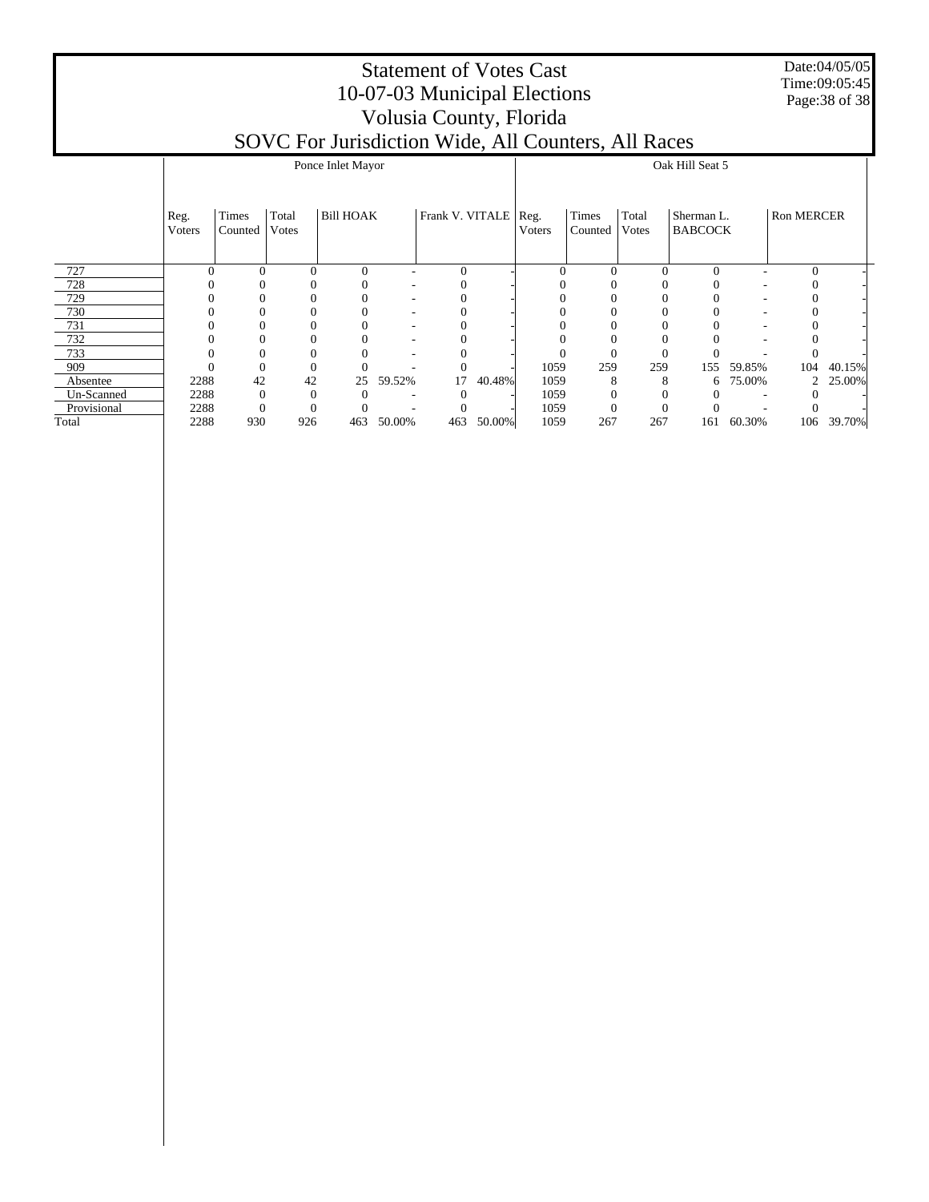# Statement of Votes Cast
# 10-07-03 Municipal Elections
# Volusia County, Florida
# SOVC For Jurisdiction Wide, All Counters, All Races

Date:04/05/05
Time:09:05:45

| | Ponce Inlet Mayor | | | | | | | Oak Hill Seat 5 | | | | | | |
|---|---|---|---|---|---|---|---|---|---|---|---|---|---|---|
| | Reg. Voters | Times Counted | Total Votes | Bill HOAK | | Frank V. VITALE | | Reg. Voters | Times Counted | Total Votes | Sherman L. BABCOCK | | Ron MERCER | |
| 727 | 0 | 0 | 0 | 0 | - | 0 | - | 0 | 0 | 0 | 0 | - | 0 | - |
| 728 | 0 | 0 | 0 | 0 | - | 0 | - | 0 | 0 | 0 | 0 | - | 0 | - |
| 729 | 0 | 0 | 0 | 0 | - | 0 | - | 0 | 0 | 0 | 0 | - | 0 | - |
| 730 | 0 | 0 | 0 | 0 | - | 0 | - | 0 | 0 | 0 | 0 | - | 0 | - |
| 731 | 0 | 0 | 0 | 0 | - | 0 | - | 0 | 0 | 0 | 0 | - | 0 | - |
| 732 | 0 | 0 | 0 | 0 | - | 0 | - | 0 | 0 | 0 | 0 | - | 0 | - |
| 733 | 0 | 0 | 0 | 0 | - | 0 | - | 0 | 0 | 0 | 0 | - | 0 | - |
| 909 | 0 | 0 | 0 | 0 | - | 0 | - | 1059 | 259 | 259 | 155 | 59.85% | 104 | 40.15% |
| Absentee | 2288 | 42 | 42 | 25 | 59.52% | 17 | 40.48% | 1059 | 8 | 8 | 6 | 75.00% | 2 | 25.00% |
| Un-Scanned | 2288 | 0 | 0 | 0 | - | 0 | - | 1059 | 0 | 0 | 0 | - | 0 | - |
| Provisional | 2288 | 0 | 0 | 0 | - | 0 | - | 1059 | 0 | 0 | 0 | - | 0 | - |
| Total | 2288 | 930 | 926 | 463 | 50.00% | 463 | 50.00% | 1059 | 267 | 267 | 161 | 60.30% | 106 | 39.70% |